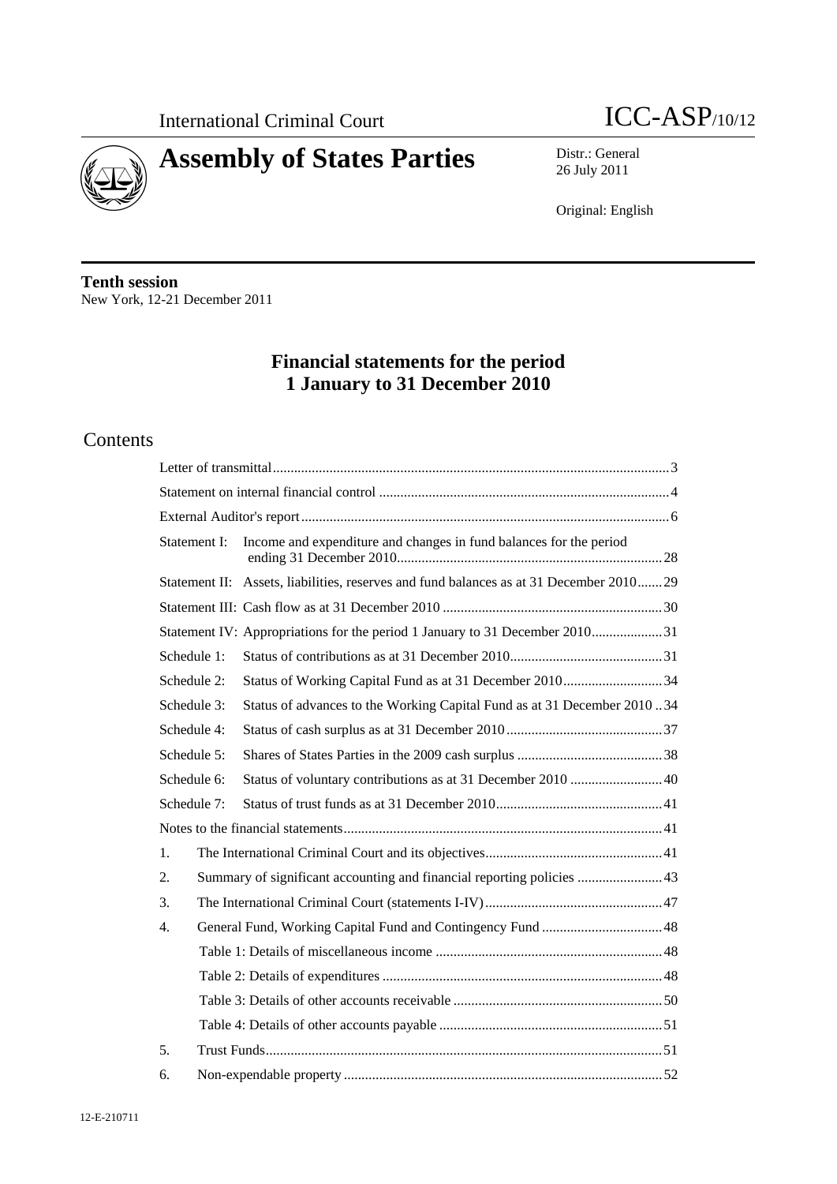International Criminal Court

ICC-ASP/10/12

# Assembly of States Parties

Distr.: General
26 July 2011

Original: English

**Tenth session**
New York, 12-21 December 2011

## Financial statements for the period 1 January to 31 December 2010

## Contents

| | | |
|---|---|---|
| Letter of transmittal | | 3 |
| Statement on internal financial control | | 4 |
| External Auditor's report | | 6 |
| Statement I: | Income and expenditure and changes in fund balances for the period ending 31 December 2010 | 28 |
| Statement II: | Assets, liabilities, reserves and fund balances as at 31 December 2010 | 29 |
| Statement III: | Cash flow as at 31 December 2010 | 30 |
| Statement IV: | Appropriations for the period 1 January to 31 December 2010 | 31 |
| Schedule 1: | Status of contributions as at 31 December 2010 | 31 |
| Schedule 2: | Status of Working Capital Fund as at 31 December 2010 | 34 |
| Schedule 3: | Status of advances to the Working Capital Fund as at 31 December 2010 | 34 |
| Schedule 4: | Status of cash surplus as at 31 December 2010 | 37 |
| Schedule 5: | Shares of States Parties in the 2009 cash surplus | 38 |
| Schedule 6: | Status of voluntary contributions as at 31 December 2010 | 40 |
| Schedule 7: | Status of trust funds as at 31 December 2010 | 41 |
| Notes to the financial statements | | 41 |
| 1. | The International Criminal Court and its objectives | 41 |
| 2. | Summary of significant accounting and financial reporting policies | 43 |
| 3. | The International Criminal Court (statements I-IV) | 47 |
| 4. | General Fund, Working Capital Fund and Contingency Fund | 48 |
| | Table 1: Details of miscellaneous income | 48 |
| | Table 2: Details of expenditures | 48 |
| | Table 3: Details of other accounts receivable | 50 |
| | Table 4: Details of other accounts payable | 51 |
| 5. | Trust Funds | 51 |
| 6. | Non-expendable property | 52 |

12-E-210711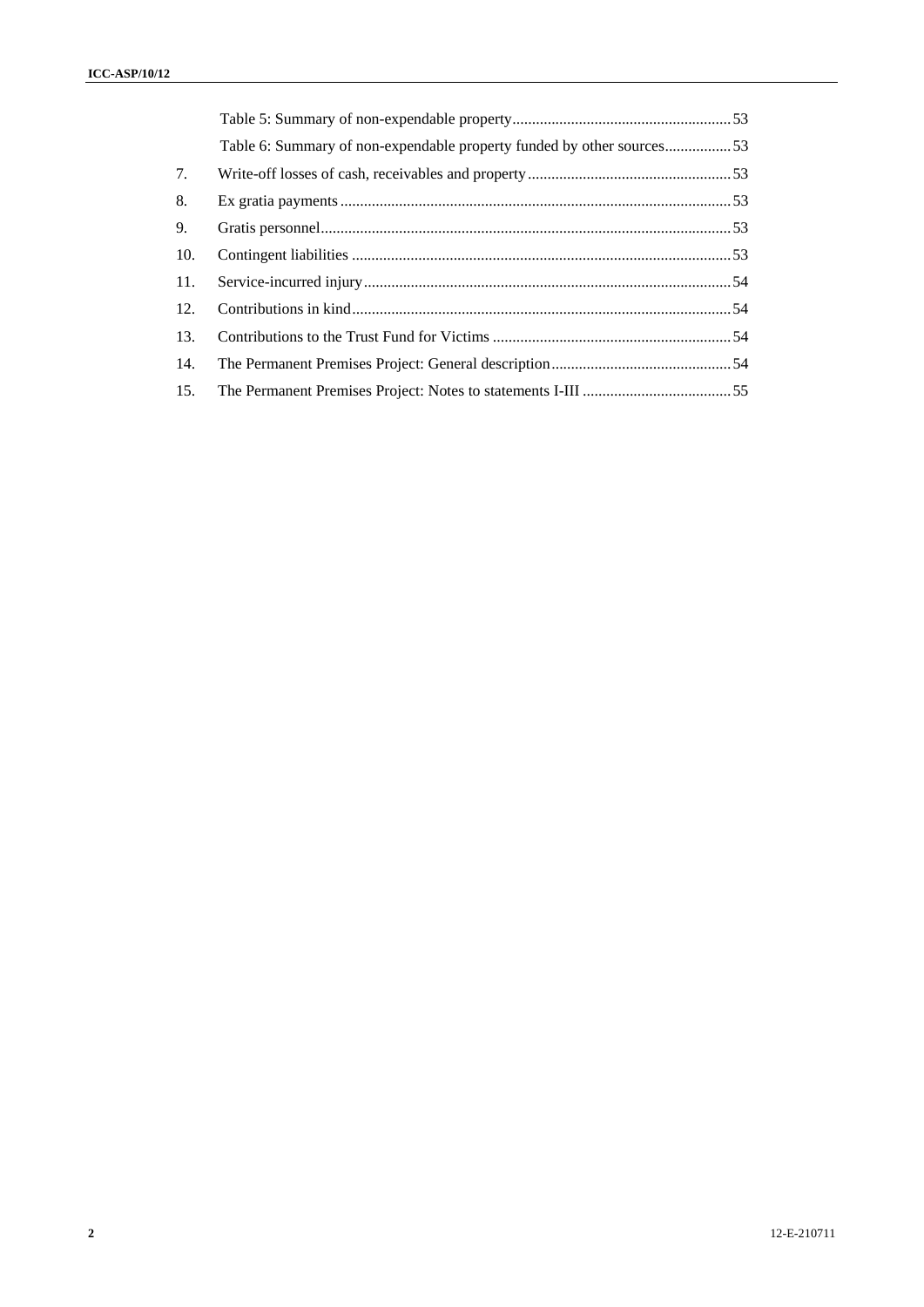| | | |
|---|---|---|
| | Table 5: Summary of non-expendable property | 53 |
| | Table 6: Summary of non-expendable property funded by other sources | 53 |
| 7. | Write-off losses of cash, receivables and property | 53 |
| 8. | Ex gratia payments | 53 |
| 9. | Gratis personnel | 53 |
| 10. | Contingent liabilities | 53 |
| 11. | Service-incurred injury | 54 |
| 12. | Contributions in kind | 54 |
| 13. | Contributions to the Trust Fund for Victims | 54 |
| 14. | The Permanent Premises Project: General description | 54 |
| 15. | The Permanent Premises Project: Notes to statements I-III | 55 |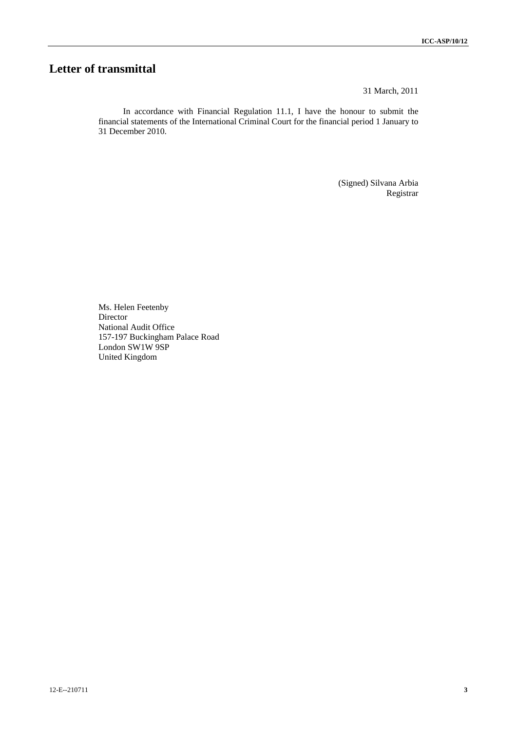# Letter of transmittal

31 March, 2011

In accordance with Financial Regulation 11.1, I have the honour to submit the financial statements of the International Criminal Court for the financial period 1 January to 31 December 2010.

(Signed) Silvana Arbia
Registrar

Ms. Helen Feetenby
Director
National Audit Office
157-197 Buckingham Palace Road
London SW1W 9SP
United Kingdom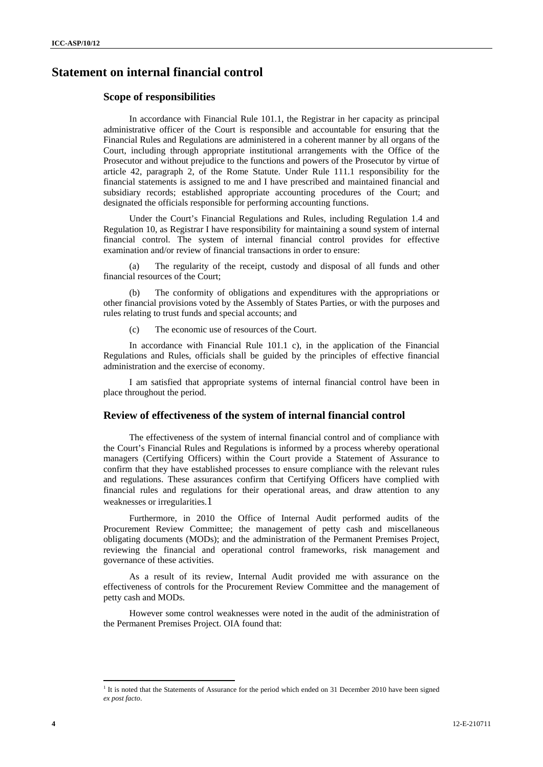## Statement on internal financial control

### Scope of responsibilities

In accordance with Financial Rule 101.1, the Registrar in her capacity as principal administrative officer of the Court is responsible and accountable for ensuring that the Financial Rules and Regulations are administered in a coherent manner by all organs of the Court, including through appropriate institutional arrangements with the Office of the Prosecutor and without prejudice to the functions and powers of the Prosecutor by virtue of article 42, paragraph 2, of the Rome Statute. Under Rule 111.1 responsibility for the financial statements is assigned to me and I have prescribed and maintained financial and subsidiary records; established appropriate accounting procedures of the Court; and designated the officials responsible for performing accounting functions.

Under the Court's Financial Regulations and Rules, including Regulation 1.4 and Regulation 10, as Registrar I have responsibility for maintaining a sound system of internal financial control. The system of internal financial control provides for effective examination and/or review of financial transactions in order to ensure:

(a) The regularity of the receipt, custody and disposal of all funds and other financial resources of the Court;

(b) The conformity of obligations and expenditures with the appropriations or other financial provisions voted by the Assembly of States Parties, or with the purposes and rules relating to trust funds and special accounts; and

(c) The economic use of resources of the Court.

In accordance with Financial Rule 101.1 c), in the application of the Financial Regulations and Rules, officials shall be guided by the principles of effective financial administration and the exercise of economy.

I am satisfied that appropriate systems of internal financial control have been in place throughout the period.

### Review of effectiveness of the system of internal financial control

The effectiveness of the system of internal financial control and of compliance with the Court's Financial Rules and Regulations is informed by a process whereby operational managers (Certifying Officers) within the Court provide a Statement of Assurance to confirm that they have established processes to ensure compliance with the relevant rules and regulations. These assurances confirm that Certifying Officers have complied with financial rules and regulations for their operational areas, and draw attention to any weaknesses or irregularities.[1]

Furthermore, in 2010 the Office of Internal Audit performed audits of the Procurement Review Committee; the management of petty cash and miscellaneous obligating documents (MODs); and the administration of the Permanent Premises Project, reviewing the financial and operational control frameworks, risk management and governance of these activities.

As a result of its review, Internal Audit provided me with assurance on the effectiveness of controls for the Procurement Review Committee and the management of petty cash and MODs.

However some control weaknesses were noted in the audit of the administration of the Permanent Premises Project. OIA found that:

[1] It is noted that the Statements of Assurance for the period which ended on 31 December 2010 have been signed *ex post facto*.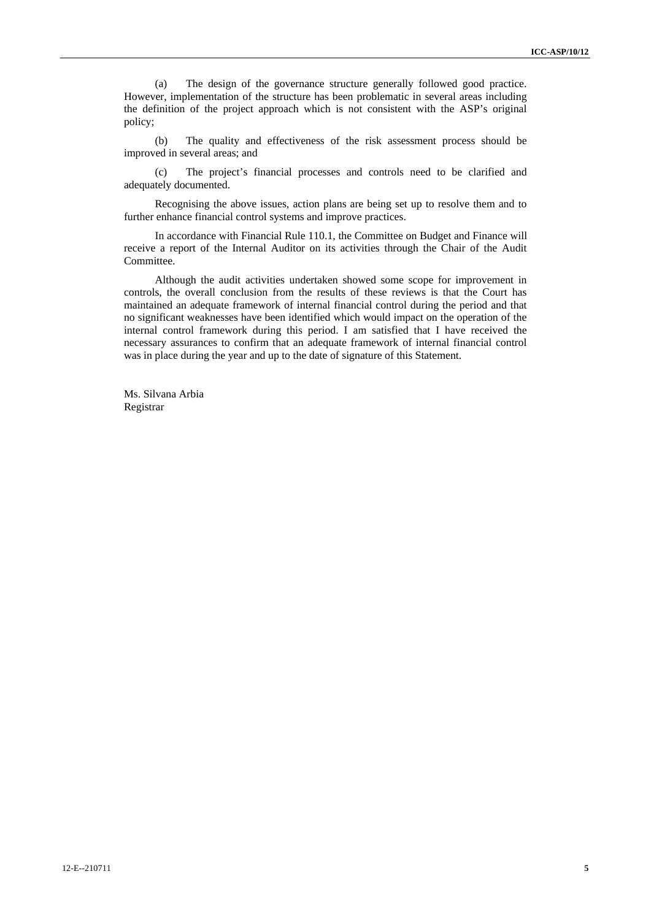(a) The design of the governance structure generally followed good practice. However, implementation of the structure has been problematic in several areas including the definition of the project approach which is not consistent with the ASP's original policy;

(b) The quality and effectiveness of the risk assessment process should be improved in several areas; and

(c) The project's financial processes and controls need to be clarified and adequately documented.

Recognising the above issues, action plans are being set up to resolve them and to further enhance financial control systems and improve practices.

In accordance with Financial Rule 110.1, the Committee on Budget and Finance will receive a report of the Internal Auditor on its activities through the Chair of the Audit Committee.

Although the audit activities undertaken showed some scope for improvement in controls, the overall conclusion from the results of these reviews is that the Court has maintained an adequate framework of internal financial control during the period and that no significant weaknesses have been identified which would impact on the operation of the internal control framework during this period. I am satisfied that I have received the necessary assurances to confirm that an adequate framework of internal financial control was in place during the year and up to the date of signature of this Statement.

Ms. Silvana Arbia
Registrar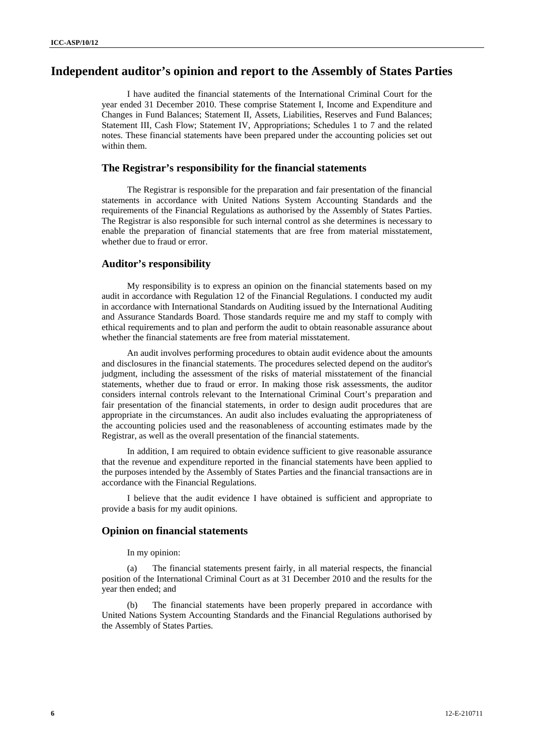# Independent auditor's opinion and report to the Assembly of States Parties

I have audited the financial statements of the International Criminal Court for the year ended 31 December 2010. These comprise Statement I, Income and Expenditure and Changes in Fund Balances; Statement II, Assets, Liabilities, Reserves and Fund Balances; Statement III, Cash Flow; Statement IV, Appropriations; Schedules 1 to 7 and the related notes. These financial statements have been prepared under the accounting policies set out within them.

## The Registrar's responsibility for the financial statements

The Registrar is responsible for the preparation and fair presentation of the financial statements in accordance with United Nations System Accounting Standards and the requirements of the Financial Regulations as authorised by the Assembly of States Parties. The Registrar is also responsible for such internal control as she determines is necessary to enable the preparation of financial statements that are free from material misstatement, whether due to fraud or error.

## Auditor's responsibility

My responsibility is to express an opinion on the financial statements based on my audit in accordance with Regulation 12 of the Financial Regulations. I conducted my audit in accordance with International Standards on Auditing issued by the International Auditing and Assurance Standards Board. Those standards require me and my staff to comply with ethical requirements and to plan and perform the audit to obtain reasonable assurance about whether the financial statements are free from material misstatement.

An audit involves performing procedures to obtain audit evidence about the amounts and disclosures in the financial statements. The procedures selected depend on the auditor's judgment, including the assessment of the risks of material misstatement of the financial statements, whether due to fraud or error. In making those risk assessments, the auditor considers internal controls relevant to the International Criminal Court's preparation and fair presentation of the financial statements, in order to design audit procedures that are appropriate in the circumstances. An audit also includes evaluating the appropriateness of the accounting policies used and the reasonableness of accounting estimates made by the Registrar, as well as the overall presentation of the financial statements.

In addition, I am required to obtain evidence sufficient to give reasonable assurance that the revenue and expenditure reported in the financial statements have been applied to the purposes intended by the Assembly of States Parties and the financial transactions are in accordance with the Financial Regulations.

I believe that the audit evidence I have obtained is sufficient and appropriate to provide a basis for my audit opinions.

## Opinion on financial statements

In my opinion:

(a) The financial statements present fairly, in all material respects, the financial position of the International Criminal Court as at 31 December 2010 and the results for the year then ended; and

(b) The financial statements have been properly prepared in accordance with United Nations System Accounting Standards and the Financial Regulations authorised by the Assembly of States Parties.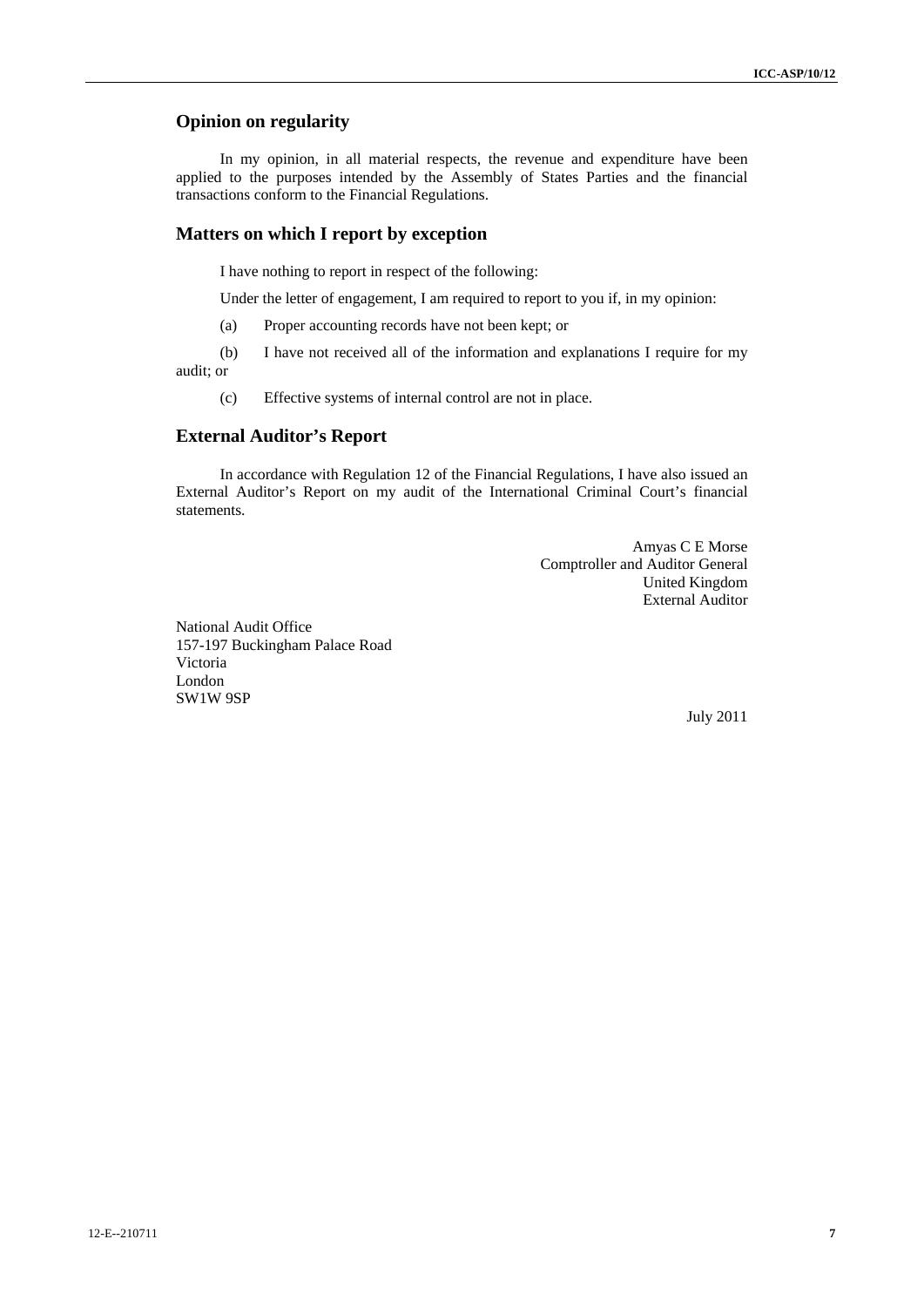## Opinion on regularity

In my opinion, in all material respects, the revenue and expenditure have been applied to the purposes intended by the Assembly of States Parties and the financial transactions conform to the Financial Regulations.

## Matters on which I report by exception

I have nothing to report in respect of the following:

Under the letter of engagement, I am required to report to you if, in my opinion:

(a) Proper accounting records have not been kept; or

(b) I have not received all of the information and explanations I require for my audit; or

(c) Effective systems of internal control are not in place.

## External Auditor's Report

In accordance with Regulation 12 of the Financial Regulations, I have also issued an External Auditor's Report on my audit of the International Criminal Court's financial statements.

Amyas C E Morse
Comptroller and Auditor General
United Kingdom
External Auditor

National Audit Office
157-197 Buckingham Palace Road
Victoria
London
SW1W 9SP

July 2011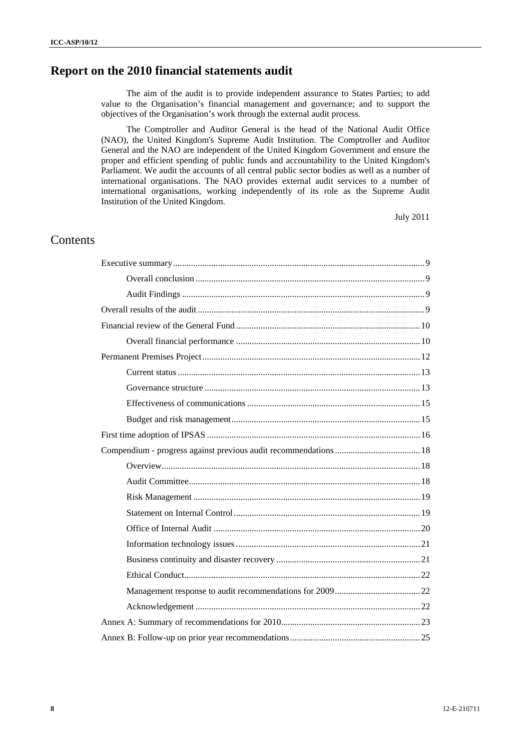# Report on the 2010 financial statements audit

The aim of the audit is to provide independent assurance to States Parties; to add value to the Organisation's financial management and governance; and to support the objectives of the Organisation's work through the external audit process.

The Comptroller and Auditor General is the head of the National Audit Office (NAO), the United Kingdom's Supreme Audit Institution. The Comptroller and Auditor General and the NAO are independent of the United Kingdom Government and ensure the proper and efficient spending of public funds and accountability to the United Kingdom's Parliament. We audit the accounts of all central public sector bodies as well as a number of international organisations. The NAO provides external audit services to a number of international organisations, working independently of its role as the Supreme Audit Institution of the United Kingdom.

July 2011

## Contents

- Executive summary ..... 9
  - Overall conclusion ..... 9
  - Audit Findings ..... 9
- Overall results of the audit ..... 9
- Financial review of the General Fund ..... 10
  - Overall financial performance ..... 10
- Permanent Premises Project ..... 12
  - Current status ..... 13
  - Governance structure ..... 13
  - Effectiveness of communications ..... 15
  - Budget and risk management ..... 15
- First time adoption of IPSAS ..... 16
- Compendium - progress against previous audit recommendations ..... 18
  - Overview ..... 18
  - Audit Committee ..... 18
  - Risk Management ..... 19
  - Statement on Internal Control ..... 19
  - Office of Internal Audit ..... 20
  - Information technology issues ..... 21
  - Business continuity and disaster recovery ..... 21
  - Ethical Conduct ..... 22
  - Management response to audit recommendations for 2009 ..... 22
  - Acknowledgement ..... 22
- Annex A: Summary of recommendations for 2010 ..... 23
- Annex B: Follow-up on prior year recommendations ..... 25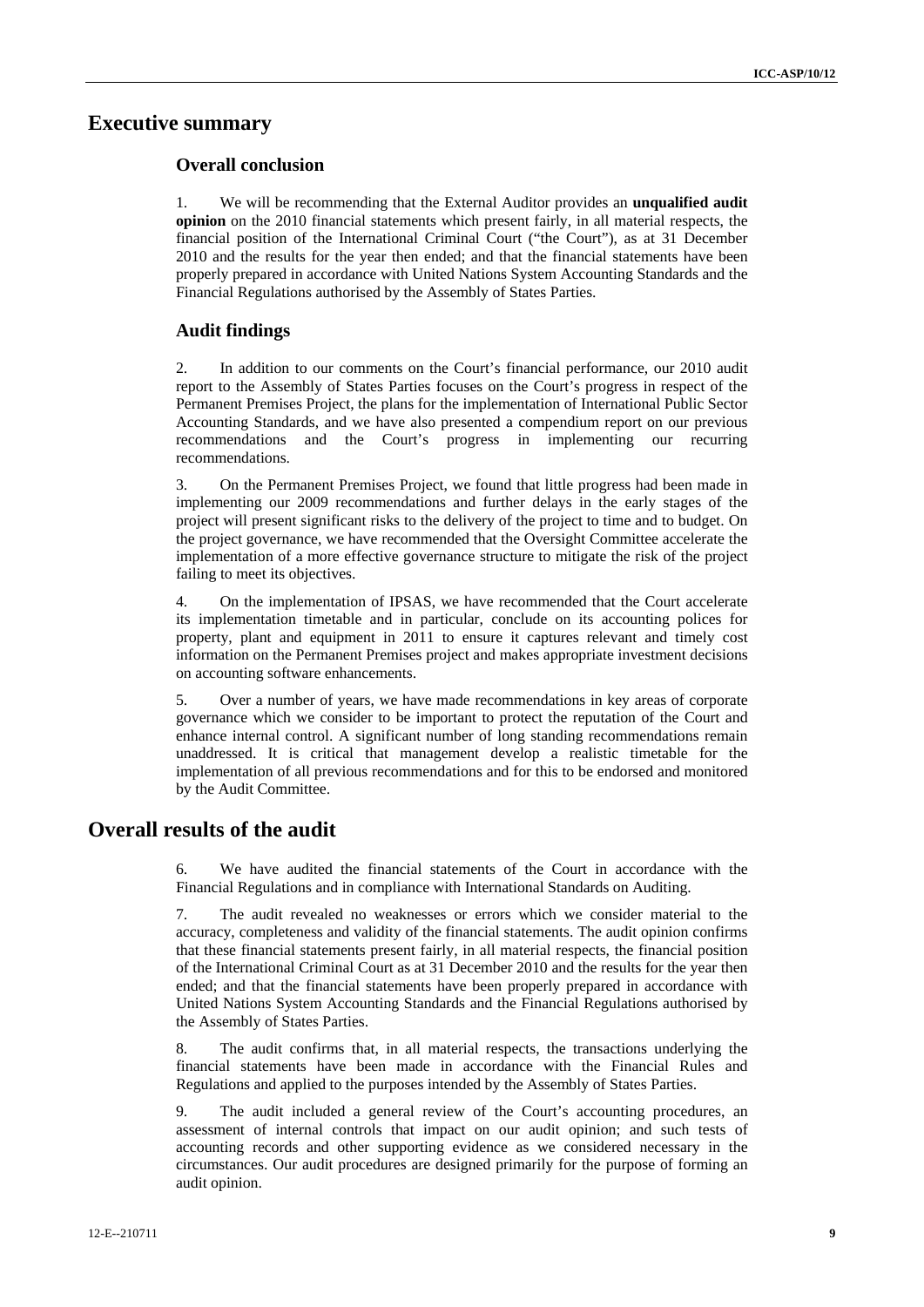# Executive summary

## Overall conclusion

1. We will be recommending that the External Auditor provides an **unqualified audit opinion** on the 2010 financial statements which present fairly, in all material respects, the financial position of the International Criminal Court ("the Court"), as at 31 December 2010 and the results for the year then ended; and that the financial statements have been properly prepared in accordance with United Nations System Accounting Standards and the Financial Regulations authorised by the Assembly of States Parties.

## Audit findings

2. In addition to our comments on the Court's financial performance, our 2010 audit report to the Assembly of States Parties focuses on the Court's progress in respect of the Permanent Premises Project, the plans for the implementation of International Public Sector Accounting Standards, and we have also presented a compendium report on our previous recommendations and the Court's progress in implementing our recurring recommendations.

3. On the Permanent Premises Project, we found that little progress had been made in implementing our 2009 recommendations and further delays in the early stages of the project will present significant risks to the delivery of the project to time and to budget. On the project governance, we have recommended that the Oversight Committee accelerate the implementation of a more effective governance structure to mitigate the risk of the project failing to meet its objectives.

4. On the implementation of IPSAS, we have recommended that the Court accelerate its implementation timetable and in particular, conclude on its accounting polices for property, plant and equipment in 2011 to ensure it captures relevant and timely cost information on the Permanent Premises project and makes appropriate investment decisions on accounting software enhancements.

5. Over a number of years, we have made recommendations in key areas of corporate governance which we consider to be important to protect the reputation of the Court and enhance internal control. A significant number of long standing recommendations remain unaddressed. It is critical that management develop a realistic timetable for the implementation of all previous recommendations and for this to be endorsed and monitored by the Audit Committee.

# Overall results of the audit

6. We have audited the financial statements of the Court in accordance with the Financial Regulations and in compliance with International Standards on Auditing.

7. The audit revealed no weaknesses or errors which we consider material to the accuracy, completeness and validity of the financial statements. The audit opinion confirms that these financial statements present fairly, in all material respects, the financial position of the International Criminal Court as at 31 December 2010 and the results for the year then ended; and that the financial statements have been properly prepared in accordance with United Nations System Accounting Standards and the Financial Regulations authorised by the Assembly of States Parties.

8. The audit confirms that, in all material respects, the transactions underlying the financial statements have been made in accordance with the Financial Rules and Regulations and applied to the purposes intended by the Assembly of States Parties.

9. The audit included a general review of the Court's accounting procedures, an assessment of internal controls that impact on our audit opinion; and such tests of accounting records and other supporting evidence as we considered necessary in the circumstances. Our audit procedures are designed primarily for the purpose of forming an audit opinion.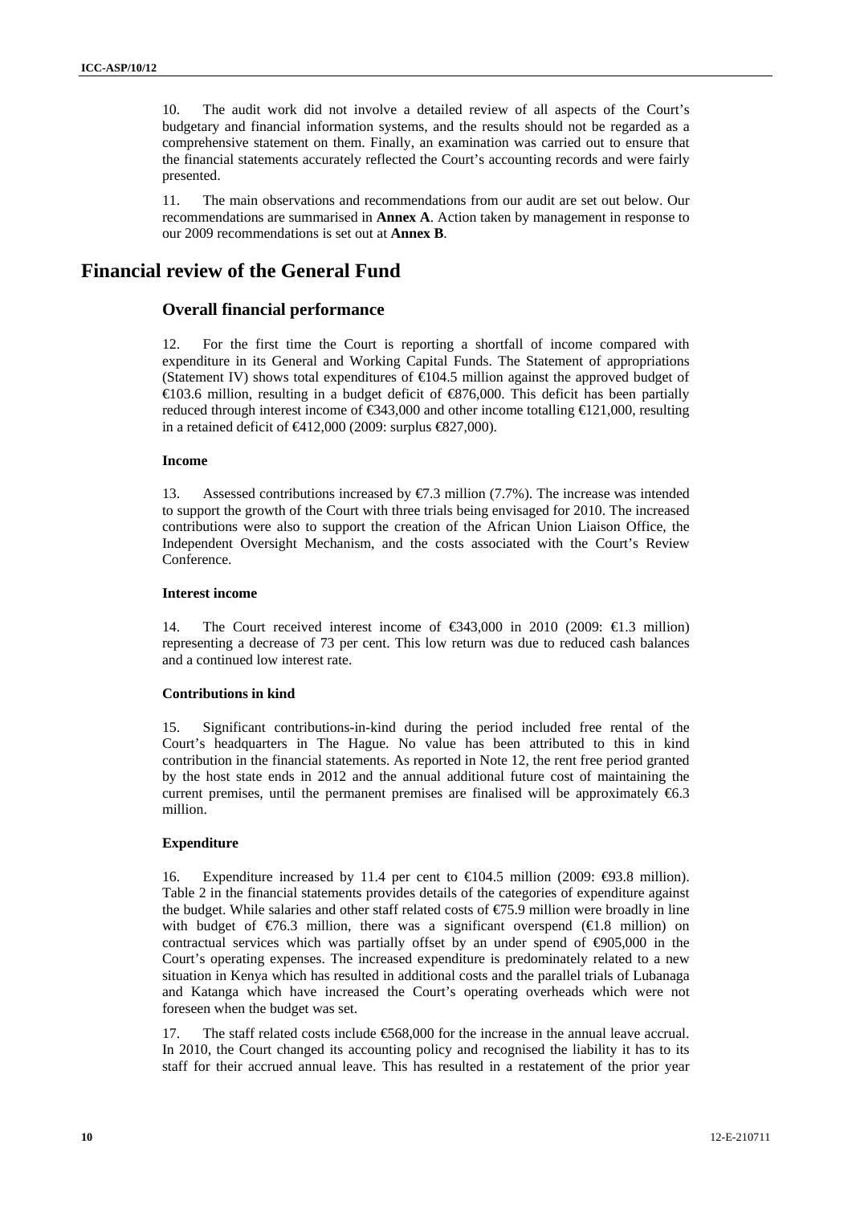10. The audit work did not involve a detailed review of all aspects of the Court's budgetary and financial information systems, and the results should not be regarded as a comprehensive statement on them. Finally, an examination was carried out to ensure that the financial statements accurately reflected the Court's accounting records and were fairly presented.

11. The main observations and recommendations from our audit are set out below. Our recommendations are summarised in **Annex A**. Action taken by management in response to our 2009 recommendations is set out at **Annex B**.

# Financial review of the General Fund

## Overall financial performance

12. For the first time the Court is reporting a shortfall of income compared with expenditure in its General and Working Capital Funds. The Statement of appropriations (Statement IV) shows total expenditures of €104.5 million against the approved budget of €103.6 million, resulting in a budget deficit of €876,000. This deficit has been partially reduced through interest income of €343,000 and other income totalling €121,000, resulting in a retained deficit of €412,000 (2009: surplus €827,000).

#### Income

13. Assessed contributions increased by €7.3 million (7.7%). The increase was intended to support the growth of the Court with three trials being envisaged for 2010. The increased contributions were also to support the creation of the African Union Liaison Office, the Independent Oversight Mechanism, and the costs associated with the Court's Review Conference.

#### Interest income

14. The Court received interest income of €343,000 in 2010 (2009: €1.3 million) representing a decrease of 73 per cent. This low return was due to reduced cash balances and a continued low interest rate.

#### Contributions in kind

15. Significant contributions-in-kind during the period included free rental of the Court's headquarters in The Hague. No value has been attributed to this in kind contribution in the financial statements. As reported in Note 12, the rent free period granted by the host state ends in 2012 and the annual additional future cost of maintaining the current premises, until the permanent premises are finalised will be approximately €6.3 million.

#### Expenditure

16. Expenditure increased by 11.4 per cent to €104.5 million (2009: €93.8 million). Table 2 in the financial statements provides details of the categories of expenditure against the budget. While salaries and other staff related costs of €75.9 million were broadly in line with budget of €76.3 million, there was a significant overspend (€1.8 million) on contractual services which was partially offset by an under spend of €905,000 in the Court's operating expenses. The increased expenditure is predominately related to a new situation in Kenya which has resulted in additional costs and the parallel trials of Lubanaga and Katanga which have increased the Court's operating overheads which were not foreseen when the budget was set.

17. The staff related costs include €568,000 for the increase in the annual leave accrual. In 2010, the Court changed its accounting policy and recognised the liability it has to its staff for their accrued annual leave. This has resulted in a restatement of the prior year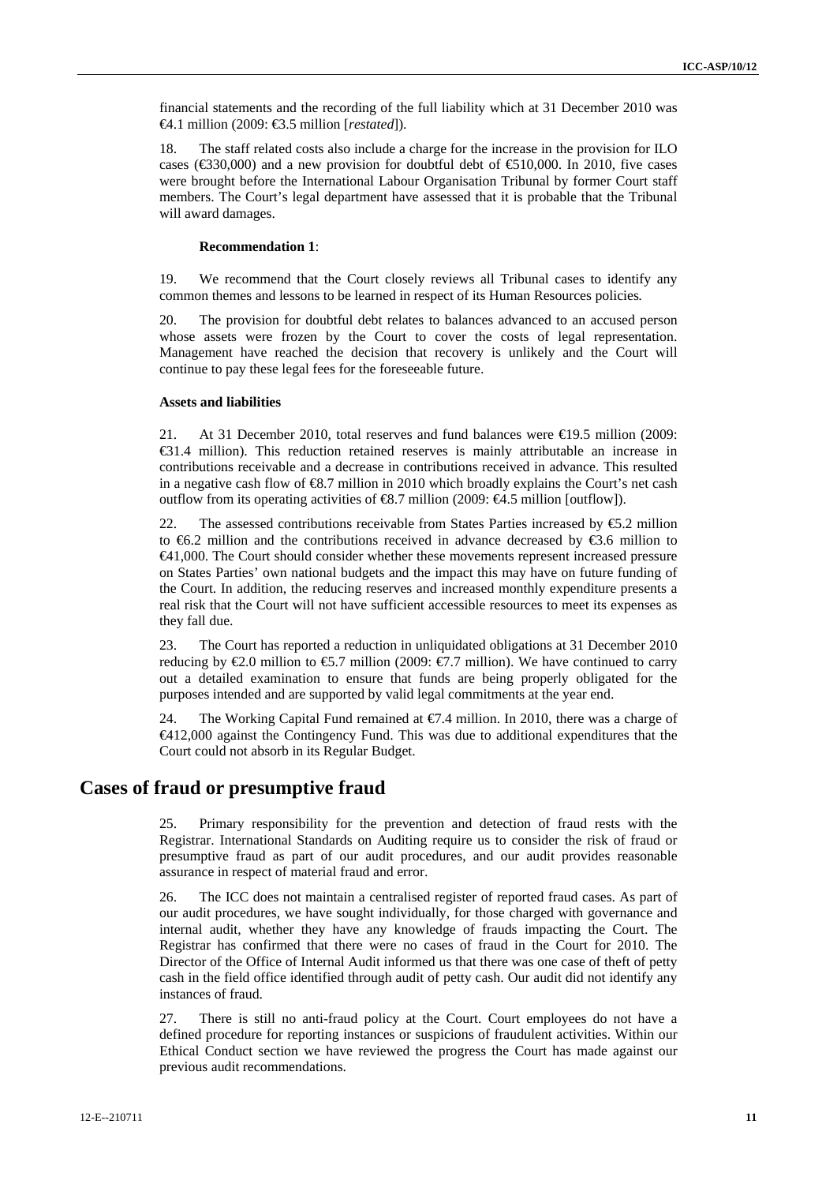financial statements and the recording of the full liability which at 31 December 2010 was €4.1 million (2009: €3.5 million [*restated*]).

18. The staff related costs also include a charge for the increase in the provision for ILO cases (€330,000) and a new provision for doubtful debt of €510,000. In 2010, five cases were brought before the International Labour Organisation Tribunal by former Court staff members. The Court's legal department have assessed that it is probable that the Tribunal will award damages.

**Recommendation 1**:

19. We recommend that the Court closely reviews all Tribunal cases to identify any common themes and lessons to be learned in respect of its Human Resources policies.

20. The provision for doubtful debt relates to balances advanced to an accused person whose assets were frozen by the Court to cover the costs of legal representation. Management have reached the decision that recovery is unlikely and the Court will continue to pay these legal fees for the foreseeable future.

**Assets and liabilities**

21. At 31 December 2010, total reserves and fund balances were €19.5 million (2009: €31.4 million). This reduction retained reserves is mainly attributable an increase in contributions receivable and a decrease in contributions received in advance. This resulted in a negative cash flow of €8.7 million in 2010 which broadly explains the Court's net cash outflow from its operating activities of €8.7 million (2009: €4.5 million [outflow]).

22. The assessed contributions receivable from States Parties increased by €5.2 million to €6.2 million and the contributions received in advance decreased by €3.6 million to €41,000. The Court should consider whether these movements represent increased pressure on States Parties' own national budgets and the impact this may have on future funding of the Court. In addition, the reducing reserves and increased monthly expenditure presents a real risk that the Court will not have sufficient accessible resources to meet its expenses as they fall due.

23. The Court has reported a reduction in unliquidated obligations at 31 December 2010 reducing by €2.0 million to €5.7 million (2009: €7.7 million). We have continued to carry out a detailed examination to ensure that funds are being properly obligated for the purposes intended and are supported by valid legal commitments at the year end.

24. The Working Capital Fund remained at €7.4 million. In 2010, there was a charge of €412,000 against the Contingency Fund. This was due to additional expenditures that the Court could not absorb in its Regular Budget.

## Cases of fraud or presumptive fraud

25. Primary responsibility for the prevention and detection of fraud rests with the Registrar. International Standards on Auditing require us to consider the risk of fraud or presumptive fraud as part of our audit procedures, and our audit provides reasonable assurance in respect of material fraud and error.

26. The ICC does not maintain a centralised register of reported fraud cases. As part of our audit procedures, we have sought individually, for those charged with governance and internal audit, whether they have any knowledge of frauds impacting the Court. The Registrar has confirmed that there were no cases of fraud in the Court for 2010. The Director of the Office of Internal Audit informed us that there was one case of theft of petty cash in the field office identified through audit of petty cash. Our audit did not identify any instances of fraud.

27. There is still no anti-fraud policy at the Court. Court employees do not have a defined procedure for reporting instances or suspicions of fraudulent activities. Within our Ethical Conduct section we have reviewed the progress the Court has made against our previous audit recommendations.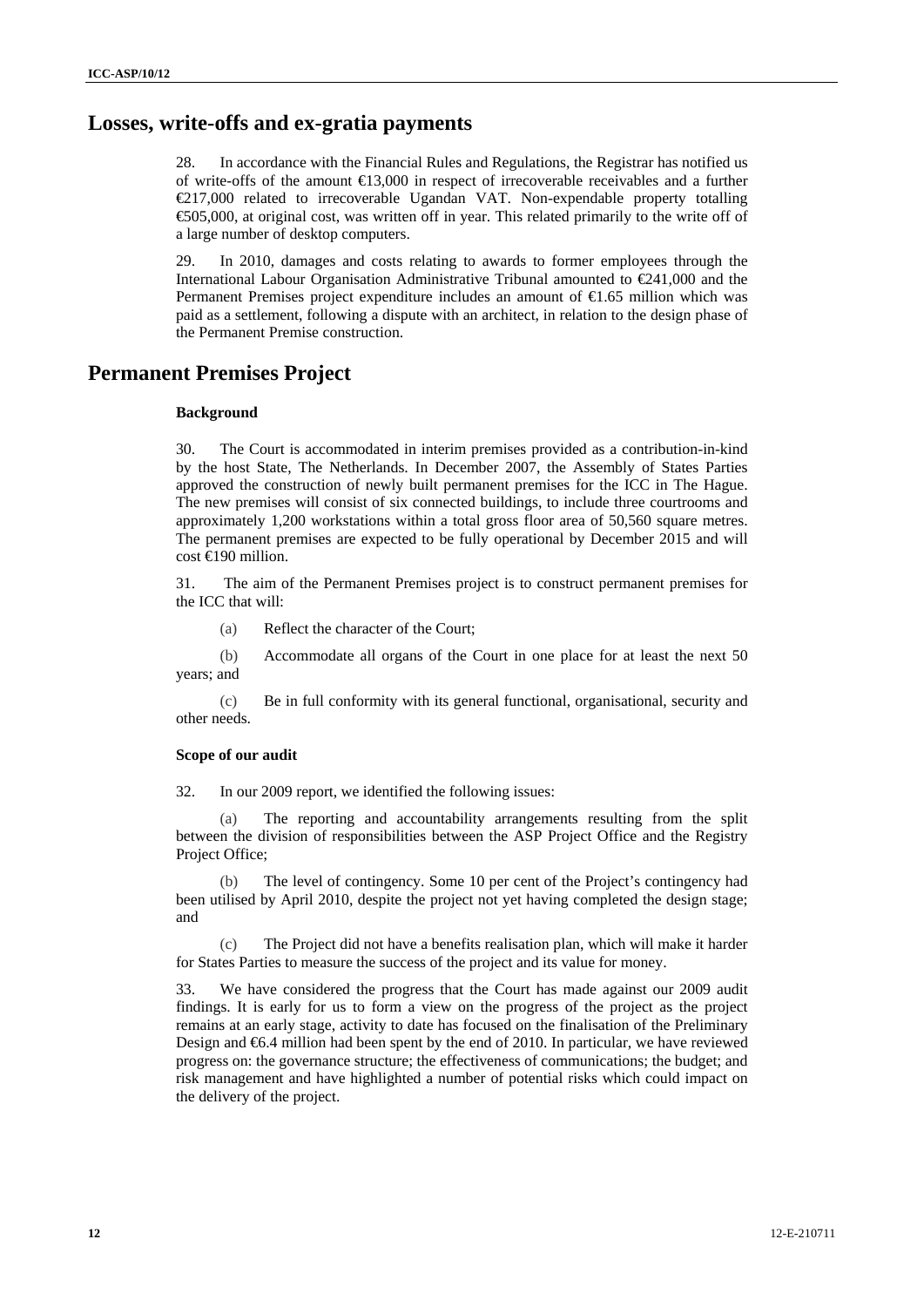## Losses, write-offs and ex-gratia payments

28. In accordance with the Financial Rules and Regulations, the Registrar has notified us of write-offs of the amount €13,000 in respect of irrecoverable receivables and a further €217,000 related to irrecoverable Ugandan VAT. Non-expendable property totalling €505,000, at original cost, was written off in year. This related primarily to the write off of a large number of desktop computers.

29. In 2010, damages and costs relating to awards to former employees through the International Labour Organisation Administrative Tribunal amounted to €241,000 and the Permanent Premises project expenditure includes an amount of €1.65 million which was paid as a settlement, following a dispute with an architect, in relation to the design phase of the Permanent Premise construction.

## Permanent Premises Project

### Background

30. The Court is accommodated in interim premises provided as a contribution-in-kind by the host State, The Netherlands. In December 2007, the Assembly of States Parties approved the construction of newly built permanent premises for the ICC in The Hague. The new premises will consist of six connected buildings, to include three courtrooms and approximately 1,200 workstations within a total gross floor area of 50,560 square metres. The permanent premises are expected to be fully operational by December 2015 and will cost €190 million.

31. The aim of the Permanent Premises project is to construct permanent premises for the ICC that will:

(a) Reflect the character of the Court;

(b) Accommodate all organs of the Court in one place for at least the next 50 years; and

(c) Be in full conformity with its general functional, organisational, security and other needs.

### Scope of our audit

32. In our 2009 report, we identified the following issues:

(a) The reporting and accountability arrangements resulting from the split between the division of responsibilities between the ASP Project Office and the Registry Project Office;

(b) The level of contingency. Some 10 per cent of the Project's contingency had been utilised by April 2010, despite the project not yet having completed the design stage; and

(c) The Project did not have a benefits realisation plan, which will make it harder for States Parties to measure the success of the project and its value for money.

33. We have considered the progress that the Court has made against our 2009 audit findings. It is early for us to form a view on the progress of the project as the project remains at an early stage, activity to date has focused on the finalisation of the Preliminary Design and €6.4 million had been spent by the end of 2010. In particular, we have reviewed progress on: the governance structure; the effectiveness of communications; the budget; and risk management and have highlighted a number of potential risks which could impact on the delivery of the project.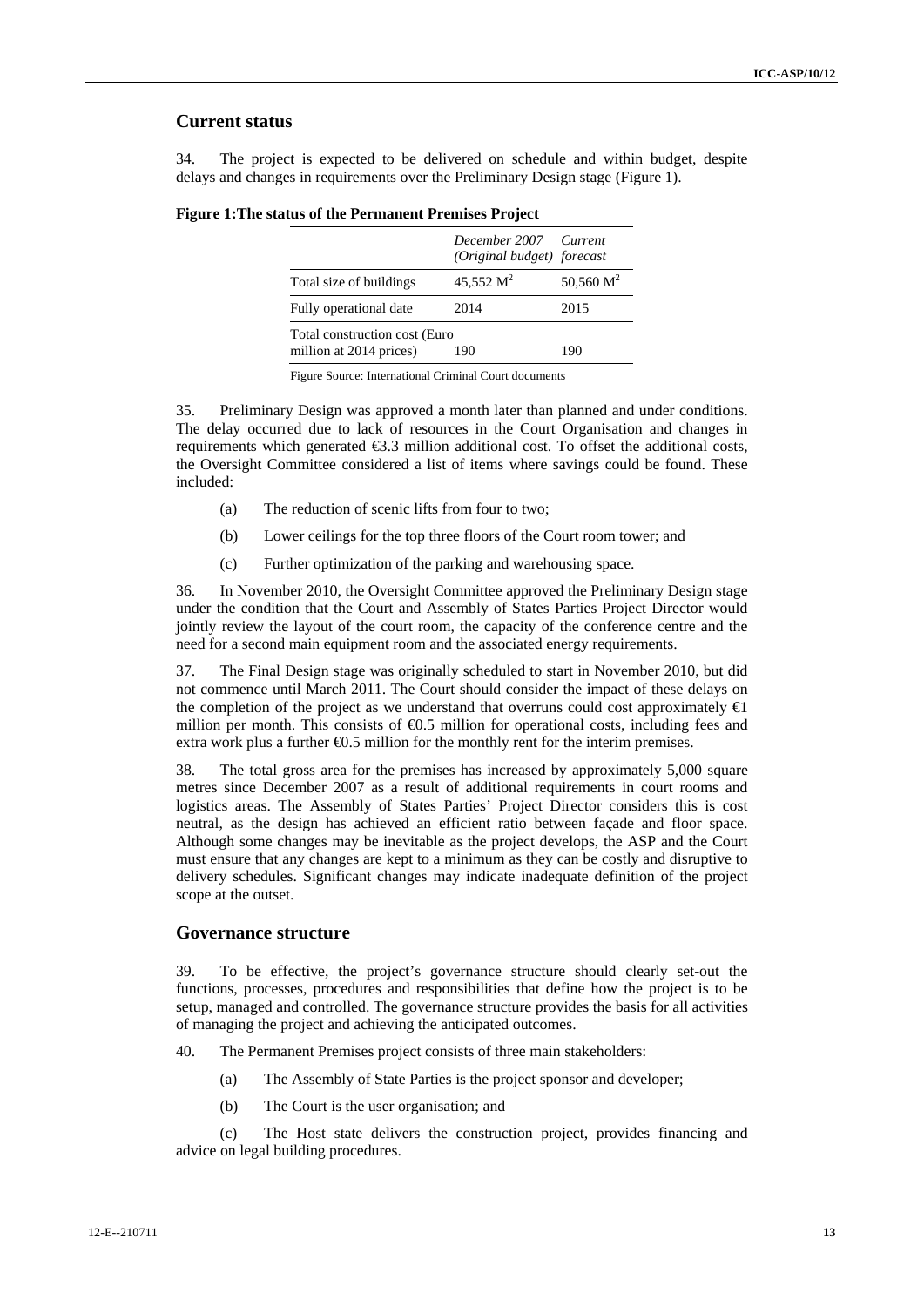## Current status

34. The project is expected to be delivered on schedule and within budget, despite delays and changes in requirements over the Preliminary Design stage (Figure 1).

**Figure 1:The status of the Permanent Premises Project**

| | *December 2007 (Original budget)* | *Current forecast* |
|---|---|---|
| Total size of buildings | 45,552 $M^2$ | 50,560 $M^2$ |
| Fully operational date | 2014 | 2015 |
| Total construction cost (Euro million at 2014 prices) | 190 | 190 |

Figure Source: International Criminal Court documents

35. Preliminary Design was approved a month later than planned and under conditions. The delay occurred due to lack of resources in the Court Organisation and changes in requirements which generated €3.3 million additional cost. To offset the additional costs, the Oversight Committee considered a list of items where savings could be found. These included:

(a) The reduction of scenic lifts from four to two;

(b) Lower ceilings for the top three floors of the Court room tower; and

(c) Further optimization of the parking and warehousing space.

36. In November 2010, the Oversight Committee approved the Preliminary Design stage under the condition that the Court and Assembly of States Parties Project Director would jointly review the layout of the court room, the capacity of the conference centre and the need for a second main equipment room and the associated energy requirements.

37. The Final Design stage was originally scheduled to start in November 2010, but did not commence until March 2011. The Court should consider the impact of these delays on the completion of the project as we understand that overruns could cost approximately €1 million per month. This consists of €0.5 million for operational costs, including fees and extra work plus a further €0.5 million for the monthly rent for the interim premises.

38. The total gross area for the premises has increased by approximately 5,000 square metres since December 2007 as a result of additional requirements in court rooms and logistics areas. The Assembly of States Parties' Project Director considers this is cost neutral, as the design has achieved an efficient ratio between façade and floor space. Although some changes may be inevitable as the project develops, the ASP and the Court must ensure that any changes are kept to a minimum as they can be costly and disruptive to delivery schedules. Significant changes may indicate inadequate definition of the project scope at the outset.

## Governance structure

39. To be effective, the project's governance structure should clearly set-out the functions, processes, procedures and responsibilities that define how the project is to be setup, managed and controlled. The governance structure provides the basis for all activities of managing the project and achieving the anticipated outcomes.

40. The Permanent Premises project consists of three main stakeholders:

(a) The Assembly of State Parties is the project sponsor and developer;

(b) The Court is the user organisation; and

(c) The Host state delivers the construction project, provides financing and advice on legal building procedures.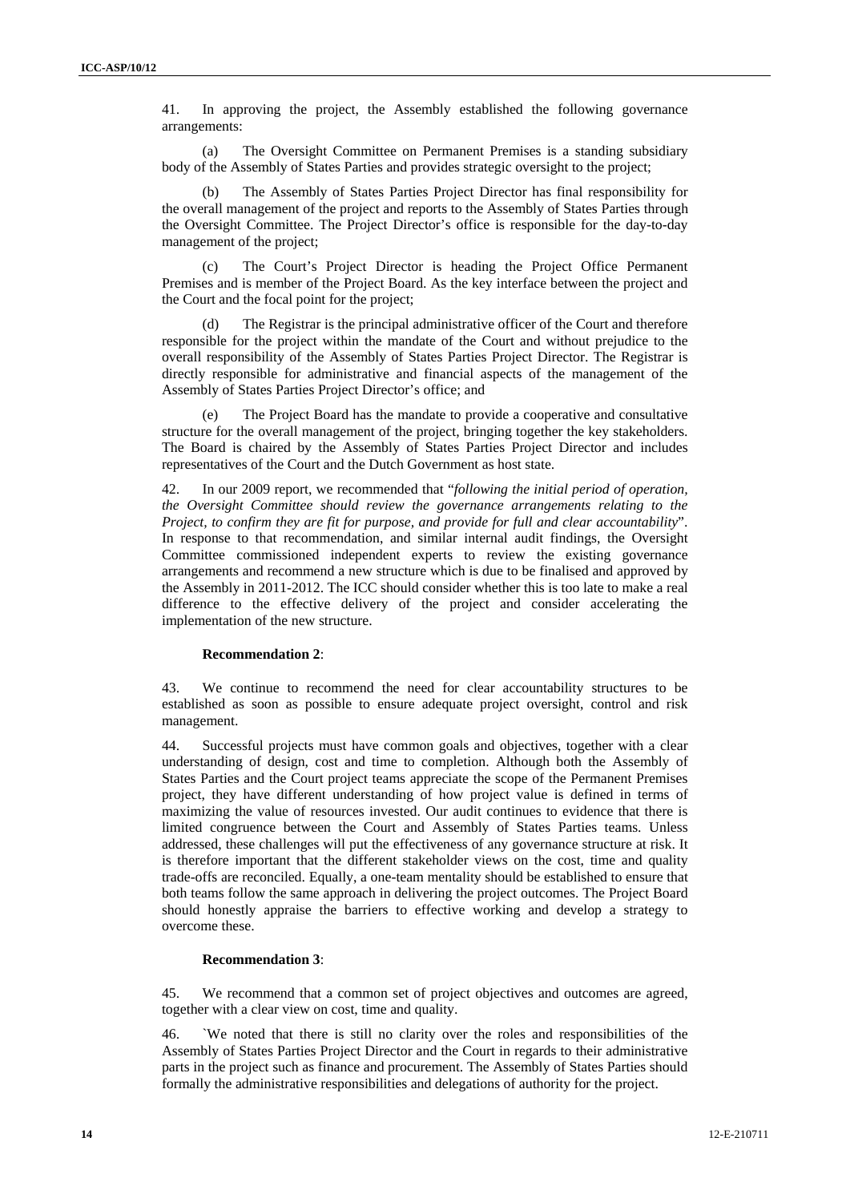41. In approving the project, the Assembly established the following governance arrangements:

(a) The Oversight Committee on Permanent Premises is a standing subsidiary body of the Assembly of States Parties and provides strategic oversight to the project;

(b) The Assembly of States Parties Project Director has final responsibility for the overall management of the project and reports to the Assembly of States Parties through the Oversight Committee. The Project Director's office is responsible for the day-to-day management of the project;

(c) The Court's Project Director is heading the Project Office Permanent Premises and is member of the Project Board. As the key interface between the project and the Court and the focal point for the project;

(d) The Registrar is the principal administrative officer of the Court and therefore responsible for the project within the mandate of the Court and without prejudice to the overall responsibility of the Assembly of States Parties Project Director. The Registrar is directly responsible for administrative and financial aspects of the management of the Assembly of States Parties Project Director's office; and

(e) The Project Board has the mandate to provide a cooperative and consultative structure for the overall management of the project, bringing together the key stakeholders. The Board is chaired by the Assembly of States Parties Project Director and includes representatives of the Court and the Dutch Government as host state.

42. In our 2009 report, we recommended that "*following the initial period of operation, the Oversight Committee should review the governance arrangements relating to the Project, to confirm they are fit for purpose, and provide for full and clear accountability*". In response to that recommendation, and similar internal audit findings, the Oversight Committee commissioned independent experts to review the existing governance arrangements and recommend a new structure which is due to be finalised and approved by the Assembly in 2011-2012. The ICC should consider whether this is too late to make a real difference to the effective delivery of the project and consider accelerating the implementation of the new structure.

**Recommendation 2**:

43. We continue to recommend the need for clear accountability structures to be established as soon as possible to ensure adequate project oversight, control and risk management.

44. Successful projects must have common goals and objectives, together with a clear understanding of design, cost and time to completion. Although both the Assembly of States Parties and the Court project teams appreciate the scope of the Permanent Premises project, they have different understanding of how project value is defined in terms of maximizing the value of resources invested. Our audit continues to evidence that there is limited congruence between the Court and Assembly of States Parties teams. Unless addressed, these challenges will put the effectiveness of any governance structure at risk. It is therefore important that the different stakeholder views on the cost, time and quality trade-offs are reconciled. Equally, a one-team mentality should be established to ensure that both teams follow the same approach in delivering the project outcomes. The Project Board should honestly appraise the barriers to effective working and develop a strategy to overcome these.

**Recommendation 3**:

45. We recommend that a common set of project objectives and outcomes are agreed, together with a clear view on cost, time and quality.

46. `We noted that there is still no clarity over the roles and responsibilities of the Assembly of States Parties Project Director and the Court in regards to their administrative parts in the project such as finance and procurement. The Assembly of States Parties should formally the administrative responsibilities and delegations of authority for the project.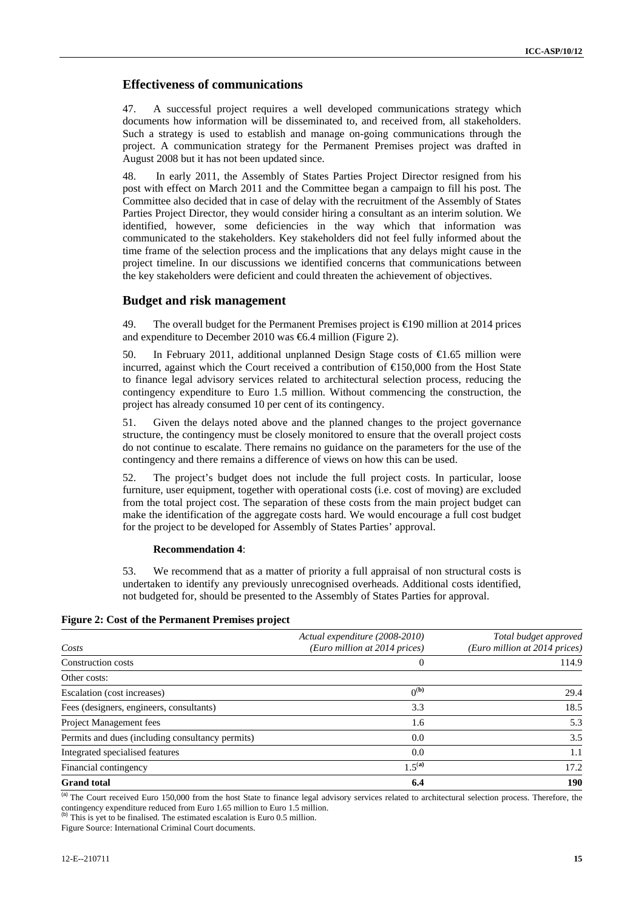## Effectiveness of communications

47. A successful project requires a well developed communications strategy which documents how information will be disseminated to, and received from, all stakeholders. Such a strategy is used to establish and manage on-going communications through the project. A communication strategy for the Permanent Premises project was drafted in August 2008 but it has not been updated since.

48. In early 2011, the Assembly of States Parties Project Director resigned from his post with effect on March 2011 and the Committee began a campaign to fill his post. The Committee also decided that in case of delay with the recruitment of the Assembly of States Parties Project Director, they would consider hiring a consultant as an interim solution. We identified, however, some deficiencies in the way which that information was communicated to the stakeholders. Key stakeholders did not feel fully informed about the time frame of the selection process and the implications that any delays might cause in the project timeline. In our discussions we identified concerns that communications between the key stakeholders were deficient and could threaten the achievement of objectives.

## Budget and risk management

49. The overall budget for the Permanent Premises project is €190 million at 2014 prices and expenditure to December 2010 was €6.4 million (Figure 2).

50. In February 2011, additional unplanned Design Stage costs of €1.65 million were incurred, against which the Court received a contribution of €150,000 from the Host State to finance legal advisory services related to architectural selection process, reducing the contingency expenditure to Euro 1.5 million. Without commencing the construction, the project has already consumed 10 per cent of its contingency.

51. Given the delays noted above and the planned changes to the project governance structure, the contingency must be closely monitored to ensure that the overall project costs do not continue to escalate. There remains no guidance on the parameters for the use of the contingency and there remains a difference of views on how this can be used.

52. The project's budget does not include the full project costs. In particular, loose furniture, user equipment, together with operational costs (i.e. cost of moving) are excluded from the total project cost. The separation of these costs from the main project budget can make the identification of the aggregate costs hard. We would encourage a full cost budget for the project to be developed for Assembly of States Parties' approval.

**Recommendation 4**:

53. We recommend that as a matter of priority a full appraisal of non structural costs is undertaken to identify any previously unrecognised overheads. Additional costs identified, not budgeted for, should be presented to the Assembly of States Parties for approval.

**Figure 2: Cost of the Permanent Premises project**

| *Costs* | *Actual expenditure (2008-2010) (Euro million at 2014 prices)* | *Total budget approved (Euro million at 2014 prices)* |
|---|---|---|
| Construction costs | 0 | 114.9 |
| Other costs: | | |
| Escalation (cost increases) | 0[(b)] | 29.4 |
| Fees (designers, engineers, consultants) | 3.3 | 18.5 |
| Project Management fees | 1.6 | 5.3 |
| Permits and dues (including consultancy permits) | 0.0 | 3.5 |
| Integrated specialised features | 0.0 | 1.1 |
| Financial contingency | 1.5[(a)] | 17.2 |
| **Grand total** | **6.4** | **190** |

[(a)] The Court received Euro 150,000 from the host State to finance legal advisory services related to architectural selection process. Therefore, the contingency expenditure reduced from Euro 1.65 million to Euro 1.5 million.
[(b)] This is yet to be finalised. The estimated escalation is Euro 0.5 million.

Figure Source: International Criminal Court documents.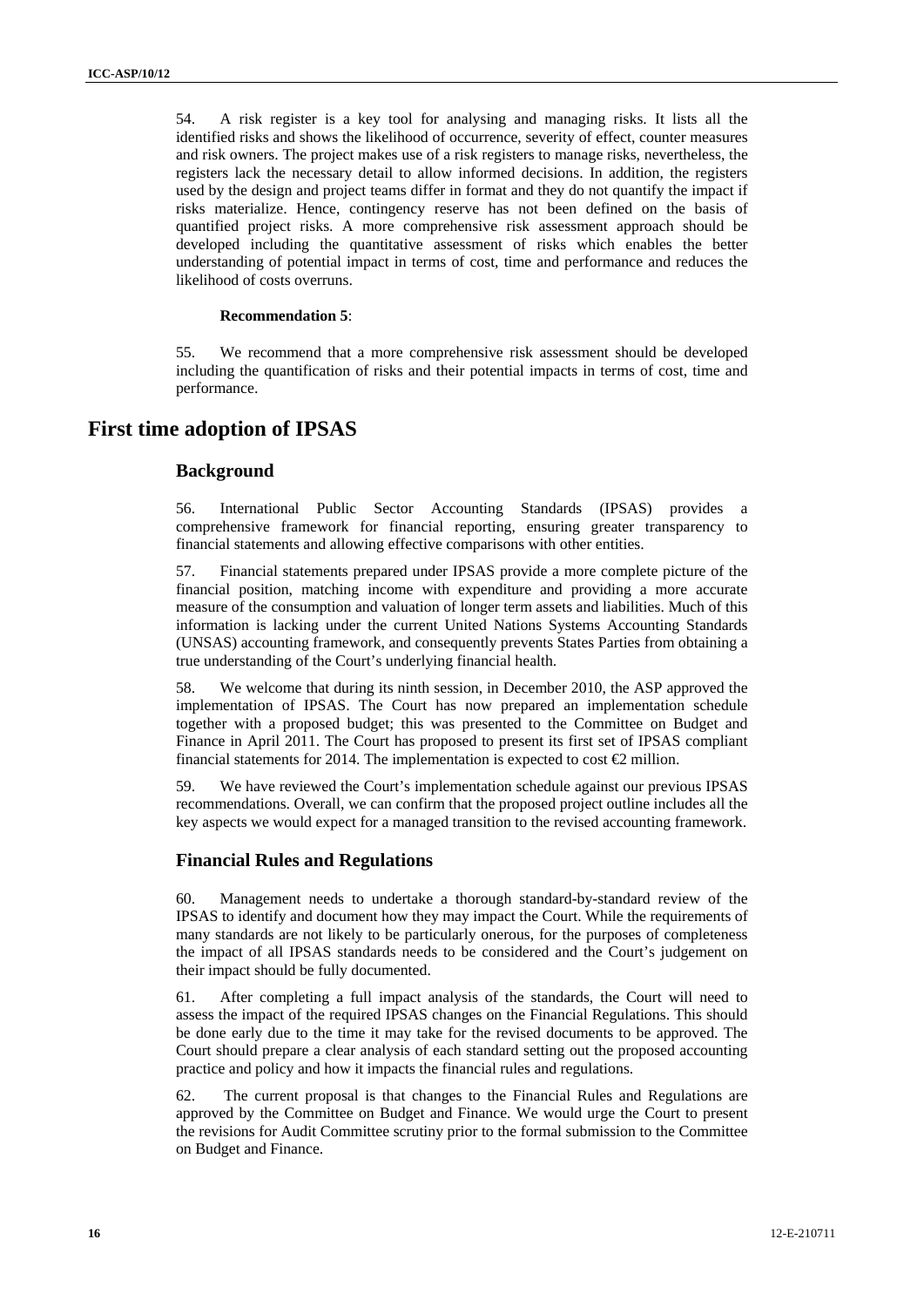54. A risk register is a key tool for analysing and managing risks. It lists all the identified risks and shows the likelihood of occurrence, severity of effect, counter measures and risk owners. The project makes use of a risk registers to manage risks, nevertheless, the registers lack the necessary detail to allow informed decisions. In addition, the registers used by the design and project teams differ in format and they do not quantify the impact if risks materialize. Hence, contingency reserve has not been defined on the basis of quantified project risks. A more comprehensive risk assessment approach should be developed including the quantitative assessment of risks which enables the better understanding of potential impact in terms of cost, time and performance and reduces the likelihood of costs overruns.

**Recommendation 5**:

55. We recommend that a more comprehensive risk assessment should be developed including the quantification of risks and their potential impacts in terms of cost, time and performance.

# First time adoption of IPSAS

## Background

56. International Public Sector Accounting Standards (IPSAS) provides a comprehensive framework for financial reporting, ensuring greater transparency to financial statements and allowing effective comparisons with other entities.

57. Financial statements prepared under IPSAS provide a more complete picture of the financial position, matching income with expenditure and providing a more accurate measure of the consumption and valuation of longer term assets and liabilities. Much of this information is lacking under the current United Nations Systems Accounting Standards (UNSAS) accounting framework, and consequently prevents States Parties from obtaining a true understanding of the Court's underlying financial health.

58. We welcome that during its ninth session, in December 2010, the ASP approved the implementation of IPSAS. The Court has now prepared an implementation schedule together with a proposed budget; this was presented to the Committee on Budget and Finance in April 2011. The Court has proposed to present its first set of IPSAS compliant financial statements for 2014. The implementation is expected to cost €2 million.

59. We have reviewed the Court's implementation schedule against our previous IPSAS recommendations. Overall, we can confirm that the proposed project outline includes all the key aspects we would expect for a managed transition to the revised accounting framework.

## Financial Rules and Regulations

60. Management needs to undertake a thorough standard-by-standard review of the IPSAS to identify and document how they may impact the Court. While the requirements of many standards are not likely to be particularly onerous, for the purposes of completeness the impact of all IPSAS standards needs to be considered and the Court's judgement on their impact should be fully documented.

61. After completing a full impact analysis of the standards, the Court will need to assess the impact of the required IPSAS changes on the Financial Regulations. This should be done early due to the time it may take for the revised documents to be approved. The Court should prepare a clear analysis of each standard setting out the proposed accounting practice and policy and how it impacts the financial rules and regulations.

62. The current proposal is that changes to the Financial Rules and Regulations are approved by the Committee on Budget and Finance. We would urge the Court to present the revisions for Audit Committee scrutiny prior to the formal submission to the Committee on Budget and Finance.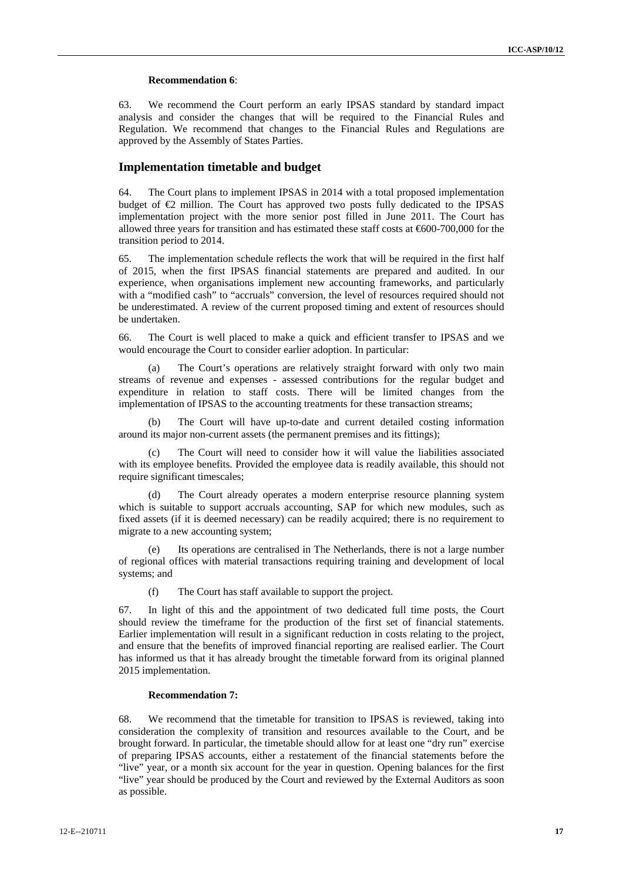**Recommendation 6**:

63. We recommend the Court perform an early IPSAS standard by standard impact analysis and consider the changes that will be required to the Financial Rules and Regulation. We recommend that changes to the Financial Rules and Regulations are approved by the Assembly of States Parties.

## Implementation timetable and budget

64. The Court plans to implement IPSAS in 2014 with a total proposed implementation budget of €2 million. The Court has approved two posts fully dedicated to the IPSAS implementation project with the more senior post filled in June 2011. The Court has allowed three years for transition and has estimated these staff costs at €600-700,000 for the transition period to 2014.

65. The implementation schedule reflects the work that will be required in the first half of 2015, when the first IPSAS financial statements are prepared and audited. In our experience, when organisations implement new accounting frameworks, and particularly with a "modified cash" to "accruals" conversion, the level of resources required should not be underestimated. A review of the current proposed timing and extent of resources should be undertaken.

66. The Court is well placed to make a quick and efficient transfer to IPSAS and we would encourage the Court to consider earlier adoption. In particular:

(a) The Court's operations are relatively straight forward with only two main streams of revenue and expenses - assessed contributions for the regular budget and expenditure in relation to staff costs. There will be limited changes from the implementation of IPSAS to the accounting treatments for these transaction streams;

(b) The Court will have up-to-date and current detailed costing information around its major non-current assets (the permanent premises and its fittings);

(c) The Court will need to consider how it will value the liabilities associated with its employee benefits. Provided the employee data is readily available, this should not require significant timescales;

(d) The Court already operates a modern enterprise resource planning system which is suitable to support accruals accounting, SAP for which new modules, such as fixed assets (if it is deemed necessary) can be readily acquired; there is no requirement to migrate to a new accounting system;

(e) Its operations are centralised in The Netherlands, there is not a large number of regional offices with material transactions requiring training and development of local systems; and

(f) The Court has staff available to support the project.

67. In light of this and the appointment of two dedicated full time posts, the Court should review the timeframe for the production of the first set of financial statements. Earlier implementation will result in a significant reduction in costs relating to the project, and ensure that the benefits of improved financial reporting are realised earlier. The Court has informed us that it has already brought the timetable forward from its original planned 2015 implementation.

**Recommendation 7:**

68. We recommend that the timetable for transition to IPSAS is reviewed, taking into consideration the complexity of transition and resources available to the Court, and be brought forward. In particular, the timetable should allow for at least one "dry run" exercise of preparing IPSAS accounts, either a restatement of the financial statements before the "live" year, or a month six account for the year in question. Opening balances for the first "live" year should be produced by the Court and reviewed by the External Auditors as soon as possible.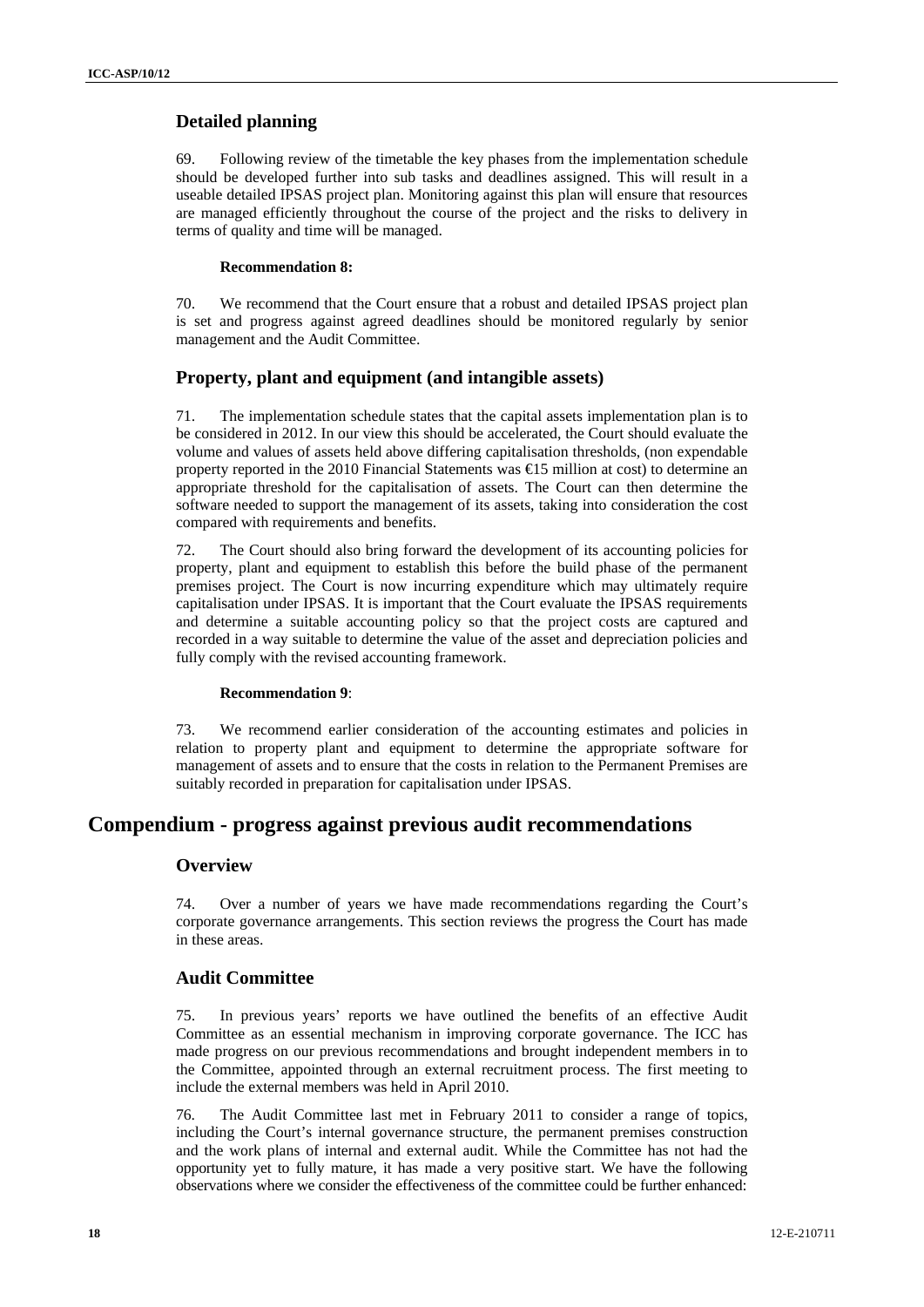### Detailed planning

69. Following review of the timetable the key phases from the implementation schedule should be developed further into sub tasks and deadlines assigned. This will result in a useable detailed IPSAS project plan. Monitoring against this plan will ensure that resources are managed efficiently throughout the course of the project and the risks to delivery in terms of quality and time will be managed.

**Recommendation 8:**

70. We recommend that the Court ensure that a robust and detailed IPSAS project plan is set and progress against agreed deadlines should be monitored regularly by senior management and the Audit Committee.

### Property, plant and equipment (and intangible assets)

71. The implementation schedule states that the capital assets implementation plan is to be considered in 2012. In our view this should be accelerated, the Court should evaluate the volume and values of assets held above differing capitalisation thresholds, (non expendable property reported in the 2010 Financial Statements was €15 million at cost) to determine an appropriate threshold for the capitalisation of assets. The Court can then determine the software needed to support the management of its assets, taking into consideration the cost compared with requirements and benefits.

72. The Court should also bring forward the development of its accounting policies for property, plant and equipment to establish this before the build phase of the permanent premises project. The Court is now incurring expenditure which may ultimately require capitalisation under IPSAS. It is important that the Court evaluate the IPSAS requirements and determine a suitable accounting policy so that the project costs are captured and recorded in a way suitable to determine the value of the asset and depreciation policies and fully comply with the revised accounting framework.

**Recommendation 9**:

73. We recommend earlier consideration of the accounting estimates and policies in relation to property plant and equipment to determine the appropriate software for management of assets and to ensure that the costs in relation to the Permanent Premises are suitably recorded in preparation for capitalisation under IPSAS.

## Compendium - progress against previous audit recommendations

### Overview

74. Over a number of years we have made recommendations regarding the Court's corporate governance arrangements. This section reviews the progress the Court has made in these areas.

### Audit Committee

75. In previous years' reports we have outlined the benefits of an effective Audit Committee as an essential mechanism in improving corporate governance. The ICC has made progress on our previous recommendations and brought independent members in to the Committee, appointed through an external recruitment process. The first meeting to include the external members was held in April 2010.

76. The Audit Committee last met in February 2011 to consider a range of topics, including the Court's internal governance structure, the permanent premises construction and the work plans of internal and external audit. While the Committee has not had the opportunity yet to fully mature, it has made a very positive start. We have the following observations where we consider the effectiveness of the committee could be further enhanced: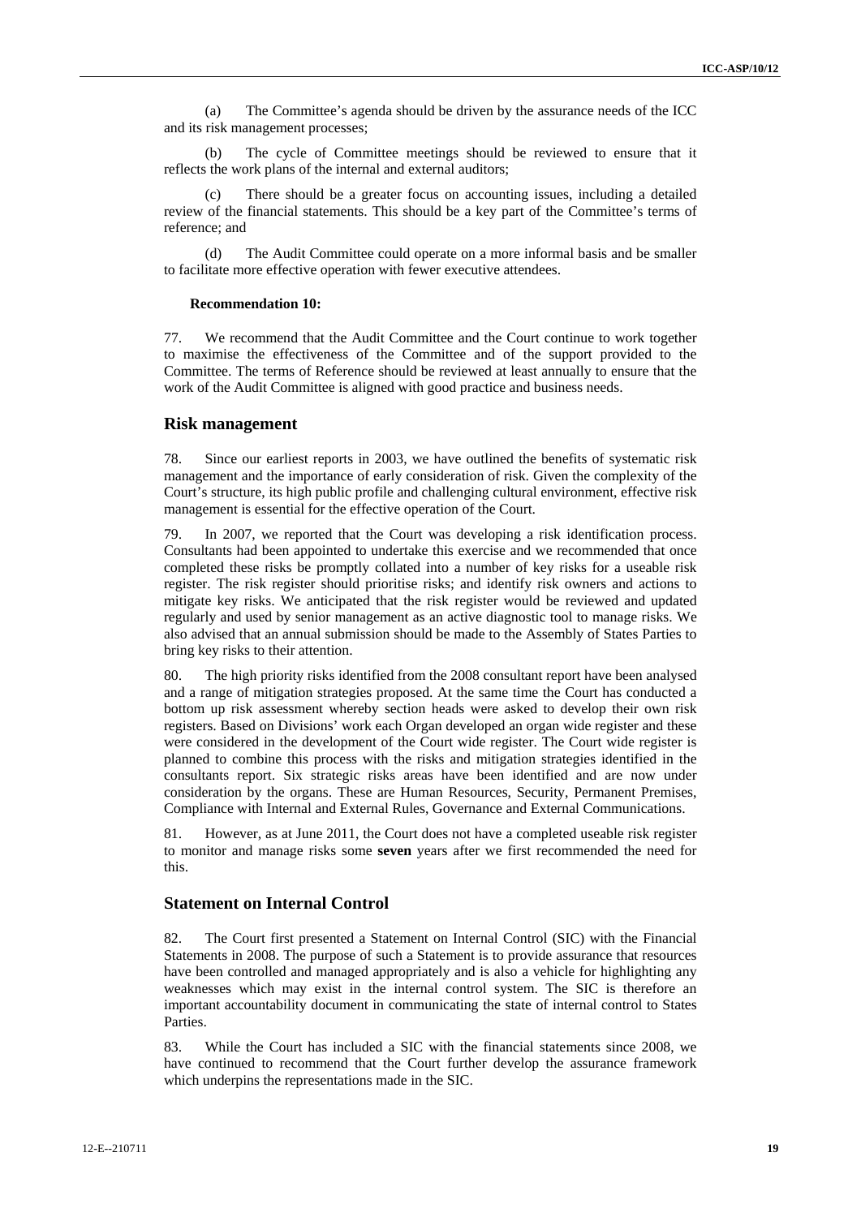(a) The Committee's agenda should be driven by the assurance needs of the ICC and its risk management processes;

(b) The cycle of Committee meetings should be reviewed to ensure that it reflects the work plans of the internal and external auditors;

(c) There should be a greater focus on accounting issues, including a detailed review of the financial statements. This should be a key part of the Committee's terms of reference; and

(d) The Audit Committee could operate on a more informal basis and be smaller to facilitate more effective operation with fewer executive attendees.

**Recommendation 10:**

77. We recommend that the Audit Committee and the Court continue to work together to maximise the effectiveness of the Committee and of the support provided to the Committee. The terms of Reference should be reviewed at least annually to ensure that the work of the Audit Committee is aligned with good practice and business needs.

## Risk management

78. Since our earliest reports in 2003, we have outlined the benefits of systematic risk management and the importance of early consideration of risk. Given the complexity of the Court's structure, its high public profile and challenging cultural environment, effective risk management is essential for the effective operation of the Court.

79. In 2007, we reported that the Court was developing a risk identification process. Consultants had been appointed to undertake this exercise and we recommended that once completed these risks be promptly collated into a number of key risks for a useable risk register. The risk register should prioritise risks; and identify risk owners and actions to mitigate key risks. We anticipated that the risk register would be reviewed and updated regularly and used by senior management as an active diagnostic tool to manage risks. We also advised that an annual submission should be made to the Assembly of States Parties to bring key risks to their attention.

80. The high priority risks identified from the 2008 consultant report have been analysed and a range of mitigation strategies proposed. At the same time the Court has conducted a bottom up risk assessment whereby section heads were asked to develop their own risk registers. Based on Divisions' work each Organ developed an organ wide register and these were considered in the development of the Court wide register. The Court wide register is planned to combine this process with the risks and mitigation strategies identified in the consultants report. Six strategic risks areas have been identified and are now under consideration by the organs. These are Human Resources, Security, Permanent Premises, Compliance with Internal and External Rules, Governance and External Communications.

81. However, as at June 2011, the Court does not have a completed useable risk register to monitor and manage risks some **seven** years after we first recommended the need for this.

## Statement on Internal Control

82. The Court first presented a Statement on Internal Control (SIC) with the Financial Statements in 2008. The purpose of such a Statement is to provide assurance that resources have been controlled and managed appropriately and is also a vehicle for highlighting any weaknesses which may exist in the internal control system. The SIC is therefore an important accountability document in communicating the state of internal control to States Parties.

83. While the Court has included a SIC with the financial statements since 2008, we have continued to recommend that the Court further develop the assurance framework which underpins the representations made in the SIC.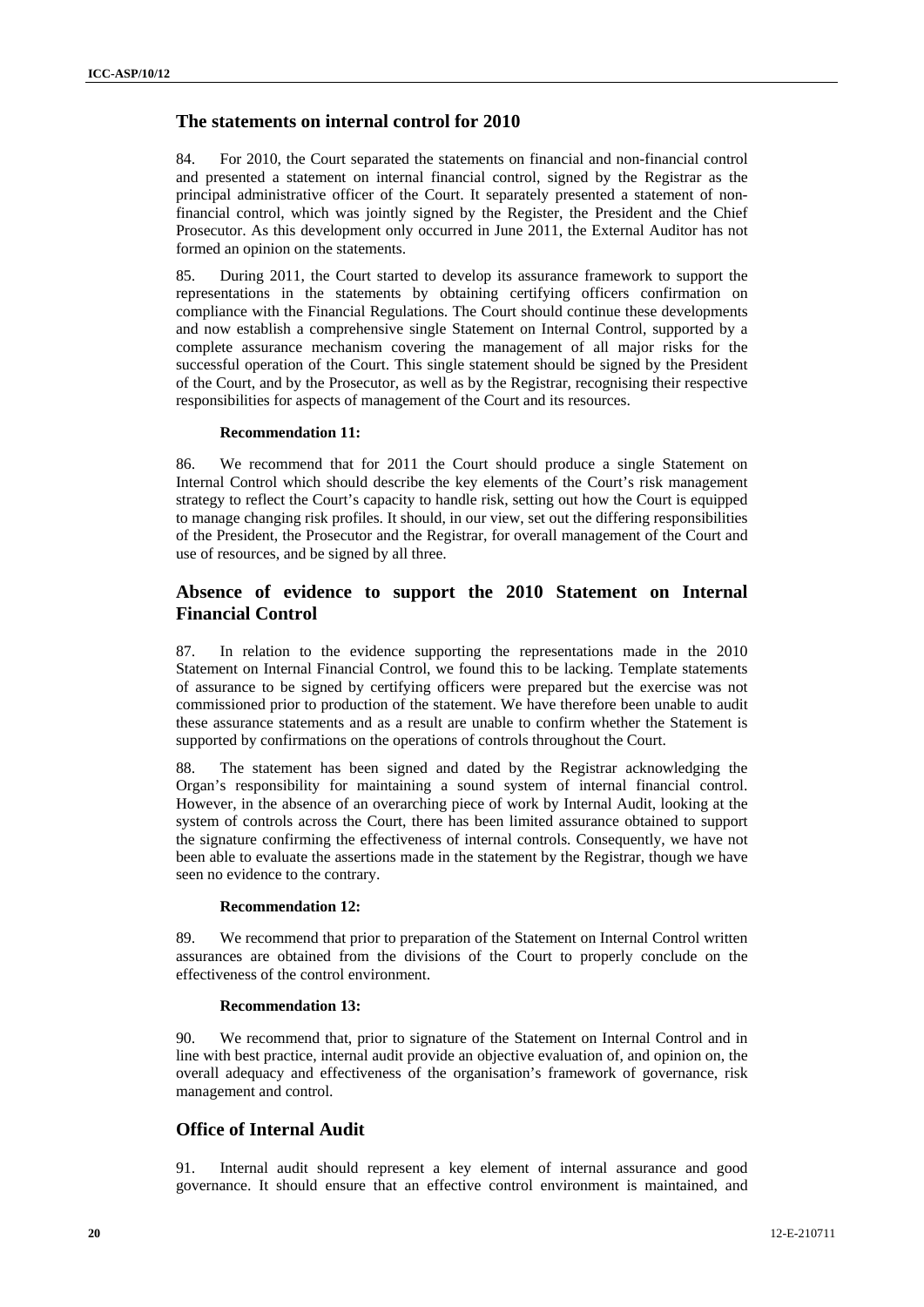## The statements on internal control for 2010

84. For 2010, the Court separated the statements on financial and non-financial control and presented a statement on internal financial control, signed by the Registrar as the principal administrative officer of the Court. It separately presented a statement of non-financial control, which was jointly signed by the Register, the President and the Chief Prosecutor. As this development only occurred in June 2011, the External Auditor has not formed an opinion on the statements.

85. During 2011, the Court started to develop its assurance framework to support the representations in the statements by obtaining certifying officers confirmation on compliance with the Financial Regulations. The Court should continue these developments and now establish a comprehensive single Statement on Internal Control, supported by a complete assurance mechanism covering the management of all major risks for the successful operation of the Court. This single statement should be signed by the President of the Court, and by the Prosecutor, as well as by the Registrar, recognising their respective responsibilities for aspects of management of the Court and its resources.

**Recommendation 11:**

86. We recommend that for 2011 the Court should produce a single Statement on Internal Control which should describe the key elements of the Court's risk management strategy to reflect the Court's capacity to handle risk, setting out how the Court is equipped to manage changing risk profiles. It should, in our view, set out the differing responsibilities of the President, the Prosecutor and the Registrar, for overall management of the Court and use of resources, and be signed by all three.

## Absence of evidence to support the 2010 Statement on Internal Financial Control

87. In relation to the evidence supporting the representations made in the 2010 Statement on Internal Financial Control, we found this to be lacking. Template statements of assurance to be signed by certifying officers were prepared but the exercise was not commissioned prior to production of the statement. We have therefore been unable to audit these assurance statements and as a result are unable to confirm whether the Statement is supported by confirmations on the operations of controls throughout the Court.

88. The statement has been signed and dated by the Registrar acknowledging the Organ's responsibility for maintaining a sound system of internal financial control. However, in the absence of an overarching piece of work by Internal Audit, looking at the system of controls across the Court, there has been limited assurance obtained to support the signature confirming the effectiveness of internal controls. Consequently, we have not been able to evaluate the assertions made in the statement by the Registrar, though we have seen no evidence to the contrary.

**Recommendation 12:**

89. We recommend that prior to preparation of the Statement on Internal Control written assurances are obtained from the divisions of the Court to properly conclude on the effectiveness of the control environment.

**Recommendation 13:**

90. We recommend that, prior to signature of the Statement on Internal Control and in line with best practice, internal audit provide an objective evaluation of, and opinion on, the overall adequacy and effectiveness of the organisation's framework of governance, risk management and control.

## Office of Internal Audit

91. Internal audit should represent a key element of internal assurance and good governance. It should ensure that an effective control environment is maintained, and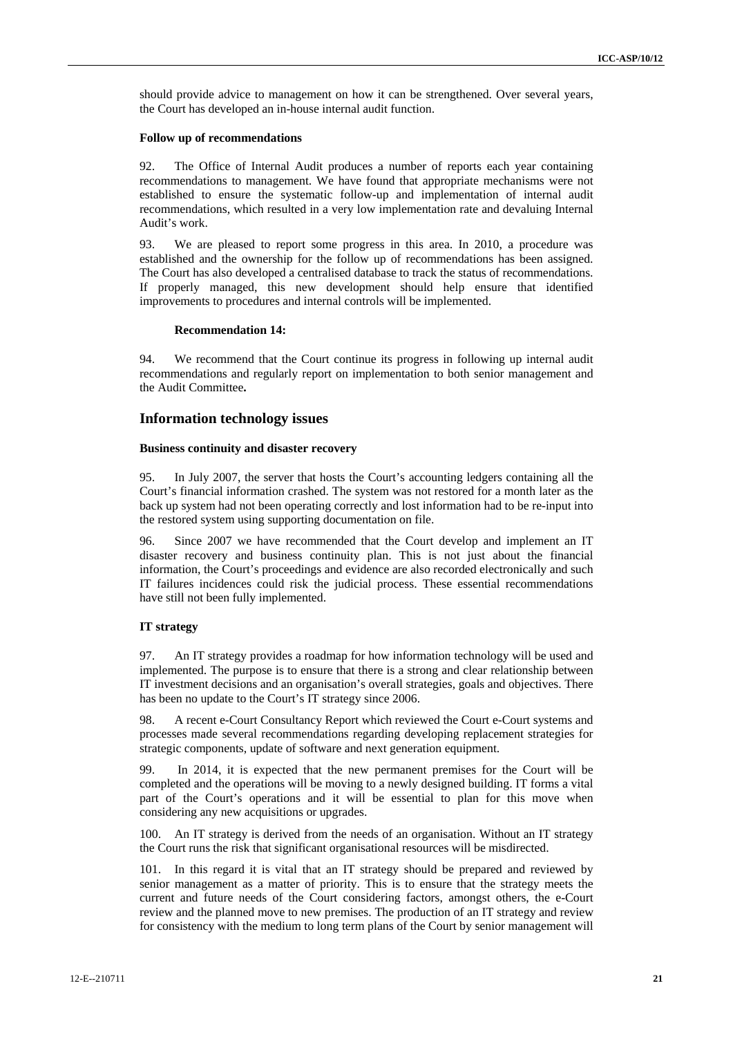should provide advice to management on how it can be strengthened. Over several years, the Court has developed an in-house internal audit function.

#### Follow up of recommendations

92. The Office of Internal Audit produces a number of reports each year containing recommendations to management. We have found that appropriate mechanisms were not established to ensure the systematic follow-up and implementation of internal audit recommendations, which resulted in a very low implementation rate and devaluing Internal Audit's work.

93. We are pleased to report some progress in this area. In 2010, a procedure was established and the ownership for the follow up of recommendations has been assigned. The Court has also developed a centralised database to track the status of recommendations. If properly managed, this new development should help ensure that identified improvements to procedures and internal controls will be implemented.

**Recommendation 14:**

94. **We recommend that the Court continue its progress in following up internal audit recommendations and regularly report on implementation to both senior management and the Audit Committee.**

### Information technology issues

#### Business continuity and disaster recovery

95. In July 2007, the server that hosts the Court's accounting ledgers containing all the Court's financial information crashed. The system was not restored for a month later as the back up system had not been operating correctly and lost information had to be re-input into the restored system using supporting documentation on file.

96. Since 2007 we have recommended that the Court develop and implement an IT disaster recovery and business continuity plan. This is not just about the financial information, the Court's proceedings and evidence are also recorded electronically and such IT failures incidences could risk the judicial process. These essential recommendations have still not been fully implemented.

#### IT strategy

97. An IT strategy provides a roadmap for how information technology will be used and implemented. The purpose is to ensure that there is a strong and clear relationship between IT investment decisions and an organisation's overall strategies, goals and objectives. There has been no update to the Court's IT strategy since 2006.

98. A recent e-Court Consultancy Report which reviewed the Court e-Court systems and processes made several recommendations regarding developing replacement strategies for strategic components, update of software and next generation equipment.

99. In 2014, it is expected that the new permanent premises for the Court will be completed and the operations will be moving to a newly designed building. IT forms a vital part of the Court's operations and it will be essential to plan for this move when considering any new acquisitions or upgrades.

100. An IT strategy is derived from the needs of an organisation. Without an IT strategy the Court runs the risk that significant organisational resources will be misdirected.

101. In this regard it is vital that an IT strategy should be prepared and reviewed by senior management as a matter of priority. This is to ensure that the strategy meets the current and future needs of the Court considering factors, amongst others, the e-Court review and the planned move to new premises. The production of an IT strategy and review for consistency with the medium to long term plans of the Court by senior management will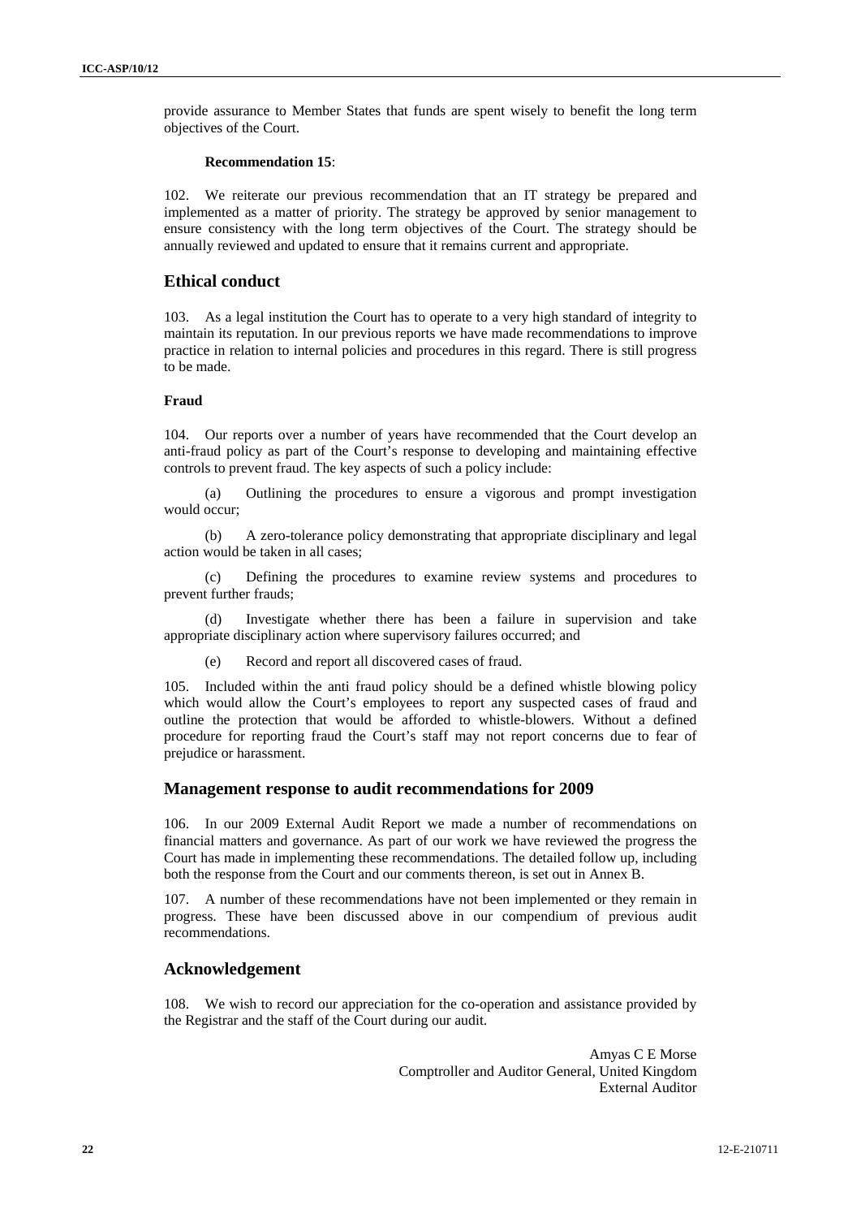provide assurance to Member States that funds are spent wisely to benefit the long term objectives of the Court.

**Recommendation 15**:

102. We reiterate our previous recommendation that an IT strategy be prepared and implemented as a matter of priority. The strategy be approved by senior management to ensure consistency with the long term objectives of the Court. The strategy should be annually reviewed and updated to ensure that it remains current and appropriate.

## Ethical conduct

103. As a legal institution the Court has to operate to a very high standard of integrity to maintain its reputation. In our previous reports we have made recommendations to improve practice in relation to internal policies and procedures in this regard. There is still progress to be made.

**Fraud**

104. Our reports over a number of years have recommended that the Court develop an anti-fraud policy as part of the Court's response to developing and maintaining effective controls to prevent fraud. The key aspects of such a policy include:

(a) Outlining the procedures to ensure a vigorous and prompt investigation would occur;

(b) A zero-tolerance policy demonstrating that appropriate disciplinary and legal action would be taken in all cases;

(c) Defining the procedures to examine review systems and procedures to prevent further frauds;

(d) Investigate whether there has been a failure in supervision and take appropriate disciplinary action where supervisory failures occurred; and

(e) Record and report all discovered cases of fraud.

105. Included within the anti fraud policy should be a defined whistle blowing policy which would allow the Court's employees to report any suspected cases of fraud and outline the protection that would be afforded to whistle-blowers. Without a defined procedure for reporting fraud the Court's staff may not report concerns due to fear of prejudice or harassment.

## Management response to audit recommendations for 2009

106. In our 2009 External Audit Report we made a number of recommendations on financial matters and governance. As part of our work we have reviewed the progress the Court has made in implementing these recommendations. The detailed follow up, including both the response from the Court and our comments thereon, is set out in Annex B.

107. A number of these recommendations have not been implemented or they remain in progress. These have been discussed above in our compendium of previous audit recommendations.

## Acknowledgement

108. We wish to record our appreciation for the co-operation and assistance provided by the Registrar and the staff of the Court during our audit.

Amyas C E Morse
Comptroller and Auditor General, United Kingdom
External Auditor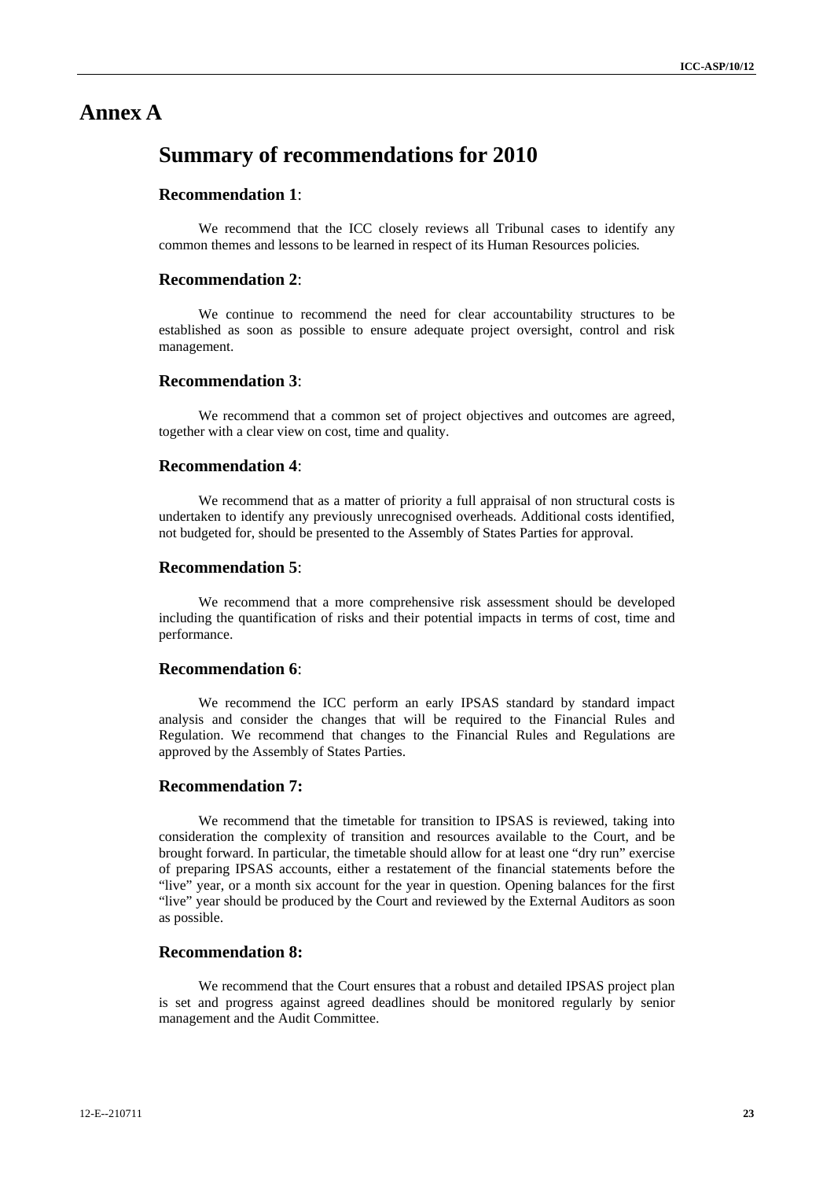# Annex A

## Summary of recommendations for 2010

### Recommendation 1:

We recommend that the ICC closely reviews all Tribunal cases to identify any common themes and lessons to be learned in respect of its Human Resources policies.

### Recommendation 2:

We continue to recommend the need for clear accountability structures to be established as soon as possible to ensure adequate project oversight, control and risk management.

### Recommendation 3:

We recommend that a common set of project objectives and outcomes are agreed, together with a clear view on cost, time and quality.

### Recommendation 4:

We recommend that as a matter of priority a full appraisal of non structural costs is undertaken to identify any previously unrecognised overheads. Additional costs identified, not budgeted for, should be presented to the Assembly of States Parties for approval.

### Recommendation 5:

We recommend that a more comprehensive risk assessment should be developed including the quantification of risks and their potential impacts in terms of cost, time and performance.

### Recommendation 6:

We recommend the ICC perform an early IPSAS standard by standard impact analysis and consider the changes that will be required to the Financial Rules and Regulation. We recommend that changes to the Financial Rules and Regulations are approved by the Assembly of States Parties.

### Recommendation 7:

We recommend that the timetable for transition to IPSAS is reviewed, taking into consideration the complexity of transition and resources available to the Court, and be brought forward. In particular, the timetable should allow for at least one "dry run" exercise of preparing IPSAS accounts, either a restatement of the financial statements before the "live" year, or a month six account for the year in question. Opening balances for the first "live" year should be produced by the Court and reviewed by the External Auditors as soon as possible.

### Recommendation 8:

We recommend that the Court ensures that a robust and detailed IPSAS project plan is set and progress against agreed deadlines should be monitored regularly by senior management and the Audit Committee.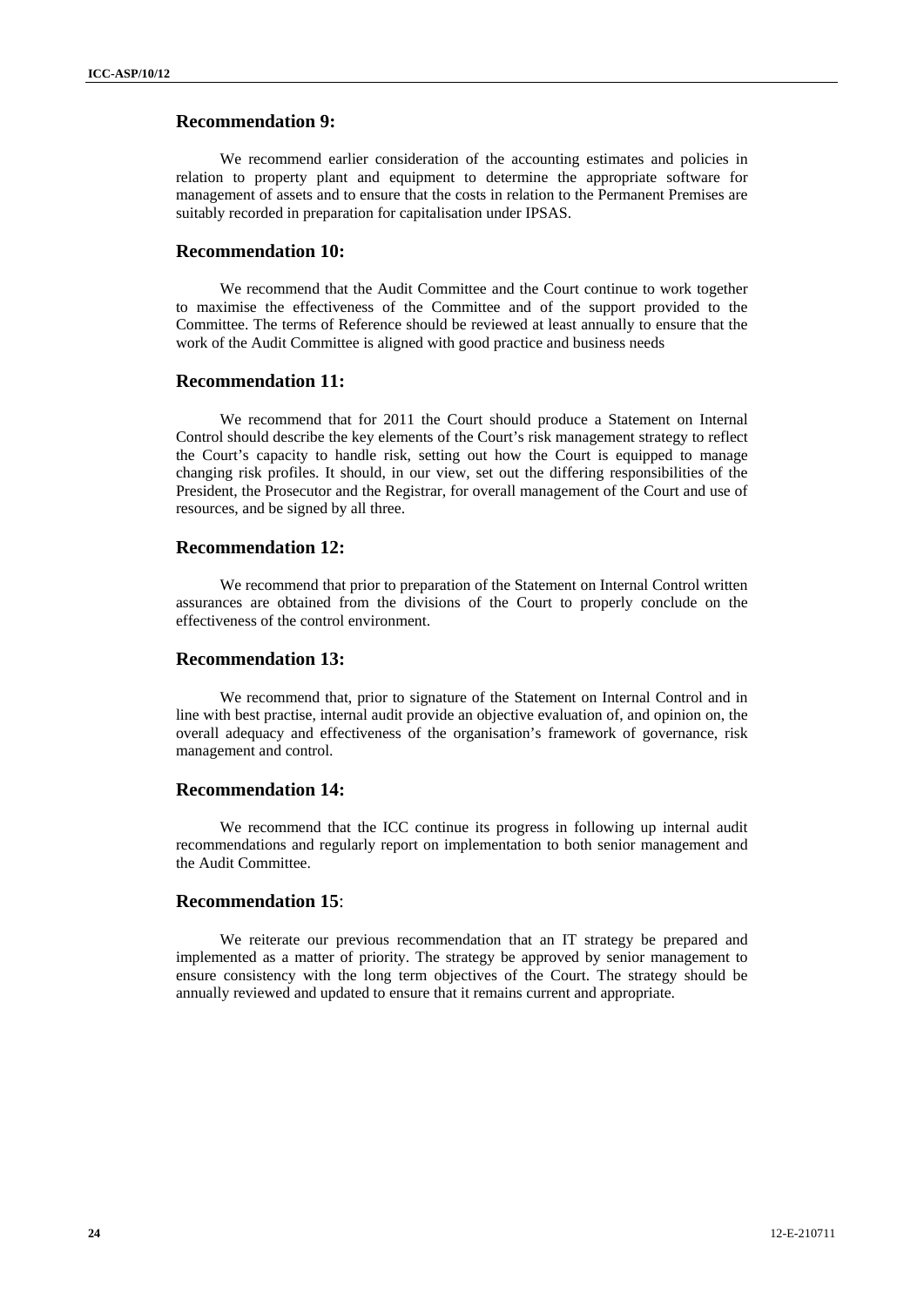### Recommendation 9:

We recommend earlier consideration of the accounting estimates and policies in relation to property plant and equipment to determine the appropriate software for management of assets and to ensure that the costs in relation to the Permanent Premises are suitably recorded in preparation for capitalisation under IPSAS.

### Recommendation 10:

We recommend that the Audit Committee and the Court continue to work together to maximise the effectiveness of the Committee and of the support provided to the Committee. The terms of Reference should be reviewed at least annually to ensure that the work of the Audit Committee is aligned with good practice and business needs

### Recommendation 11:

We recommend that for 2011 the Court should produce a Statement on Internal Control should describe the key elements of the Court's risk management strategy to reflect the Court's capacity to handle risk, setting out how the Court is equipped to manage changing risk profiles. It should, in our view, set out the differing responsibilities of the President, the Prosecutor and the Registrar, for overall management of the Court and use of resources, and be signed by all three.

### Recommendation 12:

We recommend that prior to preparation of the Statement on Internal Control written assurances are obtained from the divisions of the Court to properly conclude on the effectiveness of the control environment.

### Recommendation 13:

We recommend that, prior to signature of the Statement on Internal Control and in line with best practise, internal audit provide an objective evaluation of, and opinion on, the overall adequacy and effectiveness of the organisation's framework of governance, risk management and control.

### Recommendation 14:

We recommend that the ICC continue its progress in following up internal audit recommendations and regularly report on implementation to both senior management and the Audit Committee.

### Recommendation 15:

We reiterate our previous recommendation that an IT strategy be prepared and implemented as a matter of priority. The strategy be approved by senior management to ensure consistency with the long term objectives of the Court. The strategy should be annually reviewed and updated to ensure that it remains current and appropriate.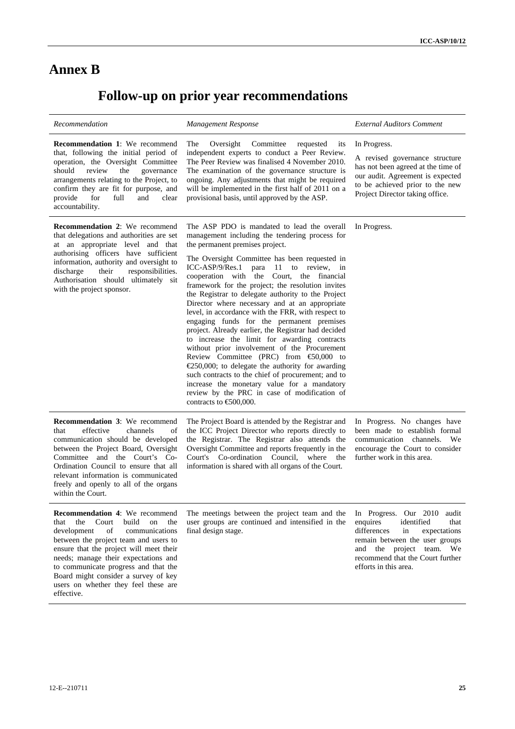# Annex B

## Follow-up on prior year recommendations

| *Recommendation* | *Management Response* | *External Auditors Comment* |
|---|---|---|
| **Recommendation 1**: We recommend that, following the initial period of operation, the Oversight Committee should review the governance arrangements relating to the Project, to confirm they are fit for purpose, and provide for full and clear accountability. | The Oversight Committee requested its independent experts to conduct a Peer Review. The Peer Review was finalised 4 November 2010. The examination of the governance structure is ongoing. Any adjustments that might be required will be implemented in the first half of 2011 on a provisional basis, until approved by the ASP. | In Progress.<br><br>A revised governance structure has not been agreed at the time of our audit. Agreement is expected to be achieved prior to the new Project Director taking office. |
| **Recommendation 2**: We recommend that delegations and authorities are set at an appropriate level and that authorising officers have sufficient information, authority and oversight to discharge their responsibilities. Authorisation should ultimately sit with the project sponsor. | The ASP PDO is mandated to lead the overall management including the tendering process for the permanent premises project.<br><br>The Oversight Committee has been requested in ICC-ASP/9/Res.1 para 11 to review, in cooperation with the Court, the financial framework for the project; the resolution invites the Registrar to delegate authority to the Project Director where necessary and at an appropriate level, in accordance with the FRR, with respect to engaging funds for the permanent premises project. Already earlier, the Registrar had decided to increase the limit for awarding contracts without prior involvement of the Procurement Review Committee (PRC) from €50,000 to €250,000; to delegate the authority for awarding such contracts to the chief of procurement; and to increase the monetary value for a mandatory review by the PRC in case of modification of contracts to €500,000. | In Progress. |
| **Recommendation 3**: We recommend that effective channels of communication should be developed between the Project Board, Oversight Committee and the Court's Co-Ordination Council to ensure that all relevant information is communicated freely and openly to all of the organs within the Court. | The Project Board is attended by the Registrar and the ICC Project Director who reports directly to the Registrar. The Registrar also attends the Oversight Committee and reports frequently in the Court's Co-ordination Council, where the information is shared with all organs of the Court. | In Progress. No changes have been made to establish formal communication channels. We encourage the Court to consider further work in this area. |
| **Recommendation 4**: We recommend that the Court build on the development of communications between the project team and users to ensure that the project will meet their needs; manage their expectations and to communicate progress and that the Board might consider a survey of key users on whether they feel these are effective. | The meetings between the project team and the user groups are continued and intensified in the final design stage. | In Progress. Our 2010 audit enquires identified that differences in expectations remain between the user groups and the project team. We recommend that the Court further efforts in this area. |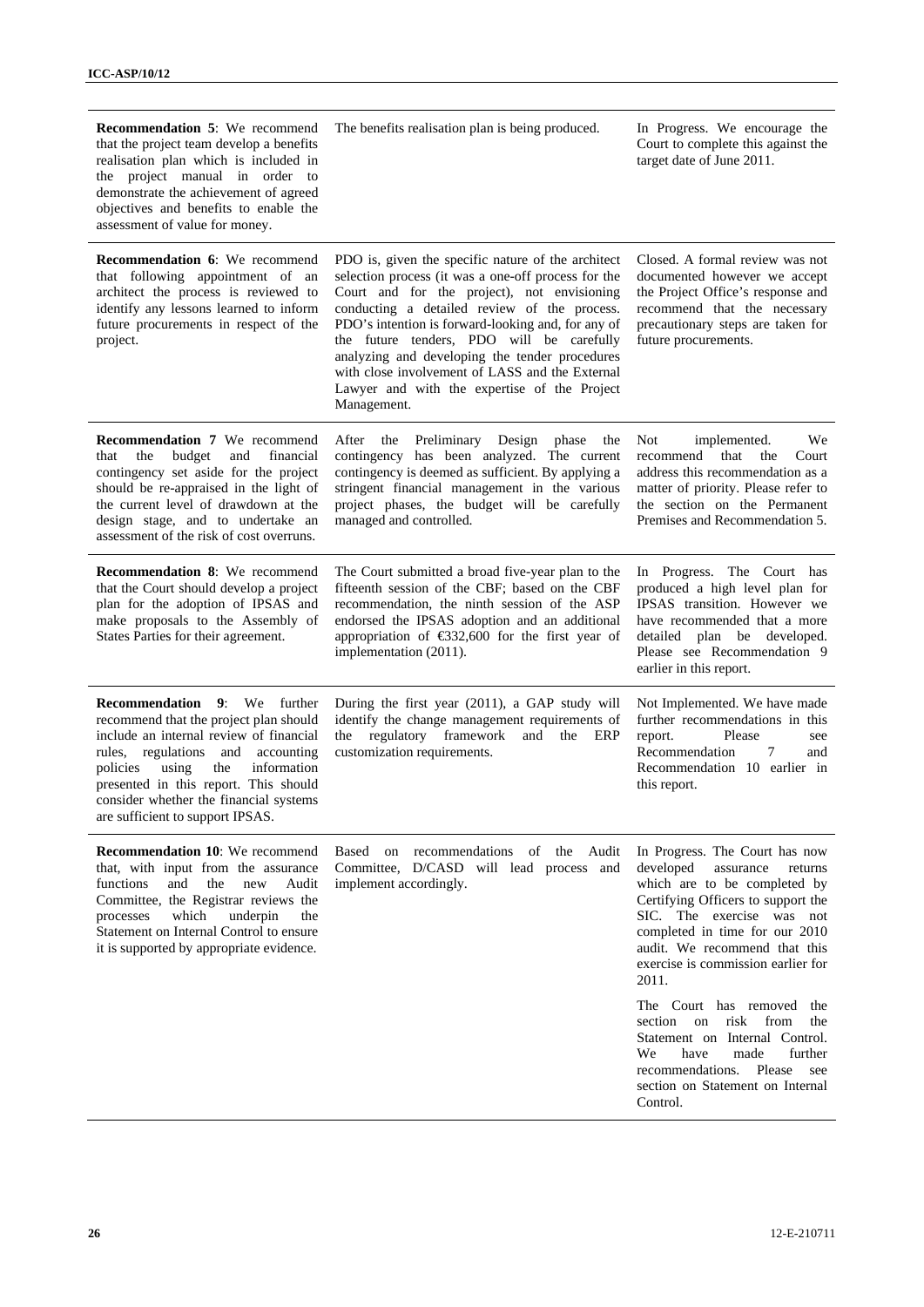| | | |
|---|---|---|
| **Recommendation 5**: We recommend that the project team develop a benefits realisation plan which is included in the project manual in order to demonstrate the achievement of agreed objectives and benefits to enable the assessment of value for money. | The benefits realisation plan is being produced. | In Progress. We encourage the Court to complete this against the target date of June 2011. |
| **Recommendation 6**: We recommend that following appointment of an architect the process is reviewed to identify any lessons learned to inform future procurements in respect of the project. | PDO is, given the specific nature of the architect selection process (it was a one-off process for the Court and for the project), not envisioning conducting a detailed review of the process. PDO's intention is forward-looking and, for any of the future tenders, PDO will be carefully analyzing and developing the tender procedures with close involvement of LASS and the External Lawyer and with the expertise of the Project Management. | Closed. A formal review was not documented however we accept the Project Office's response and recommend that the necessary precautionary steps are taken for future procurements. |
| **Recommendation 7** We recommend that the budget and financial contingency set aside for the project should be re-appraised in the light of the current level of drawdown at the design stage, and to undertake an assessment of the risk of cost overruns. | After the Preliminary Design phase the contingency has been analyzed. The current contingency is deemed as sufficient. By applying a stringent financial management in the various project phases, the budget will be carefully managed and controlled. | Not implemented. We recommend that the Court address this recommendation as a matter of priority. Please refer to the section on the Permanent Premises and Recommendation 5. |
| **Recommendation 8**: We recommend that the Court should develop a project plan for the adoption of IPSAS and make proposals to the Assembly of States Parties for their agreement. | The Court submitted a broad five-year plan to the fifteenth session of the CBF; based on the CBF recommendation, the ninth session of the ASP endorsed the IPSAS adoption and an additional appropriation of €332,600 for the first year of implementation (2011). | In Progress. The Court has produced a high level plan for IPSAS transition. However we have recommended that a more detailed plan be developed. Please see Recommendation 9 earlier in this report. |
| **Recommendation 9**: We further recommend that the project plan should include an internal review of financial rules, regulations and accounting policies using the information presented in this report. This should consider whether the financial systems are sufficient to support IPSAS. | During the first year (2011), a GAP study will identify the change management requirements of the regulatory framework and the ERP customization requirements. | Not Implemented. We have made further recommendations in this report. Please see Recommendation 7 and Recommendation 10 earlier in this report. |
| **Recommendation 10**: We recommend that, with input from the assurance functions and the new Audit Committee, the Registrar reviews the processes which underpin the Statement on Internal Control to ensure it is supported by appropriate evidence. | Based on recommendations of the Audit Committee, D/CASD will lead process and implement accordingly. | In Progress. The Court has now developed assurance returns which are to be completed by Certifying Officers to support the SIC. The exercise was not completed in time for our 2010 audit. We recommend that this exercise is commission earlier for 2011.<br><br>The Court has removed the section on risk from the Statement on Internal Control. We have made further recommendations. Please see section on Statement on Internal Control. |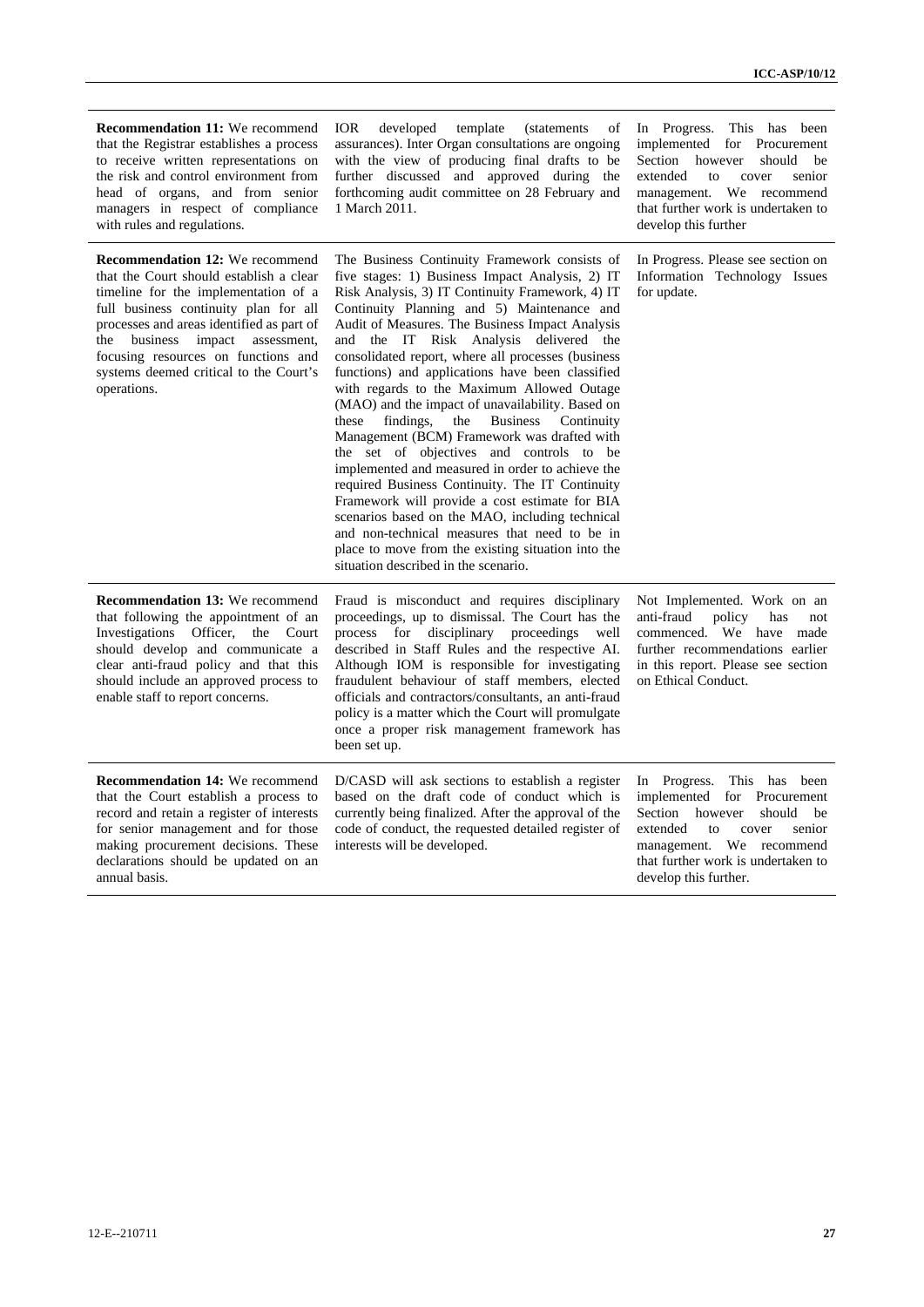| | | |
|---|---|---|
| **Recommendation 11:** We recommend that the Registrar establishes a process to receive written representations on the risk and control environment from head of organs, and from senior managers in respect of compliance with rules and regulations. | IOR developed template (statements of assurances). Inter Organ consultations are ongoing with the view of producing final drafts to be further discussed and approved during the forthcoming audit committee on 28 February and 1 March 2011. | In Progress. This has been implemented for Procurement Section however should be extended to cover senior management. We recommend that further work is undertaken to develop this further |
| **Recommendation 12:** We recommend that the Court should establish a clear timeline for the implementation of a full business continuity plan for all processes and areas identified as part of the business impact assessment, focusing resources on functions and systems deemed critical to the Court's operations. | The Business Continuity Framework consists of five stages: 1) Business Impact Analysis, 2) IT Risk Analysis, 3) IT Continuity Framework, 4) IT Continuity Planning and 5) Maintenance and Audit of Measures. The Business Impact Analysis and the IT Risk Analysis delivered the consolidated report, where all processes (business functions) and applications have been classified with regards to the Maximum Allowed Outage (MAO) and the impact of unavailability. Based on these findings, the Business Continuity Management (BCM) Framework was drafted with the set of objectives and controls to be implemented and measured in order to achieve the required Business Continuity. The IT Continuity Framework will provide a cost estimate for BIA scenarios based on the MAO, including technical and non-technical measures that need to be in place to move from the existing situation into the situation described in the scenario. | In Progress. Please see section on Information Technology Issues for update. |
| **Recommendation 13:** We recommend that following the appointment of an Investigations Officer, the Court should develop and communicate a clear anti-fraud policy and that this should include an approved process to enable staff to report concerns. | Fraud is misconduct and requires disciplinary proceedings, up to dismissal. The Court has the process for disciplinary proceedings well described in Staff Rules and the respective AI. Although IOM is responsible for investigating fraudulent behaviour of staff members, elected officials and contractors/consultants, an anti-fraud policy is a matter which the Court will promulgate once a proper risk management framework has been set up. | Not Implemented. Work on an anti-fraud policy has not commenced. We have made further recommendations earlier in this report. Please see section on Ethical Conduct. |
| **Recommendation 14:** We recommend that the Court establish a process to record and retain a register of interests for senior management and for those making procurement decisions. These declarations should be updated on an annual basis. | D/CASD will ask sections to establish a register based on the draft code of conduct which is currently being finalized. After the approval of the code of conduct, the requested detailed register of interests will be developed. | In Progress. This has been implemented for Procurement Section however should be extended to cover senior management. We recommend that further work is undertaken to develop this further. |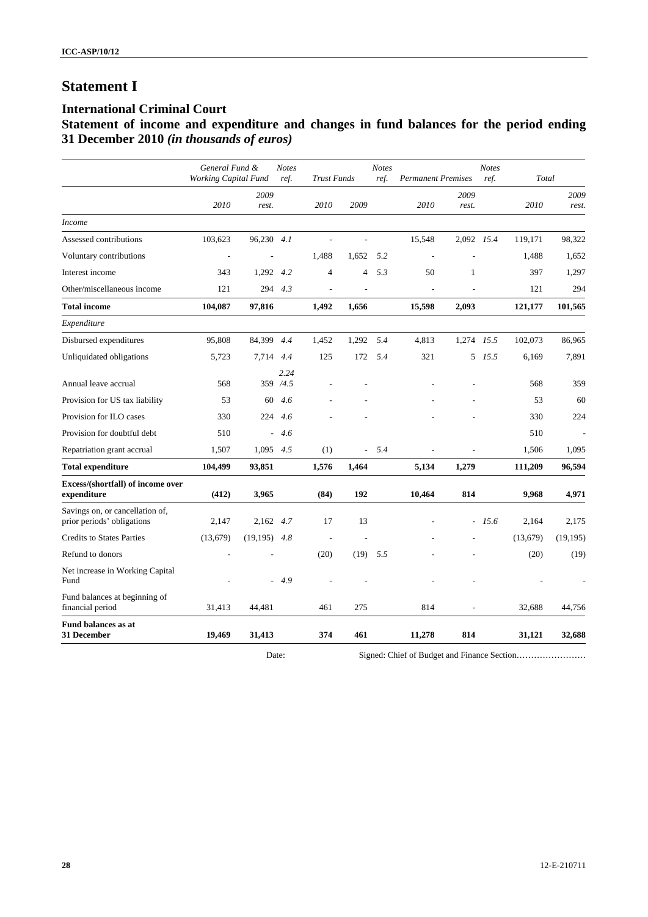# Statement I

## International Criminal Court

## Statement of income and expenditure and changes in fund balances for the period ending 31 December 2010 *(in thousands of euros)*

| | General Fund & Working Capital Fund | | Notes ref. | Trust Funds | | Notes ref. | Permanent Premises | | Notes ref. | Total | |
|---|---|---|---|---|---|---|---|---|---|---|---|
| | 2010 | 2009 rest. | | 2010 | 2009 | | 2010 | 2009 rest. | | 2010 | 2009 rest. |
| *Income* | | | | | | | | | | | |
| Assessed contributions | 103,623 | 96,230 | 4.1 | - | - | | 15,548 | 2,092 | 15.4 | 119,171 | 98,322 |
| Voluntary contributions | - | - | | 1,488 | 1,652 | 5.2 | - | - | | 1,488 | 1,652 |
| Interest income | 343 | 1,292 | 4.2 | 4 | 4 | 5.3 | 50 | 1 | | 397 | 1,297 |
| Other/miscellaneous income | 121 | 294 | 4.3 | - | - | | - | - | | 121 | 294 |
| **Total income** | **104,087** | **97,816** | | **1,492** | **1,656** | | **15,598** | **2,093** | | **121,177** | **101,565** |
| *Expenditure* | | | | | | | | | | | |
| Disbursed expenditures | 95,808 | 84,399 | 4.4 | 1,452 | 1,292 | 5.4 | 4,813 | 1,274 | 15.5 | 102,073 | 86,965 |
| Unliquidated obligations | 5,723 | 7,714 | 4.4 | 125 | 172 | 5.4 | 321 | 5 | 15.5 | 6,169 | 7,891 |
| Annual leave accrual | 568 | 359 | 2.24 /4.5 | - | - | | - | - | | 568 | 359 |
| Provision for US tax liability | 53 | 60 | 4.6 | - | - | | - | - | | 53 | 60 |
| Provision for ILO cases | 330 | 224 | 4.6 | - | - | | - | - | | 330 | 224 |
| Provision for doubtful debt | 510 | - | 4.6 | | | | | | | 510 | - |
| Repatriation grant accrual | 1,507 | 1,095 | 4.5 | (1) | - | 5.4 | - | - | | 1,506 | 1,095 |
| **Total expenditure** | **104,499** | **93,851** | | **1,576** | **1,464** | | **5,134** | **1,279** | | **111,209** | **96,594** |
| **Excess/(shortfall) of income over expenditure** | **(412)** | **3,965** | | **(84)** | **192** | | **10,464** | **814** | | **9,968** | **4,971** |
| Savings on, or cancellation of, prior periods' obligations | 2,147 | 2,162 | 4.7 | 17 | 13 | | - | - | 15.6 | 2,164 | 2,175 |
| Credits to States Parties | (13,679) | (19,195) | 4.8 | - | - | | - | - | | (13,679) | (19,195) |
| Refund to donors | - | - | | (20) | (19) | 5.5 | - | - | | (20) | (19) |
| Net increase in Working Capital Fund | - | - | 4.9 | - | - | | - | - | | - | - |
| Fund balances at beginning of financial period | 31,413 | 44,481 | | 461 | 275 | | 814 | - | | 32,688 | 44,756 |
| **Fund balances as at 31 December** | **19,469** | **31,413** | | **374** | **461** | | **11,278** | **814** | | **31,121** | **32,688** |

Date: Signed: Chief of Budget and Finance Section……………………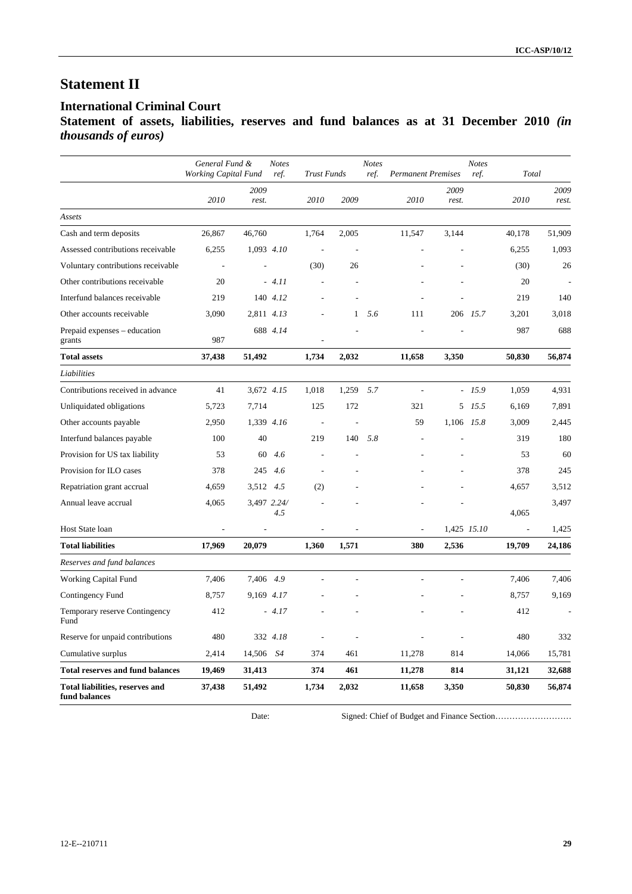# Statement II

## International Criminal Court

**Statement of assets, liabilities, reserves and fund balances as at 31 December 2010** ***(in thousands of euros)***

| | *General Fund & Working Capital Fund* | | *Notes ref.* | *Trust Funds* | | *Notes ref.* | *Permanent Premises* | | *Notes ref.* | *Total* | |
|---|---|---|---|---|---|---|---|---|---|---|---|
| | *2010* | *2009 rest.* | | *2010* | *2009* | | *2010* | *2009 rest.* | | *2010* | *2009 rest.* |
| *Assets* | | | | | | | | | | | |
| Cash and term deposits | 26,867 | 46,760 | | 1,764 | 2,005 | | 11,547 | 3,144 | | 40,178 | 51,909 |
| Assessed contributions receivable | 6,255 | 1,093 | *4.10* | - | - | | - | - | | 6,255 | 1,093 |
| Voluntary contributions receivable | - | - | | (30) | 26 | | - | - | | (30) | 26 |
| Other contributions receivable | 20 | - | *4.11* | - | - | | - | - | | 20 | - |
| Interfund balances receivable | 219 | 140 | *4.12* | - | - | | - | - | | 219 | 140 |
| Other accounts receivable | 3,090 | 2,811 | *4.13* | - | 1 | *5.6* | 111 | 206 | *15.7* | 3,201 | 3,018 |
| Prepaid expenses – education grants | 987 | 688 | *4.14* | - | - | | - | - | | 987 | 688 |
| **Total assets** | **37,438** | **51,492** | | **1,734** | **2,032** | | **11,658** | **3,350** | | **50,830** | **56,874** |
| *Liabilities* | | | | | | | | | | | |
| Contributions received in advance | 41 | 3,672 | *4.15* | 1,018 | 1,259 | *5.7* | - | - | *15.9* | 1,059 | 4,931 |
| Unliquidated obligations | 5,723 | 7,714 | | 125 | 172 | | 321 | 5 | *15.5* | 6,169 | 7,891 |
| Other accounts payable | 2,950 | 1,339 | *4.16* | - | - | | 59 | 1,106 | *15.8* | 3,009 | 2,445 |
| Interfund balances payable | 100 | 40 | | 219 | 140 | *5.8* | - | - | | 319 | 180 |
| Provision for US tax liability | 53 | 60 | *4.6* | - | - | | - | - | | 53 | 60 |
| Provision for ILO cases | 378 | 245 | *4.6* | - | - | | - | - | | 378 | 245 |
| Repatriation grant accrual | 4,659 | 3,512 | *4.5* | (2) | - | | - | - | | 4,657 | 3,512 |
| Annual leave accrual | 4,065 | 3,497 | *2.24/ 4.5* | - | - | | - | - | | 4,065 | 3,497 |
| Host State loan | - | - | | - | - | | - | 1,425 | *15.10* | - | 1,425 |
| **Total liabilities** | **17,969** | **20,079** | | **1,360** | **1,571** | | **380** | **2,536** | | **19,709** | **24,186** |
| *Reserves and fund balances* | | | | | | | | | | | |
| Working Capital Fund | 7,406 | 7,406 | *4.9* | - | - | | - | - | | 7,406 | 7,406 |
| Contingency Fund | 8,757 | 9,169 | *4.17* | - | - | | - | - | | 8,757 | 9,169 |
| Temporary reserve Contingency Fund | 412 | - | *4.17* | - | - | | - | - | | 412 | - |
| Reserve for unpaid contributions | 480 | 332 | *4.18* | - | - | | - | - | | 480 | 332 |
| Cumulative surplus | 2,414 | 14,506 | *S4* | 374 | 461 | | 11,278 | 814 | | 14,066 | 15,781 |
| **Total reserves and fund balances** | **19,469** | **31,413** | | **374** | **461** | | **11,278** | **814** | | **31,121** | **32,688** |
| **Total liabilities, reserves and fund balances** | **37,438** | **51,492** | | **1,734** | **2,032** | | **11,658** | **3,350** | | **50,830** | **56,874** |

Date: Signed: Chief of Budget and Finance Section………………………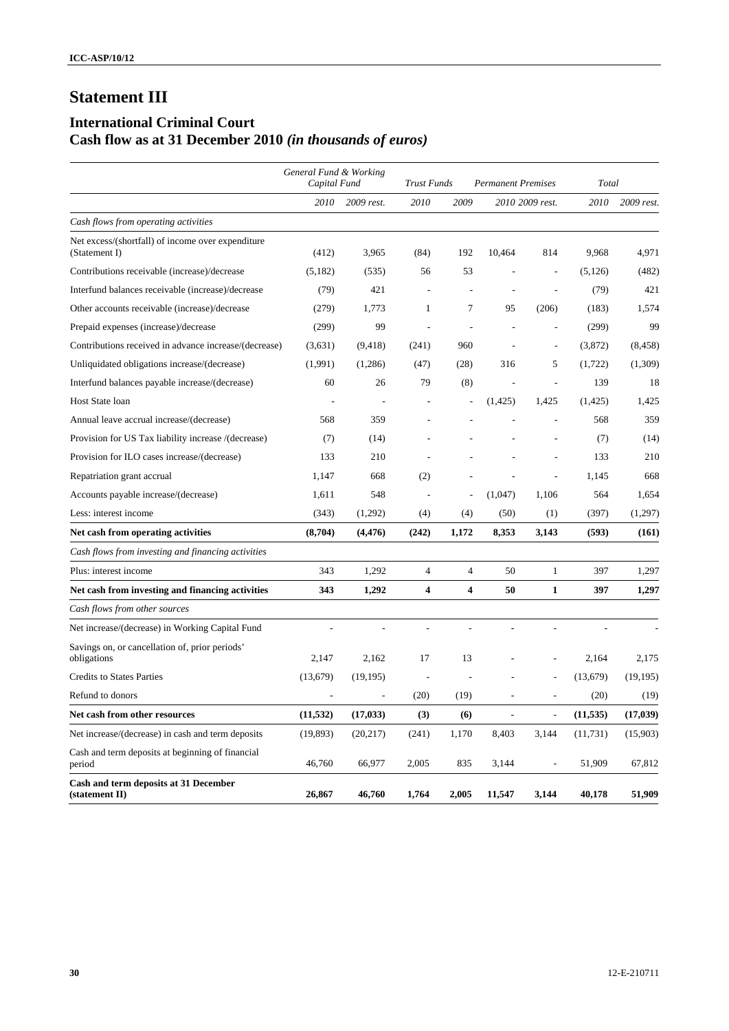# Statement III

## International Criminal Court
## Cash flow as at 31 December 2010 *(in thousands of euros)*

| | *General Fund & Working Capital Fund* | | *Trust Funds* | | *Permanent Premises* | | *Total* | |
|---|---|---|---|---|---|---|---|---|
| | *2010* | *2009 rest.* | *2010* | *2009* | *2010* | *2009 rest.* | *2010* | *2009 rest.* |
| *Cash flows from operating activities* | | | | | | | | |
| Net excess/(shortfall) of income over expenditure (Statement I) | (412) | 3,965 | (84) | 192 | 10,464 | 814 | 9,968 | 4,971 |
| Contributions receivable (increase)/decrease | (5,182) | (535) | 56 | 53 | - | - | (5,126) | (482) |
| Interfund balances receivable (increase)/decrease | (79) | 421 | - | - | - | - | (79) | 421 |
| Other accounts receivable (increase)/decrease | (279) | 1,773 | 1 | 7 | 95 | (206) | (183) | 1,574 |
| Prepaid expenses (increase)/decrease | (299) | 99 | - | - | - | - | (299) | 99 |
| Contributions received in advance increase/(decrease) | (3,631) | (9,418) | (241) | 960 | - | - | (3,872) | (8,458) |
| Unliquidated obligations increase/(decrease) | (1,991) | (1,286) | (47) | (28) | 316 | 5 | (1,722) | (1,309) |
| Interfund balances payable increase/(decrease) | 60 | 26 | 79 | (8) | - | - | 139 | 18 |
| Host State loan | - | - | - | - | (1,425) | 1,425 | (1,425) | 1,425 |
| Annual leave accrual increase/(decrease) | 568 | 359 | - | - | - | - | 568 | 359 |
| Provision for US Tax liability increase /(decrease) | (7) | (14) | - | - | - | - | (7) | (14) |
| Provision for ILO cases increase/(decrease) | 133 | 210 | - | - | - | - | 133 | 210 |
| Repatriation grant accrual | 1,147 | 668 | (2) | - | - | - | 1,145 | 668 |
| Accounts payable increase/(decrease) | 1,611 | 548 | - | - | (1,047) | 1,106 | 564 | 1,654 |
| Less: interest income | (343) | (1,292) | (4) | (4) | (50) | (1) | (397) | (1,297) |
| **Net cash from operating activities** | **(8,704)** | **(4,476)** | **(242)** | **1,172** | **8,353** | **3,143** | **(593)** | **(161)** |
| *Cash flows from investing and financing activities* | | | | | | | | |
| Plus: interest income | 343 | 1,292 | 4 | 4 | 50 | 1 | 397 | 1,297 |
| **Net cash from investing and financing activities** | **343** | **1,292** | **4** | **4** | **50** | **1** | **397** | **1,297** |
| *Cash flows from other sources* | | | | | | | | |
| Net increase/(decrease) in Working Capital Fund | - | - | - | - | - | - | - | - |
| Savings on, or cancellation of, prior periods' obligations | 2,147 | 2,162 | 17 | 13 | - | - | 2,164 | 2,175 |
| Credits to States Parties | (13,679) | (19,195) | - | - | - | - | (13,679) | (19,195) |
| Refund to donors | - | - | (20) | (19) | - | - | (20) | (19) |
| **Net cash from other resources** | **(11,532)** | **(17,033)** | **(3)** | **(6)** | **-** | **-** | **(11,535)** | **(17,039)** |
| Net increase/(decrease) in cash and term deposits | (19,893) | (20,217) | (241) | 1,170 | 8,403 | 3,144 | (11,731) | (15,903) |
| Cash and term deposits at beginning of financial period | 46,760 | 66,977 | 2,005 | 835 | 3,144 | - | 51,909 | 67,812 |
| **Cash and term deposits at 31 December (statement II)** | **26,867** | **46,760** | **1,764** | **2,005** | **11,547** | **3,144** | **40,178** | **51,909** |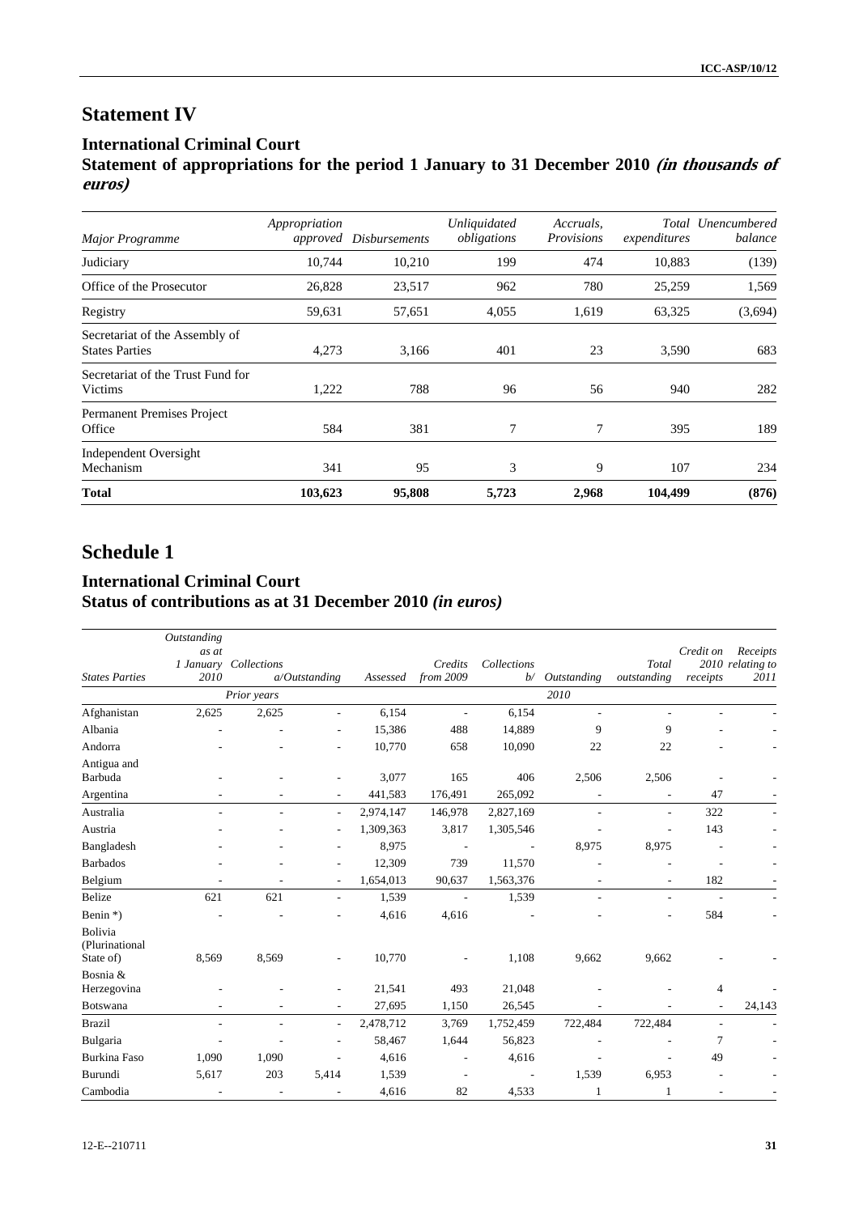# Statement IV

## International Criminal Court
## Statement of appropriations for the period 1 January to 31 December 2010 *(in thousands of euros)*

| *Major Programme* | *Appropriation approved* | *Disbursements* | *Unliquidated obligations* | *Accruals, Provisions* | *Total expenditures* | *Unencumbered balance* |
|---|---|---|---|---|---|---|
| Judiciary | 10,744 | 10,210 | 199 | 474 | 10,883 | (139) |
| Office of the Prosecutor | 26,828 | 23,517 | 962 | 780 | 25,259 | 1,569 |
| Registry | 59,631 | 57,651 | 4,055 | 1,619 | 63,325 | (3,694) |
| Secretariat of the Assembly of States Parties | 4,273 | 3,166 | 401 | 23 | 3,590 | 683 |
| Secretariat of the Trust Fund for Victims | 1,222 | 788 | 96 | 56 | 940 | 282 |
| Permanent Premises Project Office | 584 | 381 | 7 | 7 | 395 | 189 |
| Independent Oversight Mechanism | 341 | 95 | 3 | 9 | 107 | 234 |
| **Total** | **103,623** | **95,808** | **5,723** | **2,968** | **104,499** | **(876)** |

# Schedule 1

## International Criminal Court
## Status of contributions as at 31 December 2010 *(in euros)*

| *States Parties* | *Outstanding as at 1 January 2010* | *Collections a/* | *Outstanding* | *Assessed* | *Credits from 2009* | *Collections b/* | *Outstanding* | *Total outstanding* | *Credit on 2010 receipts* | *Receipts relating to 2011* |
|---|---|---|---|---|---|---|---|---|---|---|
| | | *Prior years* | | | | | *2010* | | | |
| Afghanistan | 2,625 | 2,625 | - | 6,154 | - | 6,154 | - | - | - | - |
| Albania | - | - | - | 15,386 | 488 | 14,889 | 9 | 9 | - | - |
| Andorra | - | - | - | 10,770 | 658 | 10,090 | 22 | 22 | - | - |
| Antigua and Barbuda | - | - | - | 3,077 | 165 | 406 | 2,506 | 2,506 | - | - |
| Argentina | - | - | - | 441,583 | 176,491 | 265,092 | - | - | 47 | - |
| Australia | - | - | - | 2,974,147 | 146,978 | 2,827,169 | - | - | 322 | - |
| Austria | - | - | - | 1,309,363 | 3,817 | 1,305,546 | - | - | 143 | - |
| Bangladesh | - | - | - | 8,975 | - | - | 8,975 | 8,975 | - | - |
| Barbados | - | - | - | 12,309 | 739 | 11,570 | - | - | - | - |
| Belgium | - | - | - | 1,654,013 | 90,637 | 1,563,376 | - | - | 182 | - |
| Belize | 621 | 621 | - | 1,539 | - | 1,539 | - | - | - | - |
| Benin *) | - | - | - | 4,616 | 4,616 | - | - | - | 584 | - |
| Bolivia (Plurinational State of) | 8,569 | 8,569 | - | 10,770 | - | 1,108 | 9,662 | 9,662 | - | - |
| Bosnia & Herzegovina | - | - | - | 21,541 | 493 | 21,048 | - | - | 4 | - |
| Botswana | - | - | - | 27,695 | 1,150 | 26,545 | - | - | - | 24,143 |
| Brazil | - | - | - | 2,478,712 | 3,769 | 1,752,459 | 722,484 | 722,484 | - | - |
| Bulgaria | - | - | - | 58,467 | 1,644 | 56,823 | - | - | 7 | - |
| Burkina Faso | 1,090 | 1,090 | - | 4,616 | - | 4,616 | - | - | 49 | - |
| Burundi | 5,617 | 203 | 5,414 | 1,539 | - | - | 1,539 | 6,953 | - | - |
| Cambodia | - | - | - | 4,616 | 82 | 4,533 | 1 | 1 | - | - |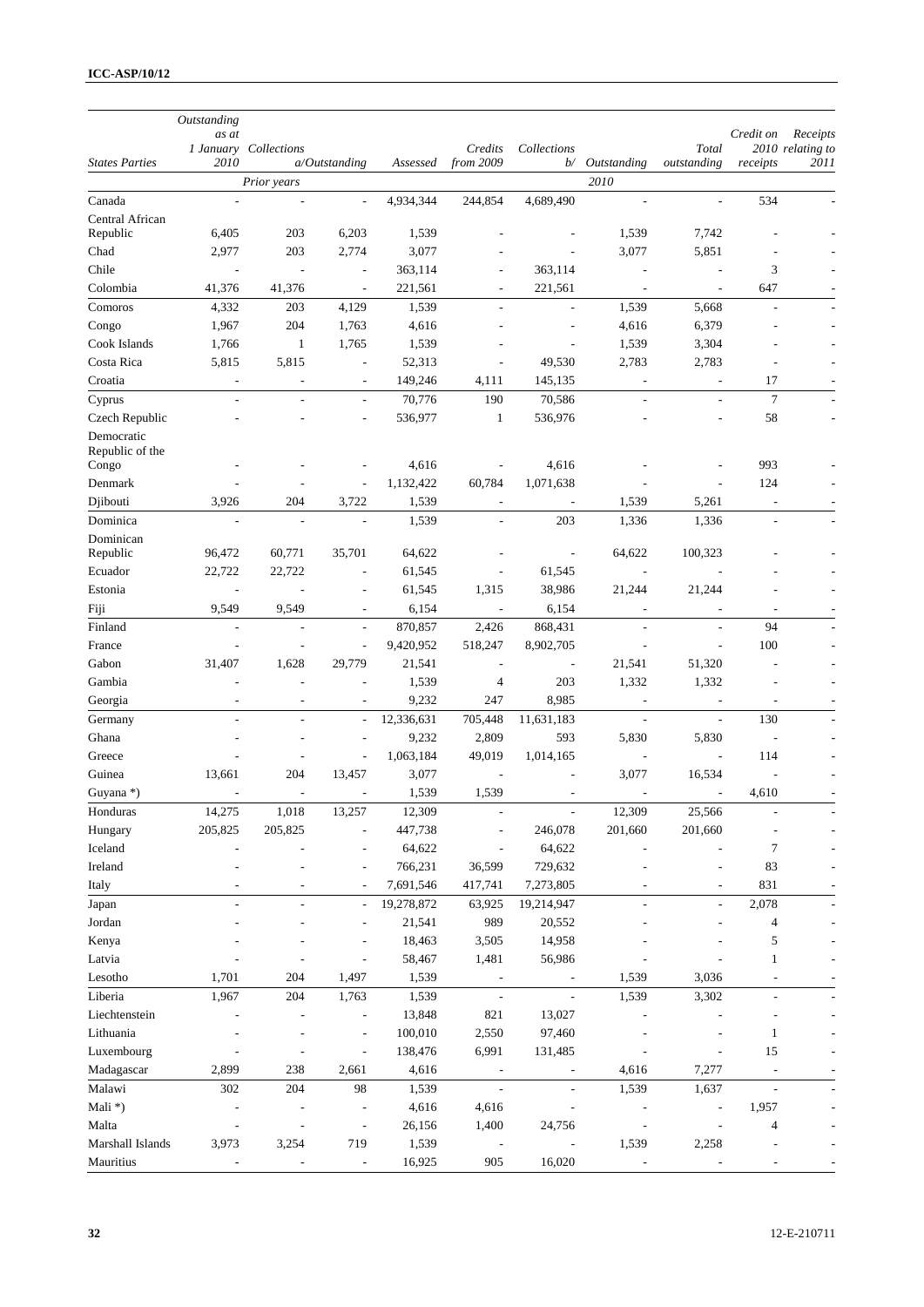| States Parties | Outstanding as at 1 January 2010 | Collections | a/Outstanding | Assessed | Credits from 2009 | Collections b/ | Outstanding | Total outstanding | Credit on receipts | Receipts 2010 relating to 2011 |
|---|---|---|---|---|---|---|---|---|---|---|
| | | Prior years | | | | | 2010 | | | |
| Canada | - | - | - | 4,934,344 | 244,854 | 4,689,490 | - | - | 534 | - |
| Central African Republic | 6,405 | 203 | 6,203 | 1,539 | - | - | 1,539 | 7,742 | - | - |
| Chad | 2,977 | 203 | 2,774 | 3,077 | - | - | 3,077 | 5,851 | - | - |
| Chile | - | - | - | 363,114 | - | 363,114 | - | - | 3 | - |
| Colombia | 41,376 | 41,376 | - | 221,561 | - | 221,561 | - | - | 647 | - |
| Comoros | 4,332 | 203 | 4,129 | 1,539 | - | - | 1,539 | 5,668 | - | - |
| Congo | 1,967 | 204 | 1,763 | 4,616 | - | - | 4,616 | 6,379 | - | - |
| Cook Islands | 1,766 | 1 | 1,765 | 1,539 | - | - | 1,539 | 3,304 | - | - |
| Costa Rica | 5,815 | 5,815 | - | 52,313 | - | 49,530 | 2,783 | 2,783 | - | - |
| Croatia | - | - | - | 149,246 | 4,111 | 145,135 | - | - | 17 | - |
| Cyprus | - | - | - | 70,776 | 190 | 70,586 | - | - | 7 | - |
| Czech Republic | - | - | - | 536,977 | 1 | 536,976 | - | - | 58 | - |
| Democratic Republic of the Congo | - | - | - | 4,616 | - | 4,616 | - | - | 993 | - |
| Denmark | - | - | - | 1,132,422 | 60,784 | 1,071,638 | - | - | 124 | - |
| Djibouti | 3,926 | 204 | 3,722 | 1,539 | - | - | 1,539 | 5,261 | - | - |
| Dominica | - | - | - | 1,539 | - | 203 | 1,336 | 1,336 | - | - |
| Dominican Republic | 96,472 | 60,771 | 35,701 | 64,622 | - | - | 64,622 | 100,323 | - | - |
| Ecuador | 22,722 | 22,722 | - | 61,545 | - | 61,545 | - | - | - | - |
| Estonia | - | - | - | 61,545 | 1,315 | 38,986 | 21,244 | 21,244 | - | - |
| Fiji | 9,549 | 9,549 | - | 6,154 | - | 6,154 | - | - | - | - |
| Finland | - | - | - | 870,857 | 2,426 | 868,431 | - | - | 94 | - |
| France | - | - | - | 9,420,952 | 518,247 | 8,902,705 | - | - | 100 | - |
| Gabon | 31,407 | 1,628 | 29,779 | 21,541 | - | - | 21,541 | 51,320 | - | - |
| Gambia | - | - | - | 1,539 | 4 | 203 | 1,332 | 1,332 | - | - |
| Georgia | - | - | - | 9,232 | 247 | 8,985 | - | - | - | - |
| Germany | - | - | - | 12,336,631 | 705,448 | 11,631,183 | - | - | 130 | - |
| Ghana | - | - | - | 9,232 | 2,809 | 593 | 5,830 | 5,830 | - | - |
| Greece | - | - | - | 1,063,184 | 49,019 | 1,014,165 | - | - | 114 | - |
| Guinea | 13,661 | 204 | 13,457 | 3,077 | - | - | 3,077 | 16,534 | - | - |
| Guyana *) | - | - | - | 1,539 | 1,539 | - | - | - | 4,610 | - |
| Honduras | 14,275 | 1,018 | 13,257 | 12,309 | - | - | 12,309 | 25,566 | - | - |
| Hungary | 205,825 | 205,825 | - | 447,738 | - | 246,078 | 201,660 | 201,660 | - | - |
| Iceland | - | - | - | 64,622 | - | 64,622 | - | - | 7 | - |
| Ireland | - | - | - | 766,231 | 36,599 | 729,632 | - | - | 83 | - |
| Italy | - | - | - | 7,691,546 | 417,741 | 7,273,805 | - | - | 831 | - |
| Japan | - | - | - | 19,278,872 | 63,925 | 19,214,947 | - | - | 2,078 | - |
| Jordan | - | - | - | 21,541 | 989 | 20,552 | - | - | 4 | - |
| Kenya | - | - | - | 18,463 | 3,505 | 14,958 | - | - | 5 | - |
| Latvia | - | - | - | 58,467 | 1,481 | 56,986 | - | - | 1 | - |
| Lesotho | 1,701 | 204 | 1,497 | 1,539 | - | - | 1,539 | 3,036 | - | - |
| Liberia | 1,967 | 204 | 1,763 | 1,539 | - | - | 1,539 | 3,302 | - | - |
| Liechtenstein | - | - | - | 13,848 | 821 | 13,027 | - | - | - | - |
| Lithuania | - | - | - | 100,010 | 2,550 | 97,460 | - | - | 1 | - |
| Luxembourg | - | - | - | 138,476 | 6,991 | 131,485 | - | - | 15 | - |
| Madagascar | 2,899 | 238 | 2,661 | 4,616 | - | - | 4,616 | 7,277 | - | - |
| Malawi | 302 | 204 | 98 | 1,539 | - | - | 1,539 | 1,637 | - | - |
| Mali *) | - | - | - | 4,616 | 4,616 | - | - | - | 1,957 | - |
| Malta | - | - | - | 26,156 | 1,400 | 24,756 | - | - | 4 | - |
| Marshall Islands | 3,973 | 3,254 | 719 | 1,539 | - | - | 1,539 | 2,258 | - | - |
| Mauritius | - | - | - | 16,925 | 905 | 16,020 | - | - | - | - |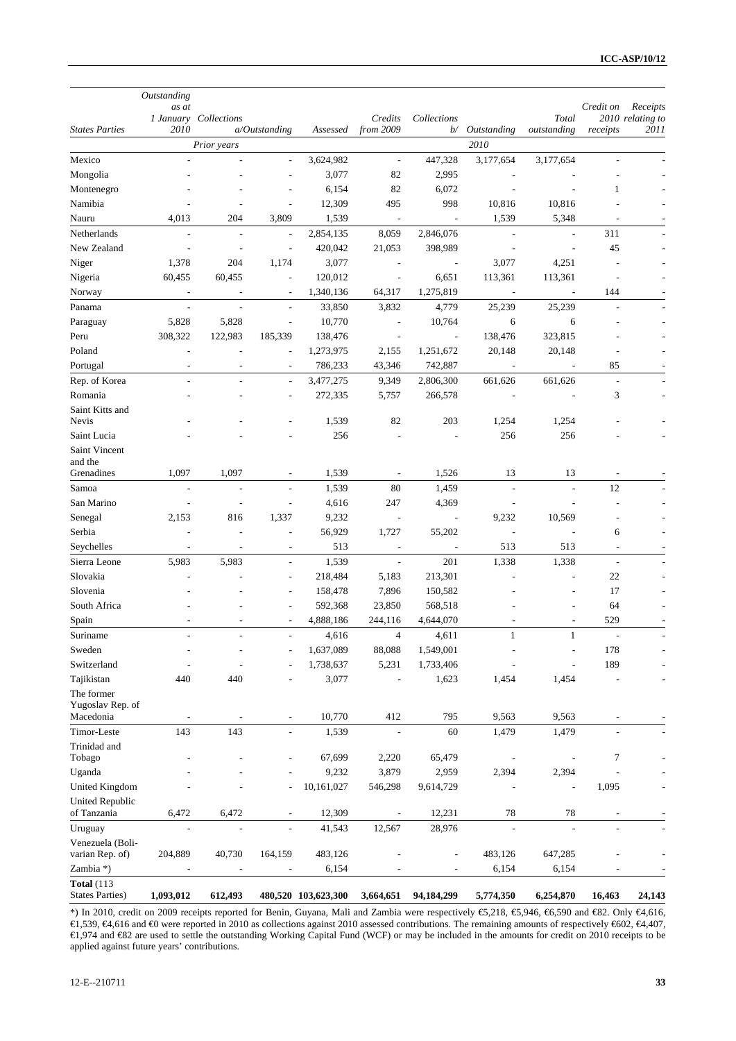| States Parties | Outstanding as at 1 January 2010 | Collections | a/Outstanding | Assessed | Credits from 2009 | Collections b/ | Outstanding | Total outstanding | Credit on receipts | Receipts 2010 relating to 2011 |
|---|---|---|---|---|---|---|---|---|---|---|
| | | Prior years | | | | | 2010 | | | |
| Mexico | - | - | - | 3,624,982 | - | 447,328 | 3,177,654 | 3,177,654 | - | - |
| Mongolia | - | - | - | 3,077 | 82 | 2,995 | - | - | - | - |
| Montenegro | - | - | - | 6,154 | 82 | 6,072 | - | - | 1 | - |
| Namibia | - | - | - | 12,309 | 495 | 998 | 10,816 | 10,816 | - | - |
| Nauru | 4,013 | 204 | 3,809 | 1,539 | - | - | 1,539 | 5,348 | - | - |
| Netherlands | - | - | - | 2,854,135 | 8,059 | 2,846,076 | - | - | 311 | - |
| New Zealand | - | - | - | 420,042 | 21,053 | 398,989 | - | - | 45 | - |
| Niger | 1,378 | 204 | 1,174 | 3,077 | - | - | 3,077 | 4,251 | - | - |
| Nigeria | 60,455 | 60,455 | - | 120,012 | - | 6,651 | 113,361 | 113,361 | - | - |
| Norway | - | - | - | 1,340,136 | 64,317 | 1,275,819 | - | - | 144 | - |
| Panama | - | - | - | 33,850 | 3,832 | 4,779 | 25,239 | 25,239 | - | - |
| Paraguay | 5,828 | 5,828 | - | 10,770 | - | 10,764 | 6 | 6 | - | - |
| Peru | 308,322 | 122,983 | 185,339 | 138,476 | - | - | 138,476 | 323,815 | - | - |
| Poland | - | - | - | 1,273,975 | 2,155 | 1,251,672 | 20,148 | 20,148 | - | - |
| Portugal | - | - | - | 786,233 | 43,346 | 742,887 | - | - | 85 | - |
| Rep. of Korea | - | - | - | 3,477,275 | 9,349 | 2,806,300 | 661,626 | 661,626 | - | - |
| Romania | - | - | - | 272,335 | 5,757 | 266,578 | - | - | 3 | - |
| Saint Kitts and Nevis | - | - | - | 1,539 | 82 | 203 | 1,254 | 1,254 | - | - |
| Saint Lucia | - | - | - | 256 | - | - | 256 | 256 | - | - |
| Saint Vincent and the Grenadines | 1,097 | 1,097 | - | 1,539 | - | 1,526 | 13 | 13 | - | - |
| Samoa | - | - | - | 1,539 | 80 | 1,459 | - | - | 12 | - |
| San Marino | - | - | - | 4,616 | 247 | 4,369 | - | - | - | - |
| Senegal | 2,153 | 816 | 1,337 | 9,232 | - | - | 9,232 | 10,569 | - | - |
| Serbia | - | - | - | 56,929 | 1,727 | 55,202 | - | - | 6 | - |
| Seychelles | - | - | - | 513 | - | - | 513 | 513 | - | - |
| Sierra Leone | 5,983 | 5,983 | - | 1,539 | - | 201 | 1,338 | 1,338 | - | - |
| Slovakia | - | - | - | 218,484 | 5,183 | 213,301 | - | - | 22 | - |
| Slovenia | - | - | - | 158,478 | 7,896 | 150,582 | - | - | 17 | - |
| South Africa | - | - | - | 592,368 | 23,850 | 568,518 | - | - | 64 | - |
| Spain | - | - | - | 4,888,186 | 244,116 | 4,644,070 | - | - | 529 | - |
| Suriname | - | - | - | 4,616 | 4 | 4,611 | 1 | 1 | - | - |
| Sweden | - | - | - | 1,637,089 | 88,088 | 1,549,001 | - | - | 178 | - |
| Switzerland | - | - | - | 1,738,637 | 5,231 | 1,733,406 | - | - | 189 | - |
| Tajikistan | 440 | 440 | - | 3,077 | - | 1,623 | 1,454 | 1,454 | - | - |
| The former Yugoslav Rep. of Macedonia | - | - | - | 10,770 | 412 | 795 | 9,563 | 9,563 | - | - |
| Timor-Leste | 143 | 143 | - | 1,539 | - | 60 | 1,479 | 1,479 | - | - |
| Trinidad and Tobago | - | - | - | 67,699 | 2,220 | 65,479 | - | - | 7 | - |
| Uganda | - | - | - | 9,232 | 3,879 | 2,959 | 2,394 | 2,394 | - | - |
| United Kingdom | - | - | - | 10,161,027 | 546,298 | 9,614,729 | - | - | 1,095 | - |
| United Republic of Tanzania | 6,472 | 6,472 | - | 12,309 | - | 12,231 | 78 | 78 | - | - |
| Uruguay | - | - | - | 41,543 | 12,567 | 28,976 | - | - | - | - |
| Venezuela (Bolivarian Rep. of) | 204,889 | 40,730 | 164,159 | 483,126 | - | - | 483,126 | 647,285 | - | - |
| Zambia *) | - | - | - | 6,154 | - | - | 6,154 | 6,154 | - | - |
| **Total** (113 States Parties) | **1,093,012** | **612,493** | **480,520** | **103,623,300** | **3,664,651** | **94,184,299** | **5,774,350** | **6,254,870** | **16,463** | **24,143** |

*) In 2010, credit on 2009 receipts reported for Benin, Guyana, Mali and Zambia were respectively €5,218, €5,946, €6,590 and €82. Only €4,616, €1,539, €4,616 and €0 were reported in 2010 as collections against 2010 assessed contributions. The remaining amounts of respectively €602, €4,407, €1,974 and €82 are used to settle the outstanding Working Capital Fund (WCF) or may be included in the amounts for credit on 2010 receipts to be applied against future years' contributions.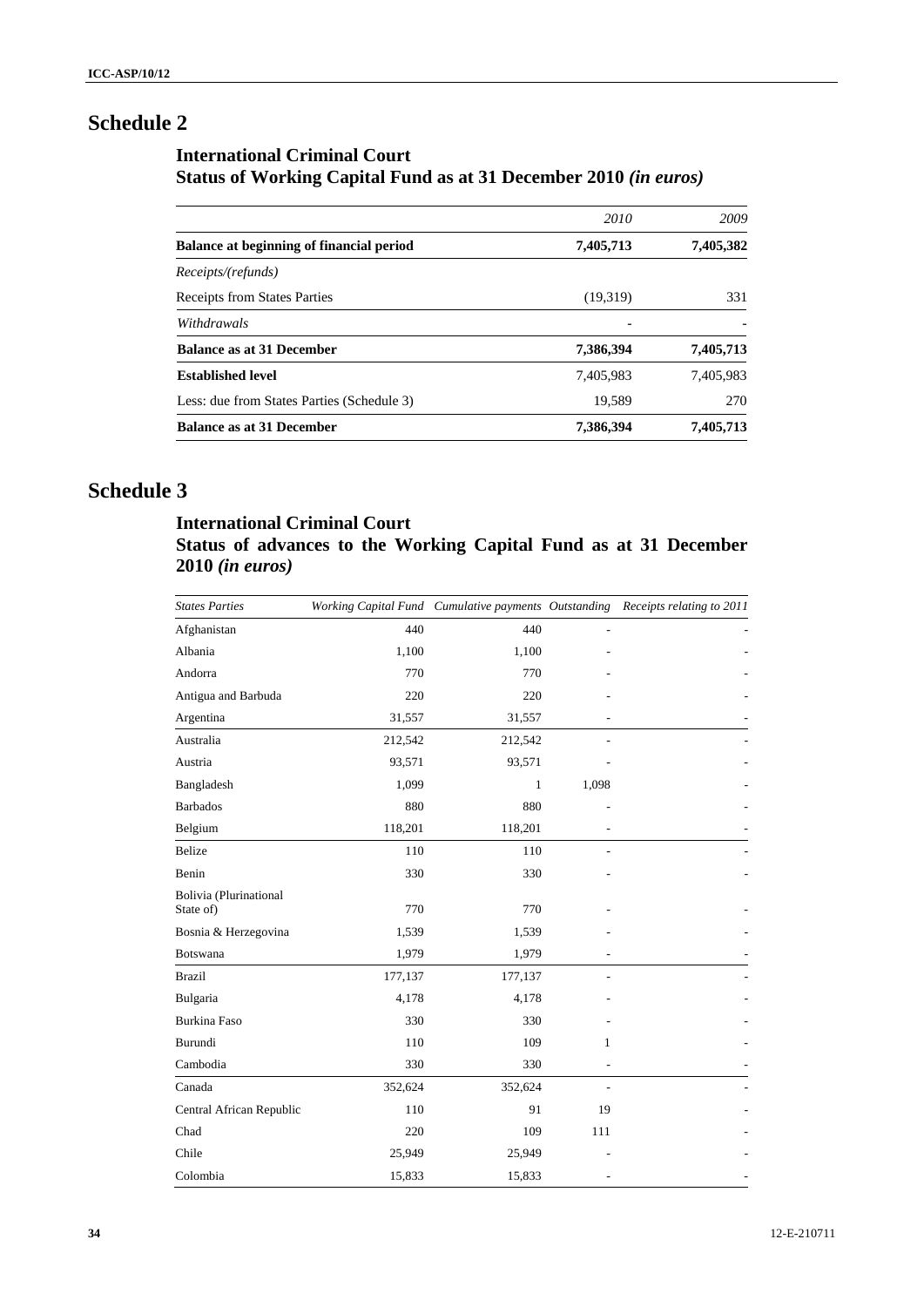# Schedule 2

## International Criminal Court
## Status of Working Capital Fund as at 31 December 2010 *(in euros)*

| | *2010* | *2009* |
|---|---|---|
| **Balance at beginning of financial period** | **7,405,713** | **7,405,382** |
| *Receipts/(refunds)* | | |
| Receipts from States Parties | (19,319) | 331 |
| *Withdrawals* | - | - |
| **Balance as at 31 December** | **7,386,394** | **7,405,713** |
| **Established level** | 7,405,983 | 7,405,983 |
| Less: due from States Parties (Schedule 3) | 19,589 | 270 |
| **Balance as at 31 December** | **7,386,394** | **7,405,713** |

# Schedule 3

## International Criminal Court
## Status of advances to the Working Capital Fund as at 31 December 2010 *(in euros)*

| *States Parties* | *Working Capital Fund* | *Cumulative payments* | *Outstanding* | *Receipts relating to 2011* |
|---|---|---|---|---|
| Afghanistan | 440 | 440 | - | - |
| Albania | 1,100 | 1,100 | - | - |
| Andorra | 770 | 770 | - | - |
| Antigua and Barbuda | 220 | 220 | - | - |
| Argentina | 31,557 | 31,557 | - | - |
| Australia | 212,542 | 212,542 | - | - |
| Austria | 93,571 | 93,571 | - | - |
| Bangladesh | 1,099 | 1 | 1,098 | - |
| Barbados | 880 | 880 | - | - |
| Belgium | 118,201 | 118,201 | - | - |
| Belize | 110 | 110 | - | - |
| Benin | 330 | 330 | - | - |
| Bolivia (Plurinational State of) | 770 | 770 | - | - |
| Bosnia & Herzegovina | 1,539 | 1,539 | - | - |
| Botswana | 1,979 | 1,979 | - | - |
| Brazil | 177,137 | 177,137 | - | - |
| Bulgaria | 4,178 | 4,178 | - | - |
| Burkina Faso | 330 | 330 | - | - |
| Burundi | 110 | 109 | 1 | - |
| Cambodia | 330 | 330 | - | - |
| Canada | 352,624 | 352,624 | - | - |
| Central African Republic | 110 | 91 | 19 | - |
| Chad | 220 | 109 | 111 | - |
| Chile | 25,949 | 25,949 | - | - |
| Colombia | 15,833 | 15,833 | - | - |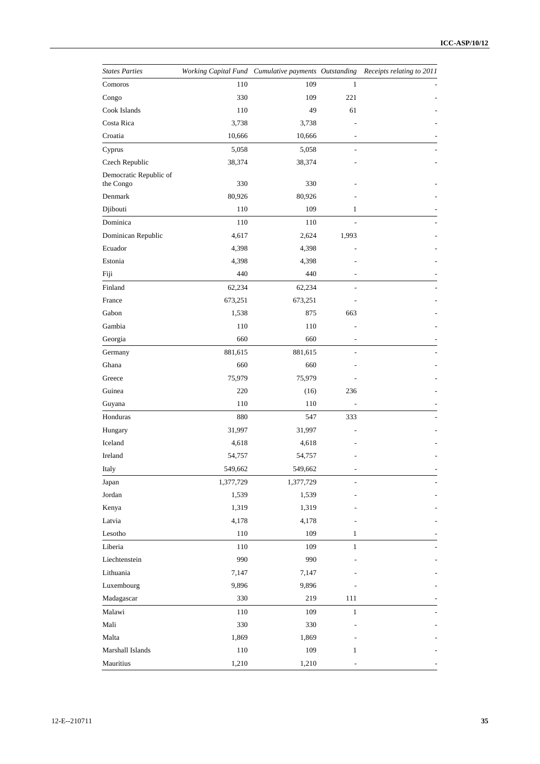| *States Parties* | *Working Capital Fund* | *Cumulative payments* | *Outstanding* | *Receipts relating to 2011* |
|---|---|---|---|---|
| Comoros | 110 | 109 | 1 | - |
| Congo | 330 | 109 | 221 | - |
| Cook Islands | 110 | 49 | 61 | - |
| Costa Rica | 3,738 | 3,738 | - | - |
| Croatia | 10,666 | 10,666 | - | - |
| Cyprus | 5,058 | 5,058 | - | - |
| Czech Republic | 38,374 | 38,374 | - | - |
| Democratic Republic of the Congo | 330 | 330 | - | - |
| Denmark | 80,926 | 80,926 | - | - |
| Djibouti | 110 | 109 | 1 | - |
| Dominica | 110 | 110 | - | - |
| Dominican Republic | 4,617 | 2,624 | 1,993 | - |
| Ecuador | 4,398 | 4,398 | - | - |
| Estonia | 4,398 | 4,398 | - | - |
| Fiji | 440 | 440 | - | - |
| Finland | 62,234 | 62,234 | - | - |
| France | 673,251 | 673,251 | - | - |
| Gabon | 1,538 | 875 | 663 | - |
| Gambia | 110 | 110 | - | - |
| Georgia | 660 | 660 | - | - |
| Germany | 881,615 | 881,615 | - | - |
| Ghana | 660 | 660 | - | - |
| Greece | 75,979 | 75,979 | - | - |
| Guinea | 220 | (16) | 236 | - |
| Guyana | 110 | 110 | - | - |
| Honduras | 880 | 547 | 333 | - |
| Hungary | 31,997 | 31,997 | - | - |
| Iceland | 4,618 | 4,618 | - | - |
| Ireland | 54,757 | 54,757 | - | - |
| Italy | 549,662 | 549,662 | - | - |
| Japan | 1,377,729 | 1,377,729 | - | - |
| Jordan | 1,539 | 1,539 | - | - |
| Kenya | 1,319 | 1,319 | - | - |
| Latvia | 4,178 | 4,178 | - | - |
| Lesotho | 110 | 109 | 1 | - |
| Liberia | 110 | 109 | 1 | - |
| Liechtenstein | 990 | 990 | - | - |
| Lithuania | 7,147 | 7,147 | - | - |
| Luxembourg | 9,896 | 9,896 | - | - |
| Madagascar | 330 | 219 | 111 | - |
| Malawi | 110 | 109 | 1 | - |
| Mali | 330 | 330 | - | - |
| Malta | 1,869 | 1,869 | - | - |
| Marshall Islands | 110 | 109 | 1 | - |
| Mauritius | 1,210 | 1,210 | - | - |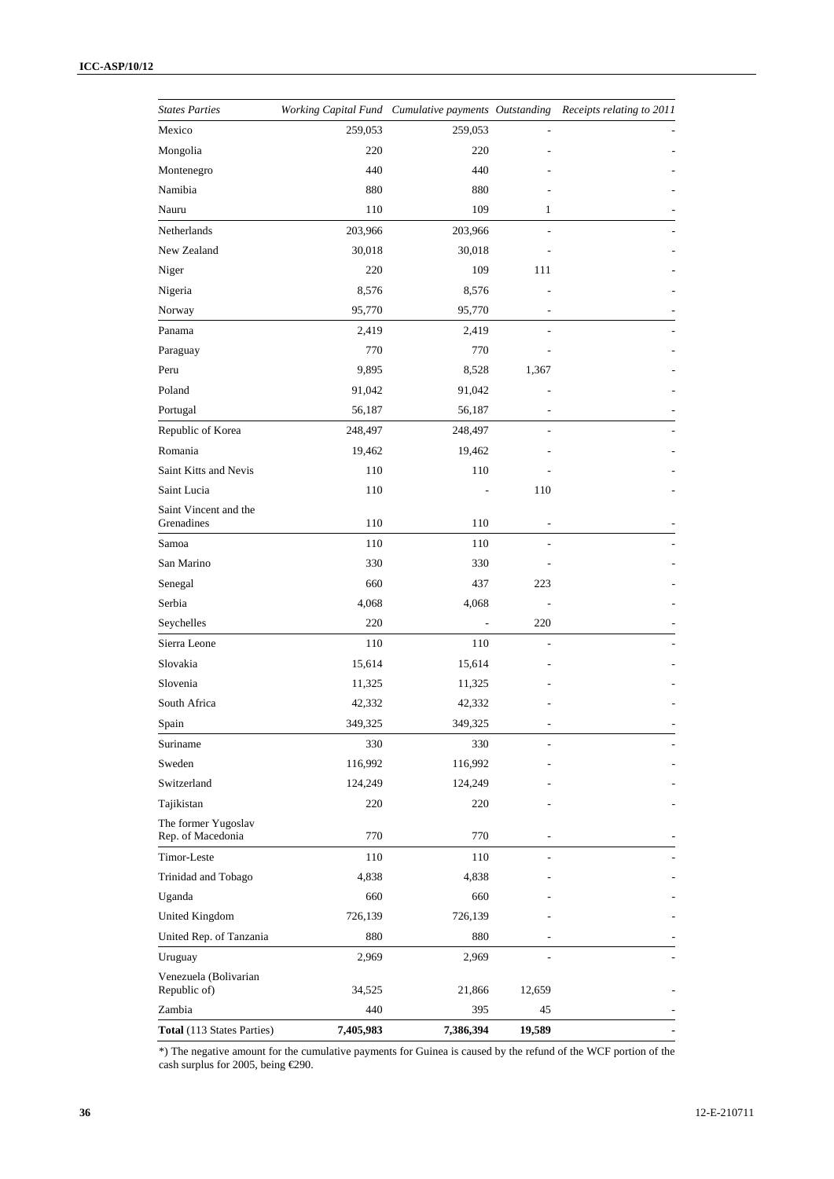| *States Parties* | *Working Capital Fund* | *Cumulative payments* | *Outstanding* | *Receipts relating to 2011* |
|---|---|---|---|---|
| Mexico | 259,053 | 259,053 | - | - |
| Mongolia | 220 | 220 | - | - |
| Montenegro | 440 | 440 | - | - |
| Namibia | 880 | 880 | - | - |
| Nauru | 110 | 109 | 1 | - |
| Netherlands | 203,966 | 203,966 | - | - |
| New Zealand | 30,018 | 30,018 | - | - |
| Niger | 220 | 109 | 111 | - |
| Nigeria | 8,576 | 8,576 | - | - |
| Norway | 95,770 | 95,770 | - | - |
| Panama | 2,419 | 2,419 | - | - |
| Paraguay | 770 | 770 | - | - |
| Peru | 9,895 | 8,528 | 1,367 | - |
| Poland | 91,042 | 91,042 | - | - |
| Portugal | 56,187 | 56,187 | - | - |
| Republic of Korea | 248,497 | 248,497 | - | - |
| Romania | 19,462 | 19,462 | - | - |
| Saint Kitts and Nevis | 110 | 110 | - | - |
| Saint Lucia | 110 | - | 110 | - |
| Saint Vincent and the Grenadines | 110 | 110 | - | - |
| Samoa | 110 | 110 | - | - |
| San Marino | 330 | 330 | - | - |
| Senegal | 660 | 437 | 223 | - |
| Serbia | 4,068 | 4,068 | - | - |
| Seychelles | 220 | - | 220 | - |
| Sierra Leone | 110 | 110 | - | - |
| Slovakia | 15,614 | 15,614 | - | - |
| Slovenia | 11,325 | 11,325 | - | - |
| South Africa | 42,332 | 42,332 | - | - |
| Spain | 349,325 | 349,325 | - | - |
| Suriname | 330 | 330 | - | - |
| Sweden | 116,992 | 116,992 | - | - |
| Switzerland | 124,249 | 124,249 | - | - |
| Tajikistan | 220 | 220 | - | - |
| The former Yugoslav Rep. of Macedonia | 770 | 770 | - | - |
| Timor-Leste | 110 | 110 | - | - |
| Trinidad and Tobago | 4,838 | 4,838 | - | - |
| Uganda | 660 | 660 | - | - |
| United Kingdom | 726,139 | 726,139 | - | - |
| United Rep. of Tanzania | 880 | 880 | - | - |
| Uruguay | 2,969 | 2,969 | - | - |
| Venezuela (Bolivarian Republic of) | 34,525 | 21,866 | 12,659 | - |
| Zambia | 440 | 395 | 45 | - |
| **Total** (113 States Parties) | **7,405,983** | **7,386,394** | **19,589** | **-** |

*) The negative amount for the cumulative payments for Guinea is caused by the refund of the WCF portion of the cash surplus for 2005, being €290.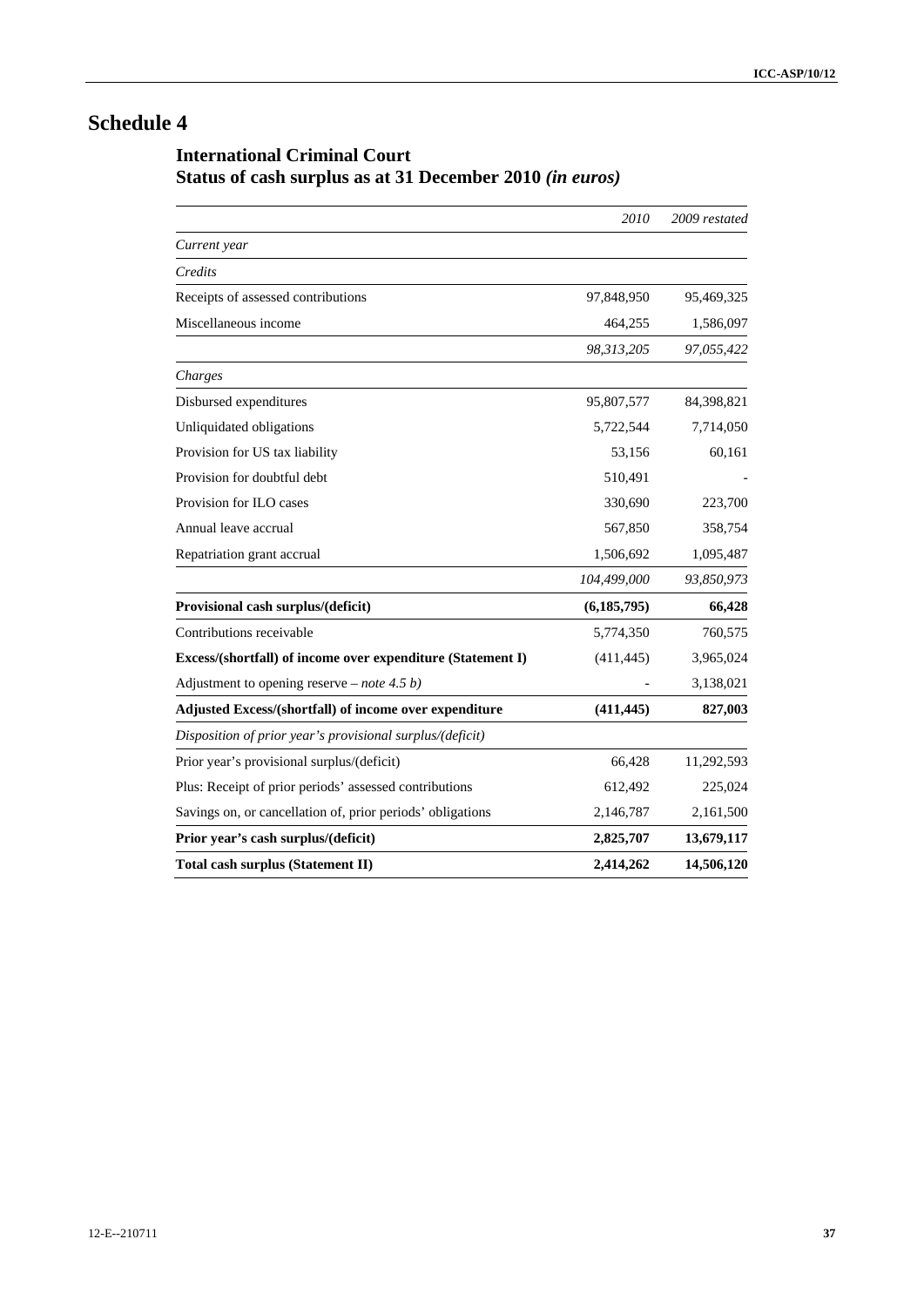# Schedule 4

## International Criminal Court
## Status of cash surplus as at 31 December 2010 *(in euros)*

| | *2010* | *2009 restated* |
|---|---|---|
| *Current year* | | |
| *Credits* | | |
| Receipts of assessed contributions | 97,848,950 | 95,469,325 |
| Miscellaneous income | 464,255 | 1,586,097 |
| | *98,313,205* | *97,055,422* |
| *Charges* | | |
| Disbursed expenditures | 95,807,577 | 84,398,821 |
| Unliquidated obligations | 5,722,544 | 7,714,050 |
| Provision for US tax liability | 53,156 | 60,161 |
| Provision for doubtful debt | 510,491 | - |
| Provision for ILO cases | 330,690 | 223,700 |
| Annual leave accrual | 567,850 | 358,754 |
| Repatriation grant accrual | 1,506,692 | 1,095,487 |
| | *104,499,000* | *93,850,973* |
| **Provisional cash surplus/(deficit)** | **(6,185,795)** | **66,428** |
| Contributions receivable | 5,774,350 | 760,575 |
| **Excess/(shortfall) of income over expenditure (Statement I)** | (411,445) | 3,965,024 |
| Adjustment to opening reserve – *note 4.5 b)* | - | 3,138,021 |
| **Adjusted Excess/(shortfall) of income over expenditure** | **(411,445)** | **827,003** |
| *Disposition of prior year's provisional surplus/(deficit)* | | |
| Prior year's provisional surplus/(deficit) | 66,428 | 11,292,593 |
| Plus: Receipt of prior periods' assessed contributions | 612,492 | 225,024 |
| Savings on, or cancellation of, prior periods' obligations | 2,146,787 | 2,161,500 |
| **Prior year's cash surplus/(deficit)** | **2,825,707** | **13,679,117** |
| **Total cash surplus (Statement II)** | **2,414,262** | **14,506,120** |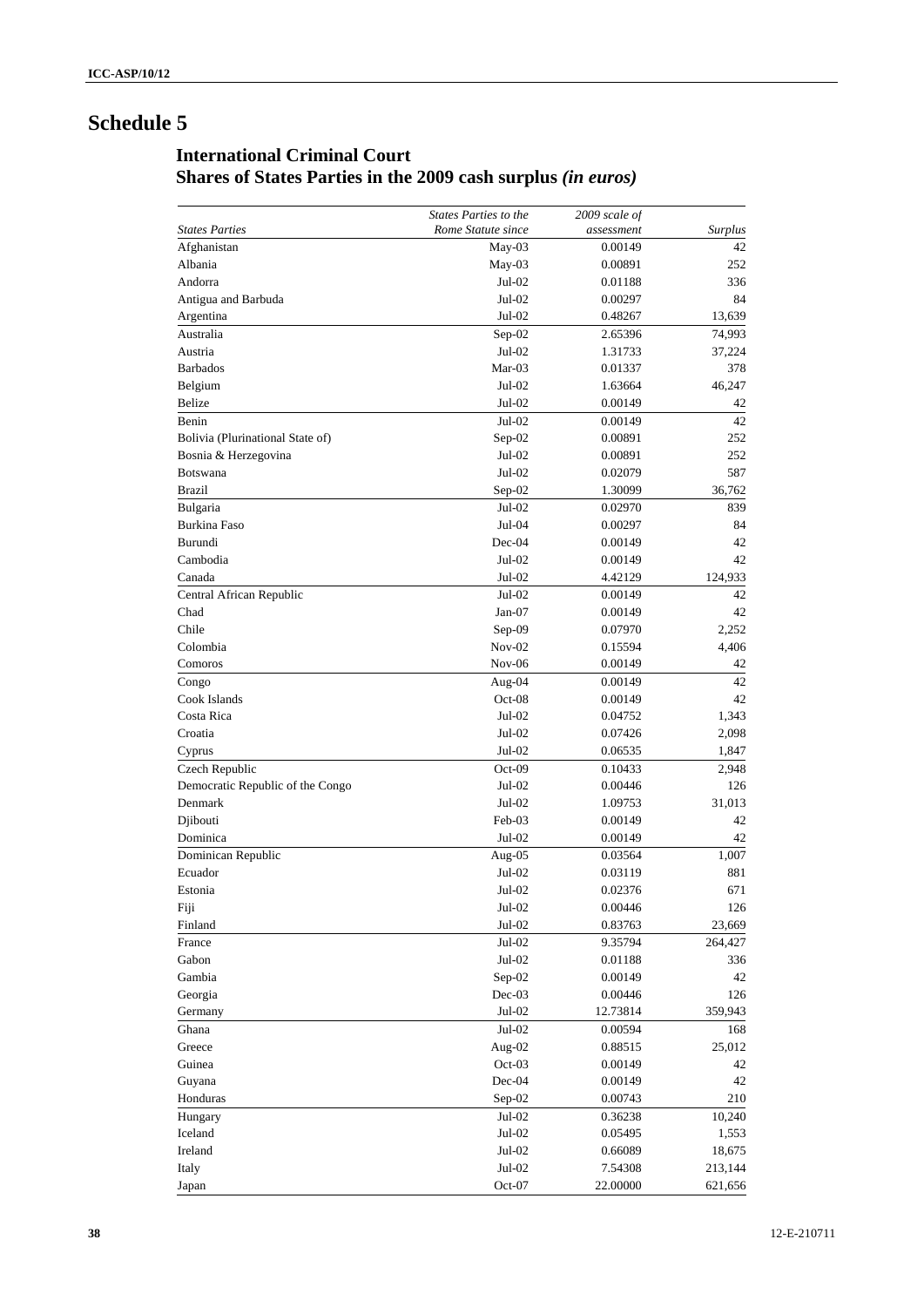# Schedule 5

## International Criminal Court
## Shares of States Parties in the 2009 cash surplus *(in euros)*

| *States Parties* | *States Parties to the Rome Statute since* | *2009 scale of assessment* | *Surplus* |
|---|---|---|---|
| Afghanistan | May-03 | 0.00149 | 42 |
| Albania | May-03 | 0.00891 | 252 |
| Andorra | Jul-02 | 0.01188 | 336 |
| Antigua and Barbuda | Jul-02 | 0.00297 | 84 |
| Argentina | Jul-02 | 0.48267 | 13,639 |
| Australia | Sep-02 | 2.65396 | 74,993 |
| Austria | Jul-02 | 1.31733 | 37,224 |
| Barbados | Mar-03 | 0.01337 | 378 |
| Belgium | Jul-02 | 1.63664 | 46,247 |
| Belize | Jul-02 | 0.00149 | 42 |
| Benin | Jul-02 | 0.00149 | 42 |
| Bolivia (Plurinational State of) | Sep-02 | 0.00891 | 252 |
| Bosnia & Herzegovina | Jul-02 | 0.00891 | 252 |
| Botswana | Jul-02 | 0.02079 | 587 |
| Brazil | Sep-02 | 1.30099 | 36,762 |
| Bulgaria | Jul-02 | 0.02970 | 839 |
| Burkina Faso | Jul-04 | 0.00297 | 84 |
| Burundi | Dec-04 | 0.00149 | 42 |
| Cambodia | Jul-02 | 0.00149 | 42 |
| Canada | Jul-02 | 4.42129 | 124,933 |
| Central African Republic | Jul-02 | 0.00149 | 42 |
| Chad | Jan-07 | 0.00149 | 42 |
| Chile | Sep-09 | 0.07970 | 2,252 |
| Colombia | Nov-02 | 0.15594 | 4,406 |
| Comoros | Nov-06 | 0.00149 | 42 |
| Congo | Aug-04 | 0.00149 | 42 |
| Cook Islands | Oct-08 | 0.00149 | 42 |
| Costa Rica | Jul-02 | 0.04752 | 1,343 |
| Croatia | Jul-02 | 0.07426 | 2,098 |
| Cyprus | Jul-02 | 0.06535 | 1,847 |
| Czech Republic | Oct-09 | 0.10433 | 2,948 |
| Democratic Republic of the Congo | Jul-02 | 0.00446 | 126 |
| Denmark | Jul-02 | 1.09753 | 31,013 |
| Djibouti | Feb-03 | 0.00149 | 42 |
| Dominica | Jul-02 | 0.00149 | 42 |
| Dominican Republic | Aug-05 | 0.03564 | 1,007 |
| Ecuador | Jul-02 | 0.03119 | 881 |
| Estonia | Jul-02 | 0.02376 | 671 |
| Fiji | Jul-02 | 0.00446 | 126 |
| Finland | Jul-02 | 0.83763 | 23,669 |
| France | Jul-02 | 9.35794 | 264,427 |
| Gabon | Jul-02 | 0.01188 | 336 |
| Gambia | Sep-02 | 0.00149 | 42 |
| Georgia | Dec-03 | 0.00446 | 126 |
| Germany | Jul-02 | 12.73814 | 359,943 |
| Ghana | Jul-02 | 0.00594 | 168 |
| Greece | Aug-02 | 0.88515 | 25,012 |
| Guinea | Oct-03 | 0.00149 | 42 |
| Guyana | Dec-04 | 0.00149 | 42 |
| Honduras | Sep-02 | 0.00743 | 210 |
| Hungary | Jul-02 | 0.36238 | 10,240 |
| Iceland | Jul-02 | 0.05495 | 1,553 |
| Ireland | Jul-02 | 0.66089 | 18,675 |
| Italy | Jul-02 | 7.54308 | 213,144 |
| Japan | Oct-07 | 22.00000 | 621,656 |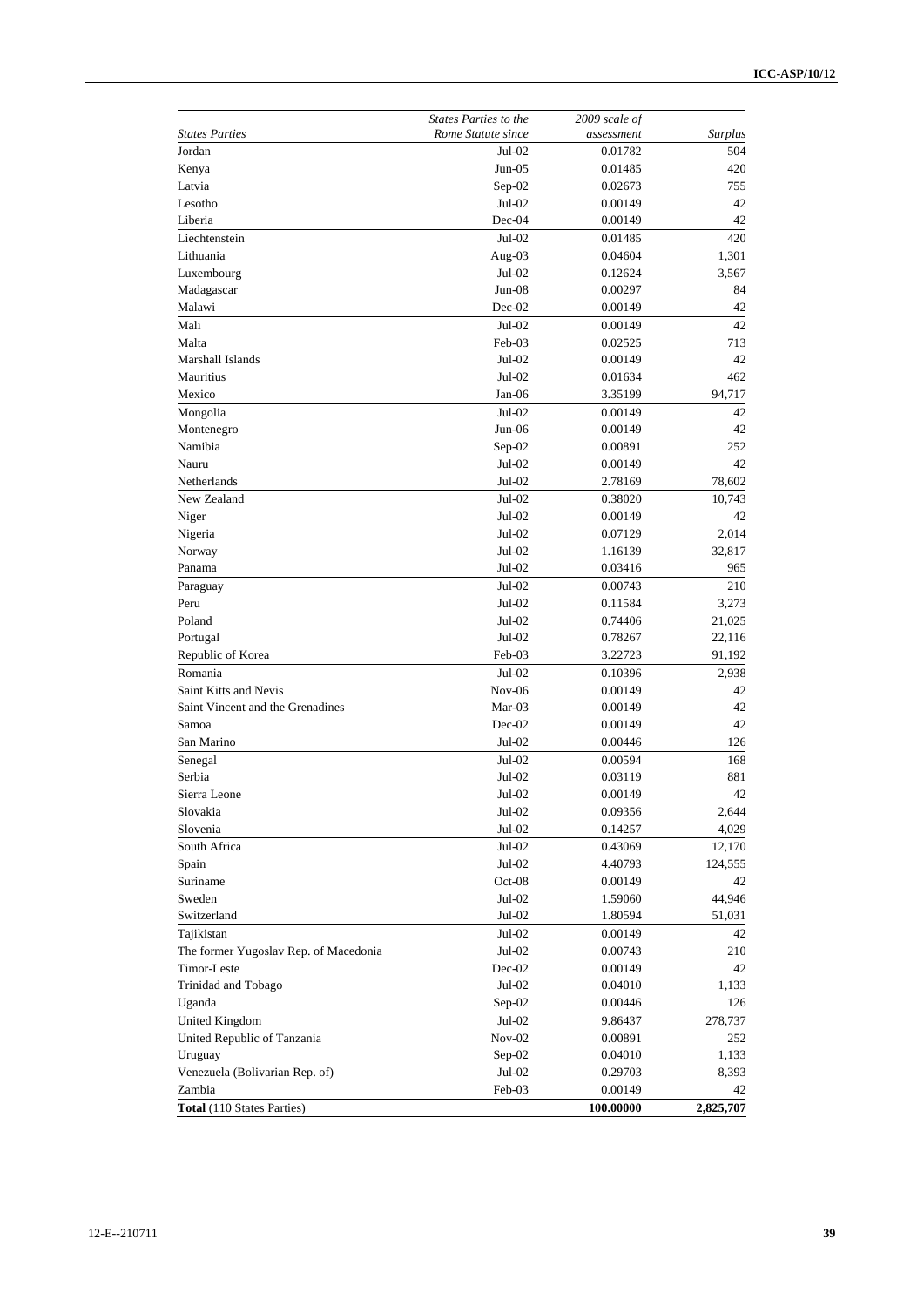| *States Parties* | *States Parties to the Rome Statute since* | *2009 scale of assessment* | *Surplus* |
|---|---|---|---|
| Jordan | Jul-02 | 0.01782 | 504 |
| Kenya | Jun-05 | 0.01485 | 420 |
| Latvia | Sep-02 | 0.02673 | 755 |
| Lesotho | Jul-02 | 0.00149 | 42 |
| Liberia | Dec-04 | 0.00149 | 42 |
| Liechtenstein | Jul-02 | 0.01485 | 420 |
| Lithuania | Aug-03 | 0.04604 | 1,301 |
| Luxembourg | Jul-02 | 0.12624 | 3,567 |
| Madagascar | Jun-08 | 0.00297 | 84 |
| Malawi | Dec-02 | 0.00149 | 42 |
| Mali | Jul-02 | 0.00149 | 42 |
| Malta | Feb-03 | 0.02525 | 713 |
| Marshall Islands | Jul-02 | 0.00149 | 42 |
| Mauritius | Jul-02 | 0.01634 | 462 |
| Mexico | Jan-06 | 3.35199 | 94,717 |
| Mongolia | Jul-02 | 0.00149 | 42 |
| Montenegro | Jun-06 | 0.00149 | 42 |
| Namibia | Sep-02 | 0.00891 | 252 |
| Nauru | Jul-02 | 0.00149 | 42 |
| Netherlands | Jul-02 | 2.78169 | 78,602 |
| New Zealand | Jul-02 | 0.38020 | 10,743 |
| Niger | Jul-02 | 0.00149 | 42 |
| Nigeria | Jul-02 | 0.07129 | 2,014 |
| Norway | Jul-02 | 1.16139 | 32,817 |
| Panama | Jul-02 | 0.03416 | 965 |
| Paraguay | Jul-02 | 0.00743 | 210 |
| Peru | Jul-02 | 0.11584 | 3,273 |
| Poland | Jul-02 | 0.74406 | 21,025 |
| Portugal | Jul-02 | 0.78267 | 22,116 |
| Republic of Korea | Feb-03 | 3.22723 | 91,192 |
| Romania | Jul-02 | 0.10396 | 2,938 |
| Saint Kitts and Nevis | Nov-06 | 0.00149 | 42 |
| Saint Vincent and the Grenadines | Mar-03 | 0.00149 | 42 |
| Samoa | Dec-02 | 0.00149 | 42 |
| San Marino | Jul-02 | 0.00446 | 126 |
| Senegal | Jul-02 | 0.00594 | 168 |
| Serbia | Jul-02 | 0.03119 | 881 |
| Sierra Leone | Jul-02 | 0.00149 | 42 |
| Slovakia | Jul-02 | 0.09356 | 2,644 |
| Slovenia | Jul-02 | 0.14257 | 4,029 |
| South Africa | Jul-02 | 0.43069 | 12,170 |
| Spain | Jul-02 | 4.40793 | 124,555 |
| Suriname | Oct-08 | 0.00149 | 42 |
| Sweden | Jul-02 | 1.59060 | 44,946 |
| Switzerland | Jul-02 | 1.80594 | 51,031 |
| Tajikistan | Jul-02 | 0.00149 | 42 |
| The former Yugoslav Rep. of Macedonia | Jul-02 | 0.00743 | 210 |
| Timor-Leste | Dec-02 | 0.00149 | 42 |
| Trinidad and Tobago | Jul-02 | 0.04010 | 1,133 |
| Uganda | Sep-02 | 0.00446 | 126 |
| United Kingdom | Jul-02 | 9.86437 | 278,737 |
| United Republic of Tanzania | Nov-02 | 0.00891 | 252 |
| Uruguay | Sep-02 | 0.04010 | 1,133 |
| Venezuela (Bolivarian Rep. of) | Jul-02 | 0.29703 | 8,393 |
| Zambia | Feb-03 | 0.00149 | 42 |
| **Total** (110 States Parties) | | **100.00000** | **2,825,707** |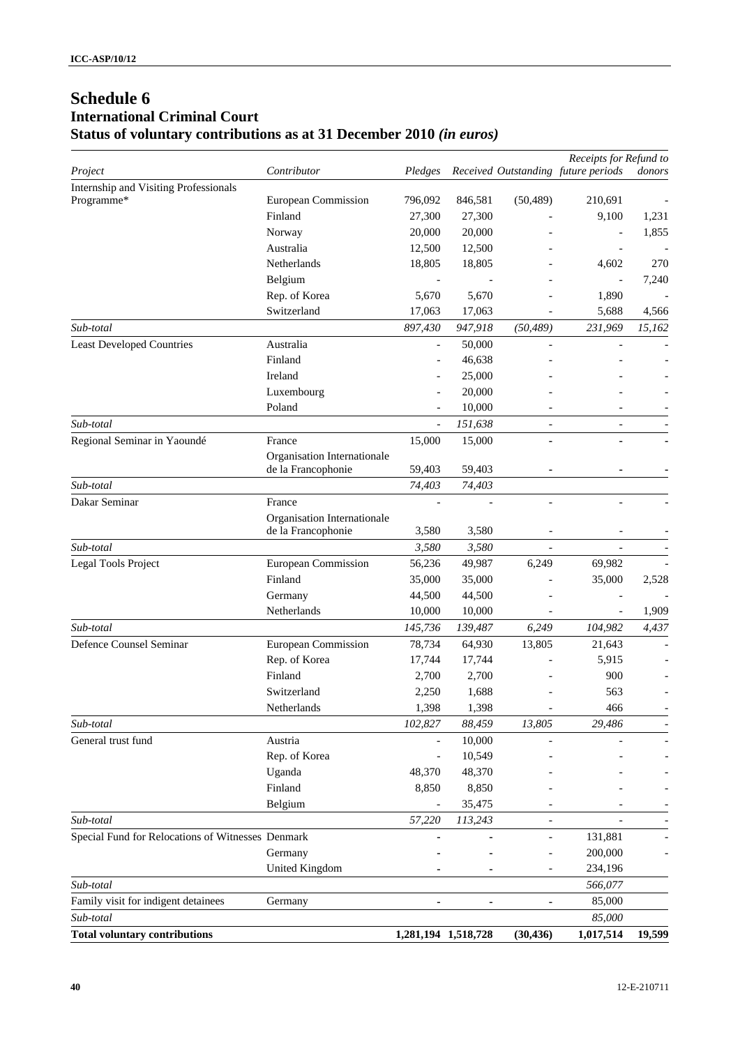# Schedule 6
## International Criminal Court
## Status of voluntary contributions as at 31 December 2010 *(in euros)*

| Project | Contributor | Pledges | Received | Outstanding | Receipts for future periods | Refund to donors |
|---|---|---|---|---|---|---|
| Internship and Visiting Professionals Programme* | European Commission | 796,092 | 846,581 | (50,489) | 210,691 | - |
| | Finland | 27,300 | 27,300 | - | 9,100 | 1,231 |
| | Norway | 20,000 | 20,000 | - | - | 1,855 |
| | Australia | 12,500 | 12,500 | - | - | - |
| | Netherlands | 18,805 | 18,805 | - | 4,602 | 270 |
| | Belgium | - | - | - | - | 7,240 |
| | Rep. of Korea | 5,670 | 5,670 | - | 1,890 | - |
| | Switzerland | 17,063 | 17,063 | - | 5,688 | 4,566 |
| *Sub-total* | | *897,430* | *947,918* | *(50,489)* | *231,969* | *15,162* |
| Least Developed Countries | Australia | - | 50,000 | - | - | - |
| | Finland | - | 46,638 | - | - | - |
| | Ireland | - | 25,000 | - | - | - |
| | Luxembourg | - | 20,000 | - | - | - |
| | Poland | - | 10,000 | - | - | - |
| *Sub-total* | | *-* | *151,638* | *-* | *-* | *-* |
| Regional Seminar in Yaoundé | France | 15,000 | 15,000 | - | - | - |
| | Organisation Internationale de la Francophonie | 59,403 | 59,403 | - | - | - |
| *Sub-total* | | *74,403* | *74,403* | | | |
| Dakar Seminar | France | - | - | - | - | - |
| | Organisation Internationale de la Francophonie | 3,580 | 3,580 | - | - | - |
| *Sub-total* | | *3,580* | *3,580* | - | - | - |
| Legal Tools Project | European Commission | 56,236 | 49,987 | 6,249 | 69,982 | - |
| | Finland | 35,000 | 35,000 | - | 35,000 | 2,528 |
| | Germany | 44,500 | 44,500 | - | - | - |
| | Netherlands | 10,000 | 10,000 | - | - | 1,909 |
| *Sub-total* | | *145,736* | *139,487* | *6,249* | *104,982* | *4,437* |
| Defence Counsel Seminar | European Commission | 78,734 | 64,930 | 13,805 | 21,643 | - |
| | Rep. of Korea | 17,744 | 17,744 | - | 5,915 | - |
| | Finland | 2,700 | 2,700 | - | 900 | - |
| | Switzerland | 2,250 | 1,688 | - | 563 | - |
| | Netherlands | 1,398 | 1,398 | - | 466 | - |
| *Sub-total* | | *102,827* | *88,459* | *13,805* | *29,486* | *-* |
| General trust fund | Austria | - | 10,000 | - | - | - |
| | Rep. of Korea | - | 10,549 | - | - | - |
| | Uganda | 48,370 | 48,370 | - | - | - |
| | Finland | 8,850 | 8,850 | - | - | - |
| | Belgium | - | 35,475 | - | - | - |
| *Sub-total* | | *57,220* | *113,243* | *-* | *-* | *-* |
| Special Fund for Relocations of Witnesses | Denmark | - | - | - | 131,881 | - |
| | Germany | - | - | - | 200,000 | - |
| | United Kingdom | - | - | - | 234,196 | |
| *Sub-total* | | | | | *566,077* | |
| Family visit for indigent detainees | Germany | - | - | - | 85,000 | |
| *Sub-total* | | | | | *85,000* | |
| **Total voluntary contributions** | | **1,281,194** | **1,518,728** | **(30,436)** | **1,017,514** | **19,599** |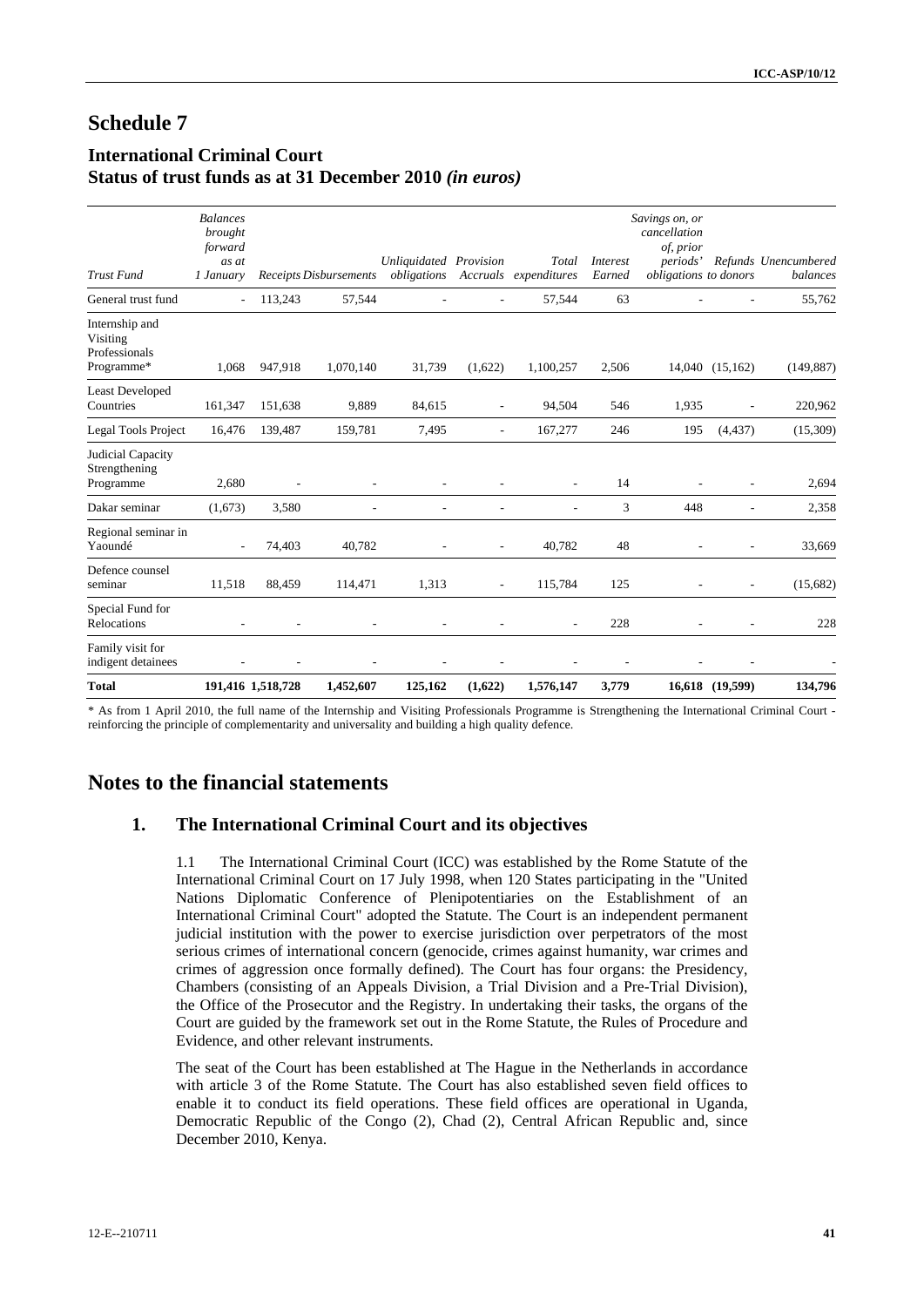# Schedule 7

## International Criminal Court
## Status of trust funds as at 31 December 2010 *(in euros)*

| *Trust Fund* | *Balances brought forward as at 1 January* | *Receipts* | *Disbursements* | *Unliquidated obligations* | *Provision Accruals* | *Total expenditures* | *Interest Earned* | *Savings on, or cancellation of, prior periods' obligations* | *Refunds to donors* | *Unencumbered balances* |
|---|---|---|---|---|---|---|---|---|---|---|
| General trust fund | - | 113,243 | 57,544 | - | - | 57,544 | 63 | - | - | 55,762 |
| Internship and Visiting Professionals Programme* | 1,068 | 947,918 | 1,070,140 | 31,739 | (1,622) | 1,100,257 | 2,506 | 14,040 | (15,162) | (149,887) |
| Least Developed Countries | 161,347 | 151,638 | 9,889 | 84,615 | - | 94,504 | 546 | 1,935 | - | 220,962 |
| Legal Tools Project | 16,476 | 139,487 | 159,781 | 7,495 | - | 167,277 | 246 | 195 | (4,437) | (15,309) |
| Judicial Capacity Strengthening Programme | 2,680 | - | - | - | - | - | 14 | - | - | 2,694 |
| Dakar seminar | (1,673) | 3,580 | - | - | - | - | 3 | 448 | - | 2,358 |
| Regional seminar in Yaoundé | - | 74,403 | 40,782 | - | - | 40,782 | 48 | - | - | 33,669 |
| Defence counsel seminar | 11,518 | 88,459 | 114,471 | 1,313 | - | 115,784 | 125 | - | - | (15,682) |
| Special Fund for Relocations | - | - | - | - | - | - | 228 | - | - | 228 |
| Family visit for indigent detainees | - | - | - | - | - | - | - | - | - | - |
| **Total** | **191,416** | **1,518,728** | **1,452,607** | **125,162** | **(1,622)** | **1,576,147** | **3,779** | **16,618** | **(19,599)** | **134,796** |

\* As from 1 April 2010, the full name of the Internship and Visiting Professionals Programme is Strengthening the International Criminal Court - reinforcing the principle of complementarity and universality and building a high quality defence.

# Notes to the financial statements

## 1. The International Criminal Court and its objectives

1.1 The International Criminal Court (ICC) was established by the Rome Statute of the International Criminal Court on 17 July 1998, when 120 States participating in the "United Nations Diplomatic Conference of Plenipotentiaries on the Establishment of an International Criminal Court" adopted the Statute. The Court is an independent permanent judicial institution with the power to exercise jurisdiction over perpetrators of the most serious crimes of international concern (genocide, crimes against humanity, war crimes and crimes of aggression once formally defined). The Court has four organs: the Presidency, Chambers (consisting of an Appeals Division, a Trial Division and a Pre-Trial Division), the Office of the Prosecutor and the Registry. In undertaking their tasks, the organs of the Court are guided by the framework set out in the Rome Statute, the Rules of Procedure and Evidence, and other relevant instruments.

The seat of the Court has been established at The Hague in the Netherlands in accordance with article 3 of the Rome Statute. The Court has also established seven field offices to enable it to conduct its field operations. These field offices are operational in Uganda, Democratic Republic of the Congo (2), Chad (2), Central African Republic and, since December 2010, Kenya.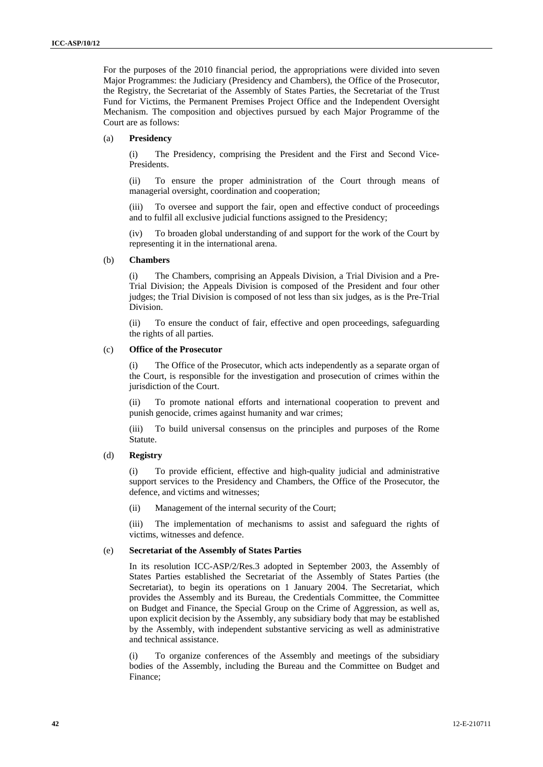For the purposes of the 2010 financial period, the appropriations were divided into seven Major Programmes: the Judiciary (Presidency and Chambers), the Office of the Prosecutor, the Registry, the Secretariat of the Assembly of States Parties, the Secretariat of the Trust Fund for Victims, the Permanent Premises Project Office and the Independent Oversight Mechanism. The composition and objectives pursued by each Major Programme of the Court are as follows:

(a) **Presidency**

(i) The Presidency, comprising the President and the First and Second Vice-Presidents.

(ii) To ensure the proper administration of the Court through means of managerial oversight, coordination and cooperation;

(iii) To oversee and support the fair, open and effective conduct of proceedings and to fulfil all exclusive judicial functions assigned to the Presidency;

(iv) To broaden global understanding of and support for the work of the Court by representing it in the international arena.

(b) **Chambers**

(i) The Chambers, comprising an Appeals Division, a Trial Division and a Pre-Trial Division; the Appeals Division is composed of the President and four other judges; the Trial Division is composed of not less than six judges, as is the Pre-Trial Division.

(ii) To ensure the conduct of fair, effective and open proceedings, safeguarding the rights of all parties.

(c) **Office of the Prosecutor**

(i) The Office of the Prosecutor, which acts independently as a separate organ of the Court, is responsible for the investigation and prosecution of crimes within the jurisdiction of the Court.

(ii) To promote national efforts and international cooperation to prevent and punish genocide, crimes against humanity and war crimes;

(iii) To build universal consensus on the principles and purposes of the Rome Statute.

(d) **Registry**

(i) To provide efficient, effective and high-quality judicial and administrative support services to the Presidency and Chambers, the Office of the Prosecutor, the defence, and victims and witnesses;

(ii) Management of the internal security of the Court;

(iii) The implementation of mechanisms to assist and safeguard the rights of victims, witnesses and defence.

(e) **Secretariat of the Assembly of States Parties**

In its resolution ICC-ASP/2/Res.3 adopted in September 2003, the Assembly of States Parties established the Secretariat of the Assembly of States Parties (the Secretariat), to begin its operations on 1 January 2004. The Secretariat, which provides the Assembly and its Bureau, the Credentials Committee, the Committee on Budget and Finance, the Special Group on the Crime of Aggression, as well as, upon explicit decision by the Assembly, any subsidiary body that may be established by the Assembly, with independent substantive servicing as well as administrative and technical assistance.

(i) To organize conferences of the Assembly and meetings of the subsidiary bodies of the Assembly, including the Bureau and the Committee on Budget and Finance;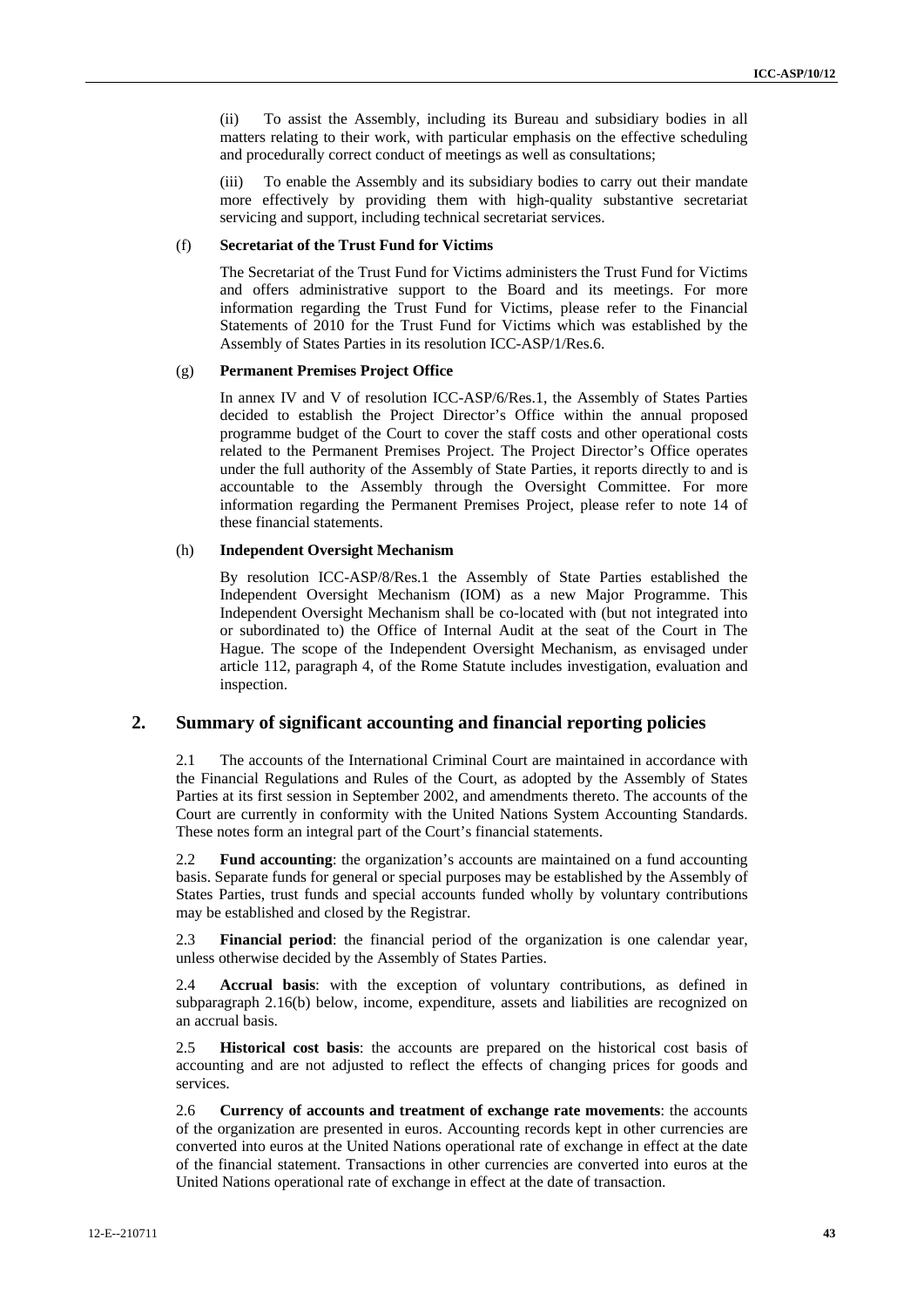(ii) To assist the Assembly, including its Bureau and subsidiary bodies in all matters relating to their work, with particular emphasis on the effective scheduling and procedurally correct conduct of meetings as well as consultations;

(iii) To enable the Assembly and its subsidiary bodies to carry out their mandate more effectively by providing them with high-quality substantive secretariat servicing and support, including technical secretariat services.

(f) **Secretariat of the Trust Fund for Victims**

The Secretariat of the Trust Fund for Victims administers the Trust Fund for Victims and offers administrative support to the Board and its meetings. For more information regarding the Trust Fund for Victims, please refer to the Financial Statements of 2010 for the Trust Fund for Victims which was established by the Assembly of States Parties in its resolution ICC-ASP/1/Res.6.

(g) **Permanent Premises Project Office**

In annex IV and V of resolution ICC-ASP/6/Res.1, the Assembly of States Parties decided to establish the Project Director's Office within the annual proposed programme budget of the Court to cover the staff costs and other operational costs related to the Permanent Premises Project. The Project Director's Office operates under the full authority of the Assembly of State Parties, it reports directly to and is accountable to the Assembly through the Oversight Committee. For more information regarding the Permanent Premises Project, please refer to note 14 of these financial statements.

(h) **Independent Oversight Mechanism**

By resolution ICC-ASP/8/Res.1 the Assembly of State Parties established the Independent Oversight Mechanism (IOM) as a new Major Programme. This Independent Oversight Mechanism shall be co-located with (but not integrated into or subordinated to) the Office of Internal Audit at the seat of the Court in The Hague. The scope of the Independent Oversight Mechanism, as envisaged under article 112, paragraph 4, of the Rome Statute includes investigation, evaluation and inspection.

## 2. Summary of significant accounting and financial reporting policies

2.1 The accounts of the International Criminal Court are maintained in accordance with the Financial Regulations and Rules of the Court, as adopted by the Assembly of States Parties at its first session in September 2002, and amendments thereto. The accounts of the Court are currently in conformity with the United Nations System Accounting Standards. These notes form an integral part of the Court's financial statements.

2.2 **Fund accounting**: the organization's accounts are maintained on a fund accounting basis. Separate funds for general or special purposes may be established by the Assembly of States Parties, trust funds and special accounts funded wholly by voluntary contributions may be established and closed by the Registrar.

2.3 **Financial period**: the financial period of the organization is one calendar year, unless otherwise decided by the Assembly of States Parties.

2.4 **Accrual basis**: with the exception of voluntary contributions, as defined in subparagraph 2.16(b) below, income, expenditure, assets and liabilities are recognized on an accrual basis.

2.5 **Historical cost basis**: the accounts are prepared on the historical cost basis of accounting and are not adjusted to reflect the effects of changing prices for goods and services.

2.6 **Currency of accounts and treatment of exchange rate movements**: the accounts of the organization are presented in euros. Accounting records kept in other currencies are converted into euros at the United Nations operational rate of exchange in effect at the date of the financial statement. Transactions in other currencies are converted into euros at the United Nations operational rate of exchange in effect at the date of transaction.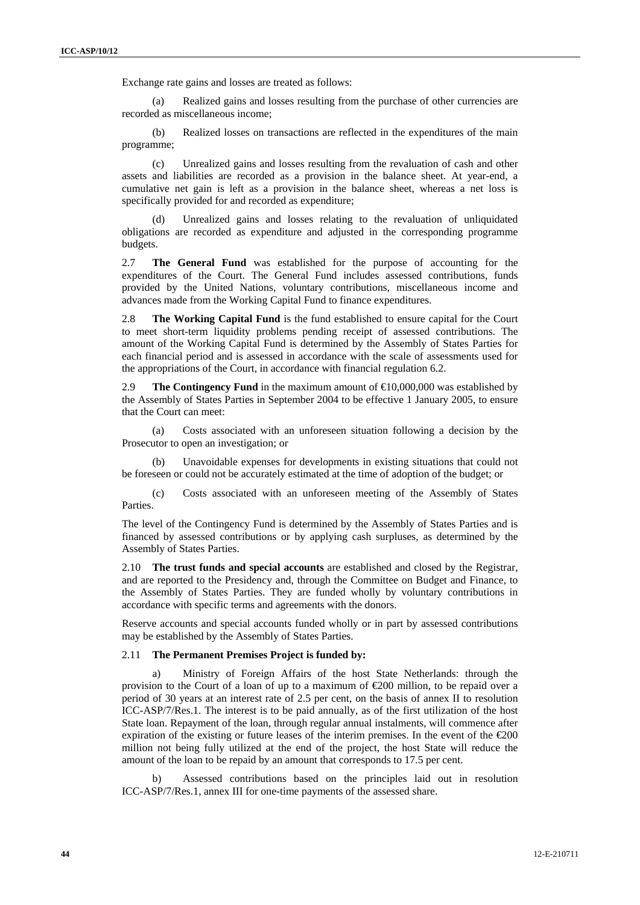Exchange rate gains and losses are treated as follows:

(a) Realized gains and losses resulting from the purchase of other currencies are recorded as miscellaneous income;

(b) Realized losses on transactions are reflected in the expenditures of the main programme;

(c) Unrealized gains and losses resulting from the revaluation of cash and other assets and liabilities are recorded as a provision in the balance sheet. At year-end, a cumulative net gain is left as a provision in the balance sheet, whereas a net loss is specifically provided for and recorded as expenditure;

(d) Unrealized gains and losses relating to the revaluation of unliquidated obligations are recorded as expenditure and adjusted in the corresponding programme budgets.

2.7 **The General Fund** was established for the purpose of accounting for the expenditures of the Court. The General Fund includes assessed contributions, funds provided by the United Nations, voluntary contributions, miscellaneous income and advances made from the Working Capital Fund to finance expenditures.

2.8 **The Working Capital Fund** is the fund established to ensure capital for the Court to meet short-term liquidity problems pending receipt of assessed contributions. The amount of the Working Capital Fund is determined by the Assembly of States Parties for each financial period and is assessed in accordance with the scale of assessments used for the appropriations of the Court, in accordance with financial regulation 6.2.

2.9 **The Contingency Fund** in the maximum amount of €10,000,000 was established by the Assembly of States Parties in September 2004 to be effective 1 January 2005, to ensure that the Court can meet:

(a) Costs associated with an unforeseen situation following a decision by the Prosecutor to open an investigation; or

(b) Unavoidable expenses for developments in existing situations that could not be foreseen or could not be accurately estimated at the time of adoption of the budget; or

(c) Costs associated with an unforeseen meeting of the Assembly of States Parties.

The level of the Contingency Fund is determined by the Assembly of States Parties and is financed by assessed contributions or by applying cash surpluses, as determined by the Assembly of States Parties.

2.10 **The trust funds and special accounts** are established and closed by the Registrar, and are reported to the Presidency and, through the Committee on Budget and Finance, to the Assembly of States Parties. They are funded wholly by voluntary contributions in accordance with specific terms and agreements with the donors.

Reserve accounts and special accounts funded wholly or in part by assessed contributions may be established by the Assembly of States Parties.

2.11 **The Permanent Premises Project is funded by:**

a) Ministry of Foreign Affairs of the host State Netherlands: through the provision to the Court of a loan of up to a maximum of €200 million, to be repaid over a period of 30 years at an interest rate of 2.5 per cent, on the basis of annex II to resolution ICC-ASP/7/Res.1. The interest is to be paid annually, as of the first utilization of the host State loan. Repayment of the loan, through regular annual instalments, will commence after expiration of the existing or future leases of the interim premises. In the event of the €200 million not being fully utilized at the end of the project, the host State will reduce the amount of the loan to be repaid by an amount that corresponds to 17.5 per cent.

b) Assessed contributions based on the principles laid out in resolution ICC-ASP/7/Res.1, annex III for one-time payments of the assessed share.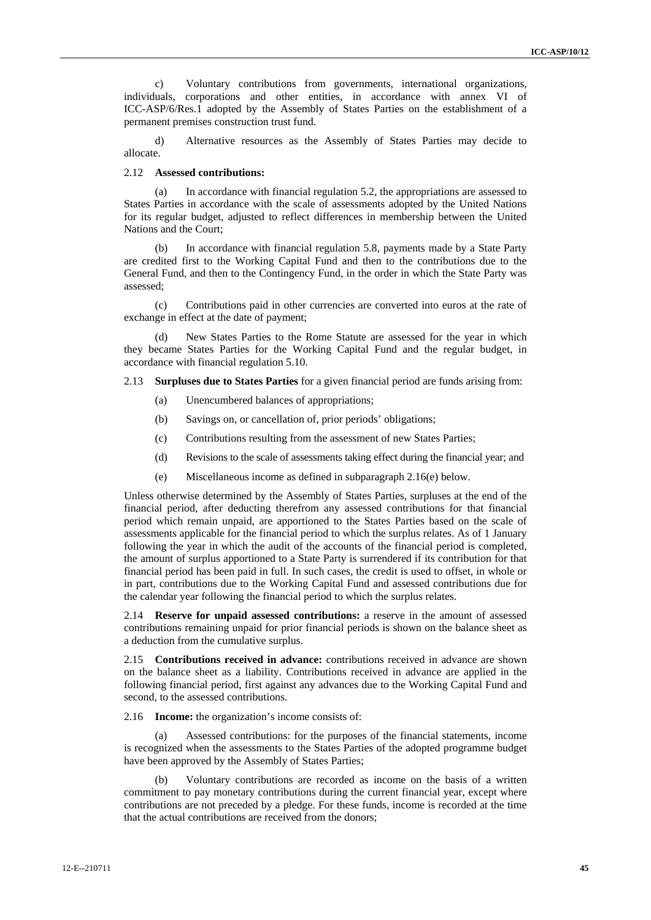c) Voluntary contributions from governments, international organizations, individuals, corporations and other entities, in accordance with annex VI of ICC-ASP/6/Res.1 adopted by the Assembly of States Parties on the establishment of a permanent premises construction trust fund.

d) Alternative resources as the Assembly of States Parties may decide to allocate.

2.12 **Assessed contributions:**

(a) In accordance with financial regulation 5.2, the appropriations are assessed to States Parties in accordance with the scale of assessments adopted by the United Nations for its regular budget, adjusted to reflect differences in membership between the United Nations and the Court;

(b) In accordance with financial regulation 5.8, payments made by a State Party are credited first to the Working Capital Fund and then to the contributions due to the General Fund, and then to the Contingency Fund, in the order in which the State Party was assessed;

(c) Contributions paid in other currencies are converted into euros at the rate of exchange in effect at the date of payment;

(d) New States Parties to the Rome Statute are assessed for the year in which they became States Parties for the Working Capital Fund and the regular budget, in accordance with financial regulation 5.10.

2.13 **Surpluses due to States Parties** for a given financial period are funds arising from:

(a) Unencumbered balances of appropriations;

(b) Savings on, or cancellation of, prior periods' obligations;

(c) Contributions resulting from the assessment of new States Parties;

(d) Revisions to the scale of assessments taking effect during the financial year; and

(e) Miscellaneous income as defined in subparagraph 2.16(e) below.

Unless otherwise determined by the Assembly of States Parties, surpluses at the end of the financial period, after deducting therefrom any assessed contributions for that financial period which remain unpaid, are apportioned to the States Parties based on the scale of assessments applicable for the financial period to which the surplus relates. As of 1 January following the year in which the audit of the accounts of the financial period is completed, the amount of surplus apportioned to a State Party is surrendered if its contribution for that financial period has been paid in full. In such cases, the credit is used to offset, in whole or in part, contributions due to the Working Capital Fund and assessed contributions due for the calendar year following the financial period to which the surplus relates.

2.14 **Reserve for unpaid assessed contributions:** a reserve in the amount of assessed contributions remaining unpaid for prior financial periods is shown on the balance sheet as a deduction from the cumulative surplus.

2.15 **Contributions received in advance:** contributions received in advance are shown on the balance sheet as a liability. Contributions received in advance are applied in the following financial period, first against any advances due to the Working Capital Fund and second, to the assessed contributions.

2.16 **Income:** the organization's income consists of:

(a) Assessed contributions: for the purposes of the financial statements, income is recognized when the assessments to the States Parties of the adopted programme budget have been approved by the Assembly of States Parties;

(b) Voluntary contributions are recorded as income on the basis of a written commitment to pay monetary contributions during the current financial year, except where contributions are not preceded by a pledge. For these funds, income is recorded at the time that the actual contributions are received from the donors;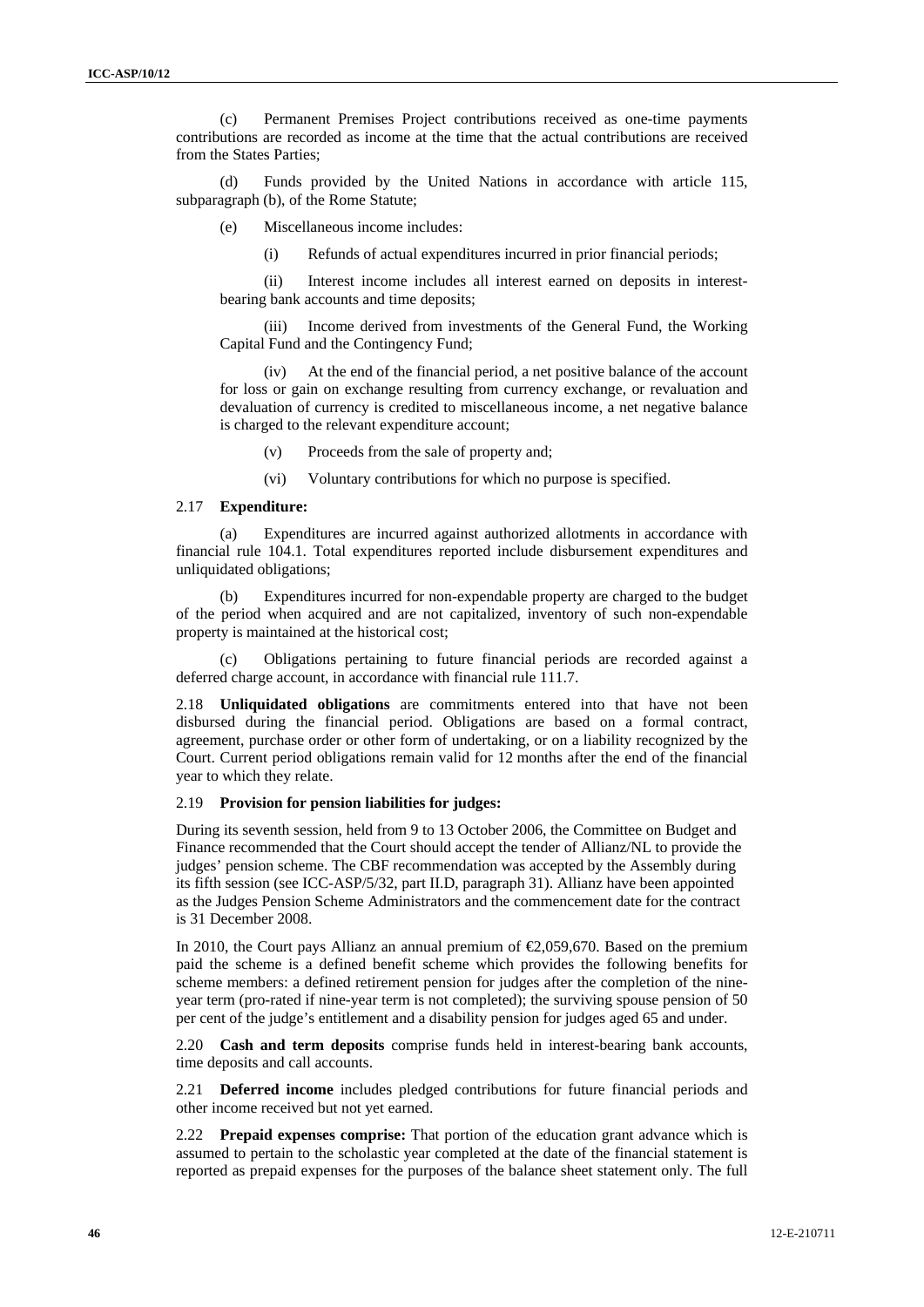(c) Permanent Premises Project contributions received as one-time payments contributions are recorded as income at the time that the actual contributions are received from the States Parties;

(d) Funds provided by the United Nations in accordance with article 115, subparagraph (b), of the Rome Statute;

(e) Miscellaneous income includes:

(i) Refunds of actual expenditures incurred in prior financial periods;

(ii) Interest income includes all interest earned on deposits in interest-bearing bank accounts and time deposits;

(iii) Income derived from investments of the General Fund, the Working Capital Fund and the Contingency Fund;

(iv) At the end of the financial period, a net positive balance of the account for loss or gain on exchange resulting from currency exchange, or revaluation and devaluation of currency is credited to miscellaneous income, a net negative balance is charged to the relevant expenditure account;

(v) Proceeds from the sale of property and;

(vi) Voluntary contributions for which no purpose is specified.

2.17 **Expenditure:**

(a) Expenditures are incurred against authorized allotments in accordance with financial rule 104.1. Total expenditures reported include disbursement expenditures and unliquidated obligations;

(b) Expenditures incurred for non-expendable property are charged to the budget of the period when acquired and are not capitalized, inventory of such non-expendable property is maintained at the historical cost;

(c) Obligations pertaining to future financial periods are recorded against a deferred charge account, in accordance with financial rule 111.7.

2.18 **Unliquidated obligations** are commitments entered into that have not been disbursed during the financial period. Obligations are based on a formal contract, agreement, purchase order or other form of undertaking, or on a liability recognized by the Court. Current period obligations remain valid for 12 months after the end of the financial year to which they relate.

2.19 **Provision for pension liabilities for judges:**

During its seventh session, held from 9 to 13 October 2006, the Committee on Budget and Finance recommended that the Court should accept the tender of Allianz/NL to provide the judges' pension scheme. The CBF recommendation was accepted by the Assembly during its fifth session (see ICC-ASP/5/32, part II.D, paragraph 31). Allianz have been appointed as the Judges Pension Scheme Administrators and the commencement date for the contract is 31 December 2008.

In 2010, the Court pays Allianz an annual premium of €2,059,670. Based on the premium paid the scheme is a defined benefit scheme which provides the following benefits for scheme members: a defined retirement pension for judges after the completion of the nine-year term (pro-rated if nine-year term is not completed); the surviving spouse pension of 50 per cent of the judge's entitlement and a disability pension for judges aged 65 and under.

2.20 **Cash and term deposits** comprise funds held in interest-bearing bank accounts, time deposits and call accounts.

2.21 **Deferred income** includes pledged contributions for future financial periods and other income received but not yet earned.

2.22 **Prepaid expenses comprise:** That portion of the education grant advance which is assumed to pertain to the scholastic year completed at the date of the financial statement is reported as prepaid expenses for the purposes of the balance sheet statement only. The full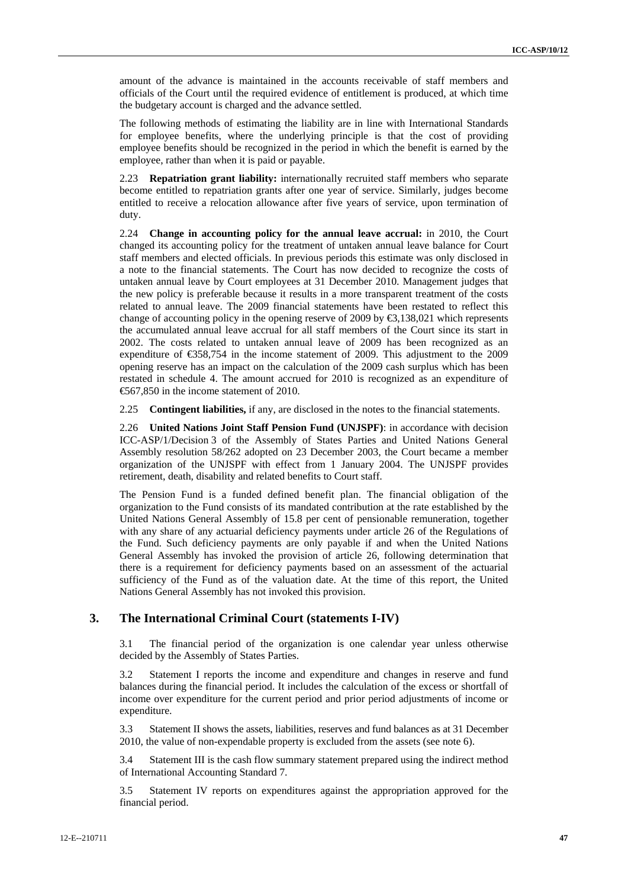amount of the advance is maintained in the accounts receivable of staff members and officials of the Court until the required evidence of entitlement is produced, at which time the budgetary account is charged and the advance settled.

The following methods of estimating the liability are in line with International Standards for employee benefits, where the underlying principle is that the cost of providing employee benefits should be recognized in the period in which the benefit is earned by the employee, rather than when it is paid or payable.

2.23 **Repatriation grant liability:** internationally recruited staff members who separate become entitled to repatriation grants after one year of service. Similarly, judges become entitled to receive a relocation allowance after five years of service, upon termination of duty.

2.24 **Change in accounting policy for the annual leave accrual:** in 2010, the Court changed its accounting policy for the treatment of untaken annual leave balance for Court staff members and elected officials. In previous periods this estimate was only disclosed in a note to the financial statements. The Court has now decided to recognize the costs of untaken annual leave by Court employees at 31 December 2010. Management judges that the new policy is preferable because it results in a more transparent treatment of the costs related to annual leave. The 2009 financial statements have been restated to reflect this change of accounting policy in the opening reserve of 2009 by €3,138,021 which represents the accumulated annual leave accrual for all staff members of the Court since its start in 2002. The costs related to untaken annual leave of 2009 has been recognized as an expenditure of €358,754 in the income statement of 2009. This adjustment to the 2009 opening reserve has an impact on the calculation of the 2009 cash surplus which has been restated in schedule 4. The amount accrued for 2010 is recognized as an expenditure of €567,850 in the income statement of 2010.

2.25 **Contingent liabilities,** if any, are disclosed in the notes to the financial statements.

2.26 **United Nations Joint Staff Pension Fund (UNJSPF)**: in accordance with decision ICC-ASP/1/Decision 3 of the Assembly of States Parties and United Nations General Assembly resolution 58/262 adopted on 23 December 2003, the Court became a member organization of the UNJSPF with effect from 1 January 2004. The UNJSPF provides retirement, death, disability and related benefits to Court staff.

The Pension Fund is a funded defined benefit plan. The financial obligation of the organization to the Fund consists of its mandated contribution at the rate established by the United Nations General Assembly of 15.8 per cent of pensionable remuneration, together with any share of any actuarial deficiency payments under article 26 of the Regulations of the Fund. Such deficiency payments are only payable if and when the United Nations General Assembly has invoked the provision of article 26, following determination that there is a requirement for deficiency payments based on an assessment of the actuarial sufficiency of the Fund as of the valuation date. At the time of this report, the United Nations General Assembly has not invoked this provision.

## 3. The International Criminal Court (statements I-IV)

3.1 The financial period of the organization is one calendar year unless otherwise decided by the Assembly of States Parties.

3.2 Statement I reports the income and expenditure and changes in reserve and fund balances during the financial period. It includes the calculation of the excess or shortfall of income over expenditure for the current period and prior period adjustments of income or expenditure.

3.3 Statement II shows the assets, liabilities, reserves and fund balances as at 31 December 2010, the value of non-expendable property is excluded from the assets (see note 6).

3.4 Statement III is the cash flow summary statement prepared using the indirect method of International Accounting Standard 7.

3.5 Statement IV reports on expenditures against the appropriation approved for the financial period.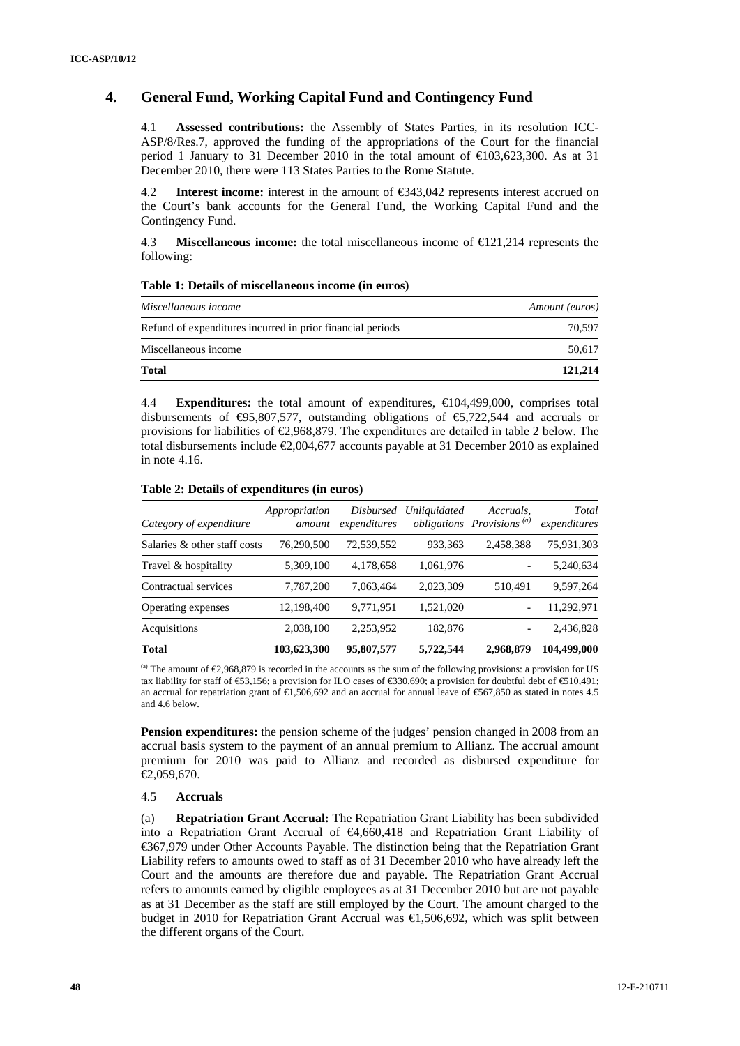## 4. General Fund, Working Capital Fund and Contingency Fund

4.1 **Assessed contributions:** the Assembly of States Parties, in its resolution ICC-ASP/8/Res.7, approved the funding of the appropriations of the Court for the financial period 1 January to 31 December 2010 in the total amount of €103,623,300. As at 31 December 2010, there were 113 States Parties to the Rome Statute.

4.2 **Interest income:** interest in the amount of €343,042 represents interest accrued on the Court's bank accounts for the General Fund, the Working Capital Fund and the Contingency Fund.

4.3 **Miscellaneous income:** the total miscellaneous income of €121,214 represents the following:

**Table 1: Details of miscellaneous income (in euros)**

| *Miscellaneous income* | *Amount (euros)* |
|---|---|
| Refund of expenditures incurred in prior financial periods | 70,597 |
| Miscellaneous income | 50,617 |
| **Total** | **121,214** |

4.4 **Expenditures:** the total amount of expenditures, €104,499,000, comprises total disbursements of €95,807,577, outstanding obligations of €5,722,544 and accruals or provisions for liabilities of €2,968,879. The expenditures are detailed in table 2 below. The total disbursements include €2,004,677 accounts payable at 31 December 2010 as explained in note 4.16.

**Table 2: Details of expenditures (in euros)**

| *Category of expenditure* | *Appropriation amount* | *Disbursed expenditures* | *Unliquidated obligations* | *Accruals, Provisions* [(a)] | *Total expenditures* |
|---|---|---|---|---|---|
| Salaries & other staff costs | 76,290,500 | 72,539,552 | 933,363 | 2,458,388 | 75,931,303 |
| Travel & hospitality | 5,309,100 | 4,178,658 | 1,061,976 | - | 5,240,634 |
| Contractual services | 7,787,200 | 7,063,464 | 2,023,309 | 510,491 | 9,597,264 |
| Operating expenses | 12,198,400 | 9,771,951 | 1,521,020 | - | 11,292,971 |
| Acquisitions | 2,038,100 | 2,253,952 | 182,876 | - | 2,436,828 |
| **Total** | **103,623,300** | **95,807,577** | **5,722,544** | **2,968,879** | **104,499,000** |

[(a)] The amount of €2,968,879 is recorded in the accounts as the sum of the following provisions: a provision for US tax liability for staff of €53,156; a provision for ILO cases of €330,690; a provision for doubtful debt of €510,491; an accrual for repatriation grant of €1,506,692 and an accrual for annual leave of €567,850 as stated in notes 4.5 and 4.6 below.

**Pension expenditures:** the pension scheme of the judges' pension changed in 2008 from an accrual basis system to the payment of an annual premium to Allianz. The accrual amount premium for 2010 was paid to Allianz and recorded as disbursed expenditure for €2,059,670.

4.5 **Accruals**

(a) **Repatriation Grant Accrual:** The Repatriation Grant Liability has been subdivided into a Repatriation Grant Accrual of €4,660,418 and Repatriation Grant Liability of €367,979 under Other Accounts Payable. The distinction being that the Repatriation Grant Liability refers to amounts owed to staff as of 31 December 2010 who have already left the Court and the amounts are therefore due and payable. The Repatriation Grant Accrual refers to amounts earned by eligible employees as at 31 December 2010 but are not payable as at 31 December as the staff are still employed by the Court. The amount charged to the budget in 2010 for Repatriation Grant Accrual was €1,506,692, which was split between the different organs of the Court.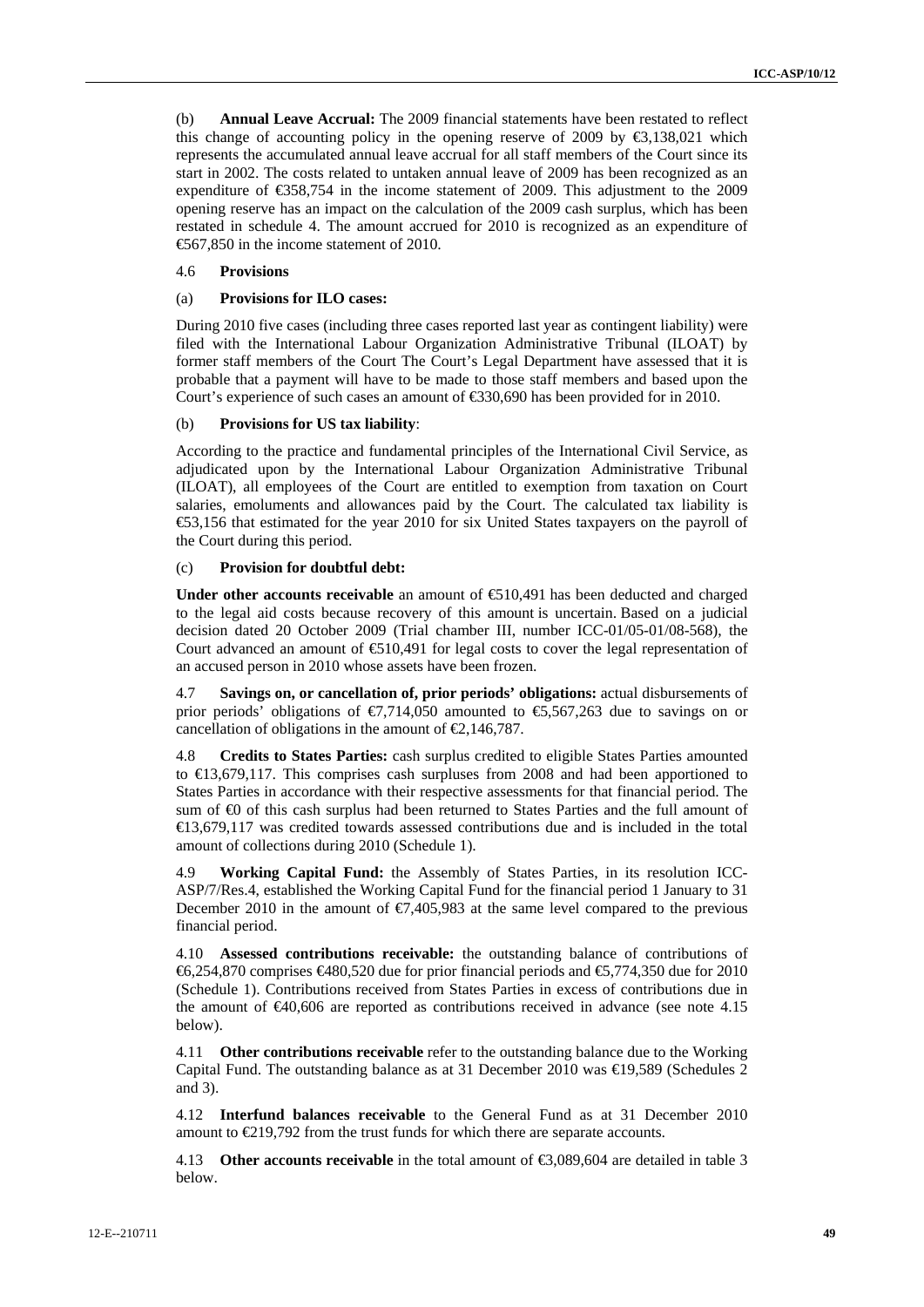(b) **Annual Leave Accrual:** The 2009 financial statements have been restated to reflect this change of accounting policy in the opening reserve of 2009 by €3,138,021 which represents the accumulated annual leave accrual for all staff members of the Court since its start in 2002. The costs related to untaken annual leave of 2009 has been recognized as an expenditure of €358,754 in the income statement of 2009. This adjustment to the 2009 opening reserve has an impact on the calculation of the 2009 cash surplus, which has been restated in schedule 4. The amount accrued for 2010 is recognized as an expenditure of €567,850 in the income statement of 2010.

4.6 **Provisions**

(a) **Provisions for ILO cases:**

During 2010 five cases (including three cases reported last year as contingent liability) were filed with the International Labour Organization Administrative Tribunal (ILOAT) by former staff members of the Court The Court's Legal Department have assessed that it is probable that a payment will have to be made to those staff members and based upon the Court's experience of such cases an amount of €330,690 has been provided for in 2010.

(b) **Provisions for US tax liability**:

According to the practice and fundamental principles of the International Civil Service, as adjudicated upon by the International Labour Organization Administrative Tribunal (ILOAT), all employees of the Court are entitled to exemption from taxation on Court salaries, emoluments and allowances paid by the Court. The calculated tax liability is €53,156 that estimated for the year 2010 for six United States taxpayers on the payroll of the Court during this period.

(c) **Provision for doubtful debt:**

**Under other accounts receivable** an amount of €510,491 has been deducted and charged to the legal aid costs because recovery of this amount is uncertain. Based on a judicial decision dated 20 October 2009 (Trial chamber III, number ICC-01/05-01/08-568), the Court advanced an amount of €510,491 for legal costs to cover the legal representation of an accused person in 2010 whose assets have been frozen.

4.7 **Savings on, or cancellation of, prior periods' obligations:** actual disbursements of prior periods' obligations of €7,714,050 amounted to €5,567,263 due to savings on or cancellation of obligations in the amount of €2,146,787.

4.8 **Credits to States Parties:** cash surplus credited to eligible States Parties amounted to €13,679,117. This comprises cash surpluses from 2008 and had been apportioned to States Parties in accordance with their respective assessments for that financial period. The sum of €0 of this cash surplus had been returned to States Parties and the full amount of €13,679,117 was credited towards assessed contributions due and is included in the total amount of collections during 2010 (Schedule 1).

4.9 **Working Capital Fund:** the Assembly of States Parties, in its resolution ICC-ASP/7/Res.4, established the Working Capital Fund for the financial period 1 January to 31 December 2010 in the amount of €7,405,983 at the same level compared to the previous financial period.

4.10 **Assessed contributions receivable:** the outstanding balance of contributions of €6,254,870 comprises €480,520 due for prior financial periods and €5,774,350 due for 2010 (Schedule 1). Contributions received from States Parties in excess of contributions due in the amount of €40,606 are reported as contributions received in advance (see note 4.15 below).

4.11 **Other contributions receivable** refer to the outstanding balance due to the Working Capital Fund. The outstanding balance as at 31 December 2010 was €19,589 (Schedules 2 and 3).

4.12 **Interfund balances receivable** to the General Fund as at 31 December 2010 amount to €219,792 from the trust funds for which there are separate accounts.

4.13 **Other accounts receivable** in the total amount of €3,089,604 are detailed in table 3 below.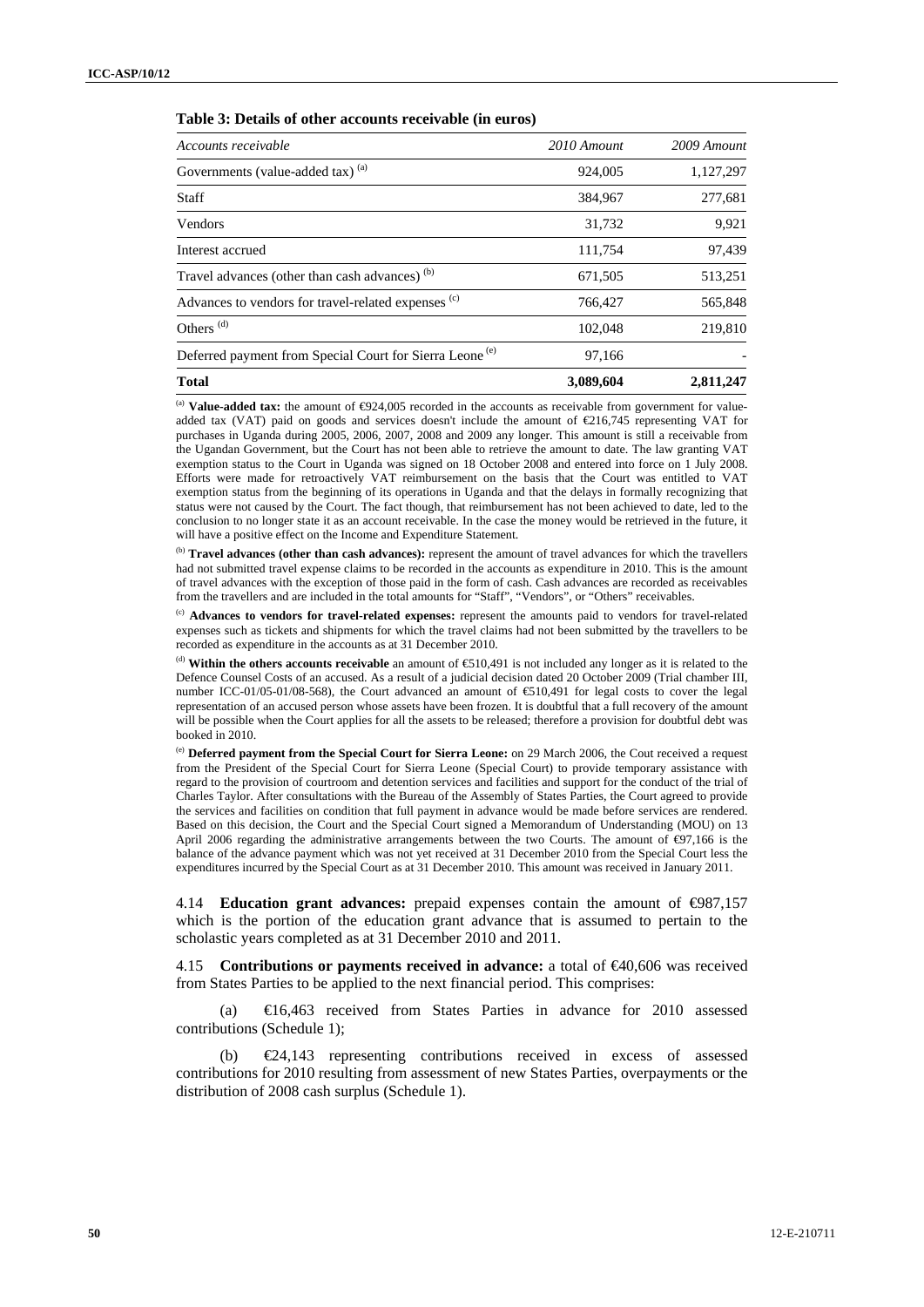**Table 3: Details of other accounts receivable (in euros)**

| *Accounts receivable* | *2010 Amount* | *2009 Amount* |
|---|---|---|
| Governments (value-added tax) [(a)] | 924,005 | 1,127,297 |
| Staff | 384,967 | 277,681 |
| Vendors | 31,732 | 9,921 |
| Interest accrued | 111,754 | 97,439 |
| Travel advances (other than cash advances) [(b)] | 671,505 | 513,251 |
| Advances to vendors for travel-related expenses [(c)] | 766,427 | 565,848 |
| Others [(d)] | 102,048 | 219,810 |
| Deferred payment from Special Court for Sierra Leone [(e)] | 97,166 | - |
| **Total** | **3,089,604** | **2,811,247** |

[(a)] **Value-added tax:** the amount of €924,005 recorded in the accounts as receivable from government for value-added tax (VAT) paid on goods and services doesn't include the amount of €216,745 representing VAT for purchases in Uganda during 2005, 2006, 2007, 2008 and 2009 any longer. This amount is still a receivable from the Ugandan Government, but the Court has not been able to retrieve the amount to date. The law granting VAT exemption status to the Court in Uganda was signed on 18 October 2008 and entered into force on 1 July 2008. Efforts were made for retroactively VAT reimbursement on the basis that the Court was entitled to VAT exemption status from the beginning of its operations in Uganda and that the delays in formally recognizing that status were not caused by the Court. The fact though, that reimbursement has not been achieved to date, led to the conclusion to no longer state it as an account receivable. In the case the money would be retrieved in the future, it will have a positive effect on the Income and Expenditure Statement.

[(b)] **Travel advances (other than cash advances):** represent the amount of travel advances for which the travellers had not submitted travel expense claims to be recorded in the accounts as expenditure in 2010. This is the amount of travel advances with the exception of those paid in the form of cash. Cash advances are recorded as receivables from the travellers and are included in the total amounts for "Staff", "Vendors", or "Others" receivables.

[(c)] **Advances to vendors for travel-related expenses:** represent the amounts paid to vendors for travel-related expenses such as tickets and shipments for which the travel claims had not been submitted by the travellers to be recorded as expenditure in the accounts as at 31 December 2010.

[(d)] **Within the others accounts receivable** an amount of €510,491 is not included any longer as it is related to the Defence Counsel Costs of an accused. As a result of a judicial decision dated 20 October 2009 (Trial chamber III, number ICC-01/05-01/08-568), the Court advanced an amount of €510,491 for legal costs to cover the legal representation of an accused person whose assets have been frozen. It is doubtful that a full recovery of the amount will be possible when the Court applies for all the assets to be released; therefore a provision for doubtful debt was booked in 2010.

[(e)] **Deferred payment from the Special Court for Sierra Leone:** on 29 March 2006, the Cout received a request from the President of the Special Court for Sierra Leone (Special Court) to provide temporary assistance with regard to the provision of courtroom and detention services and facilities and support for the conduct of the trial of Charles Taylor. After consultations with the Bureau of the Assembly of States Parties, the Court agreed to provide the services and facilities on condition that full payment in advance would be made before services are rendered. Based on this decision, the Court and the Special Court signed a Memorandum of Understanding (MOU) on 13 April 2006 regarding the administrative arrangements between the two Courts. The amount of €97,166 is the balance of the advance payment which was not yet received at 31 December 2010 from the Special Court less the expenditures incurred by the Special Court as at 31 December 2010. This amount was received in January 2011.

4.14 **Education grant advances:** prepaid expenses contain the amount of €987,157 which is the portion of the education grant advance that is assumed to pertain to the scholastic years completed as at 31 December 2010 and 2011.

4.15 **Contributions or payments received in advance:** a total of €40,606 was received from States Parties to be applied to the next financial period. This comprises:

(a) €16,463 received from States Parties in advance for 2010 assessed contributions (Schedule 1);

(b) €24,143 representing contributions received in excess of assessed contributions for 2010 resulting from assessment of new States Parties, overpayments or the distribution of 2008 cash surplus (Schedule 1).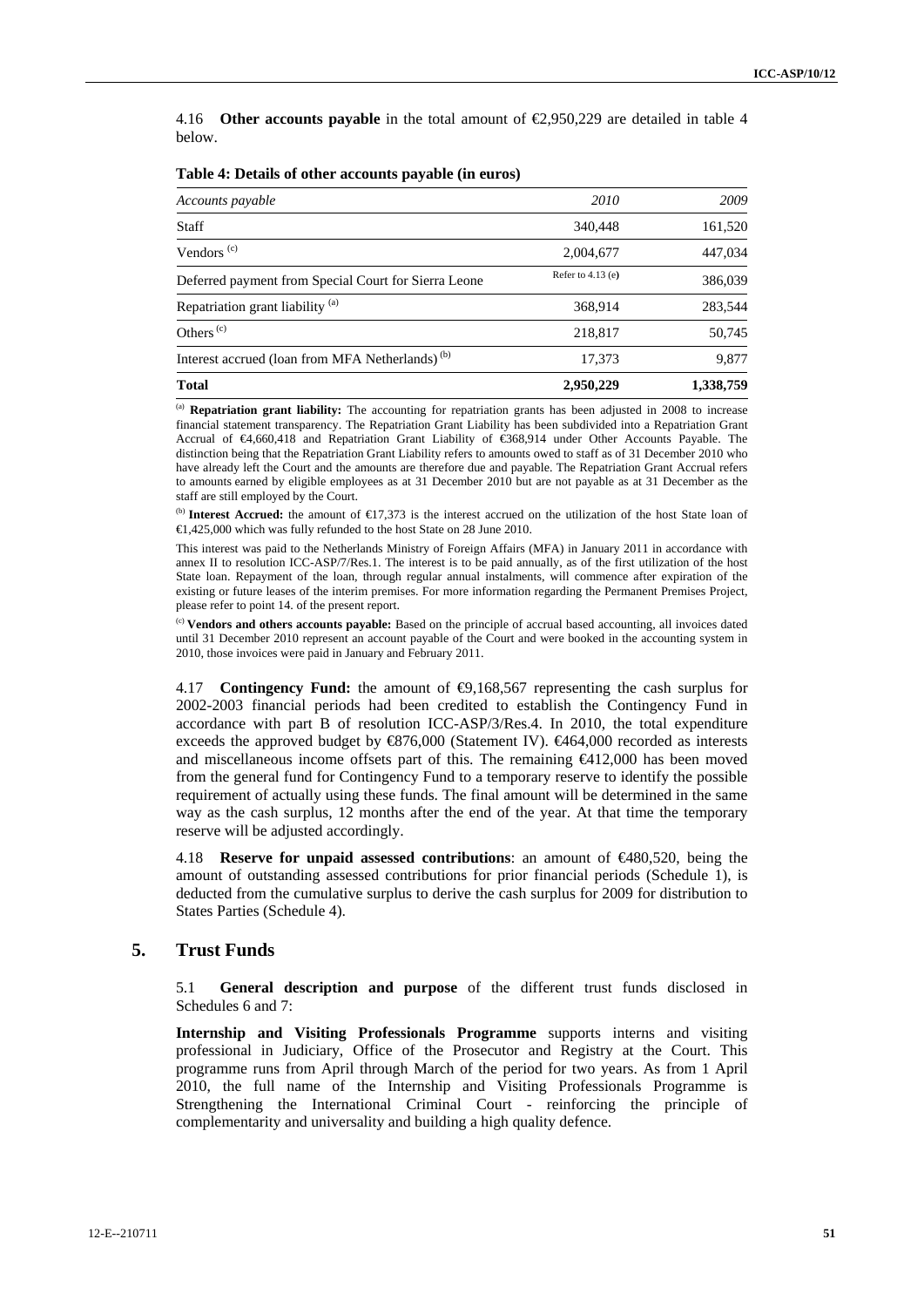4.16 **Other accounts payable** in the total amount of €2,950,229 are detailed in table 4 below.

**Table 4: Details of other accounts payable (in euros)**

| *Accounts payable* | *2010* | *2009* |
|---|---|---|
| Staff | 340,448 | 161,520 |
| Vendors [c] | 2,004,677 | 447,034 |
| Deferred payment from Special Court for Sierra Leone | Refer to 4.13 (e) | 386,039 |
| Repatriation grant liability [a] | 368,914 | 283,544 |
| Others [c] | 218,817 | 50,745 |
| Interest accrued (loan from MFA Netherlands) [b] | 17,373 | 9,877 |
| **Total** | **2,950,229** | **1,338,759** |

[a] **Repatriation grant liability:** The accounting for repatriation grants has been adjusted in 2008 to increase financial statement transparency. The Repatriation Grant Liability has been subdivided into a Repatriation Grant Accrual of €4,660,418 and Repatriation Grant Liability of €368,914 under Other Accounts Payable. The distinction being that the Repatriation Grant Liability refers to amounts owed to staff as of 31 December 2010 who have already left the Court and the amounts are therefore due and payable. The Repatriation Grant Accrual refers to amounts earned by eligible employees as at 31 December 2010 but are not payable as at 31 December as the staff are still employed by the Court.

[b] **Interest Accrued:** the amount of €17,373 is the interest accrued on the utilization of the host State loan of €1,425,000 which was fully refunded to the host State on 28 June 2010.

This interest was paid to the Netherlands Ministry of Foreign Affairs (MFA) in January 2011 in accordance with annex II to resolution ICC-ASP/7/Res.1. The interest is to be paid annually, as of the first utilization of the host State loan. Repayment of the loan, through regular annual instalments, will commence after expiration of the existing or future leases of the interim premises. For more information regarding the Permanent Premises Project, please refer to point 14. of the present report.

[c] **Vendors and others accounts payable:** Based on the principle of accrual based accounting, all invoices dated until 31 December 2010 represent an account payable of the Court and were booked in the accounting system in 2010, those invoices were paid in January and February 2011.

4.17 **Contingency Fund:** the amount of €9,168,567 representing the cash surplus for 2002-2003 financial periods had been credited to establish the Contingency Fund in accordance with part B of resolution ICC-ASP/3/Res.4. In 2010, the total expenditure exceeds the approved budget by €876,000 (Statement IV). €464,000 recorded as interests and miscellaneous income offsets part of this. The remaining €412,000 has been moved from the general fund for Contingency Fund to a temporary reserve to identify the possible requirement of actually using these funds. The final amount will be determined in the same way as the cash surplus, 12 months after the end of the year. At that time the temporary reserve will be adjusted accordingly.

4.18 **Reserve for unpaid assessed contributions**: an amount of €480,520, being the amount of outstanding assessed contributions for prior financial periods (Schedule 1), is deducted from the cumulative surplus to derive the cash surplus for 2009 for distribution to States Parties (Schedule 4).

## 5. Trust Funds

5.1 **General description and purpose** of the different trust funds disclosed in Schedules 6 and 7:

**Internship and Visiting Professionals Programme** supports interns and visiting professional in Judiciary, Office of the Prosecutor and Registry at the Court. This programme runs from April through March of the period for two years. As from 1 April 2010, the full name of the Internship and Visiting Professionals Programme is Strengthening the International Criminal Court - reinforcing the principle of complementarity and universality and building a high quality defence.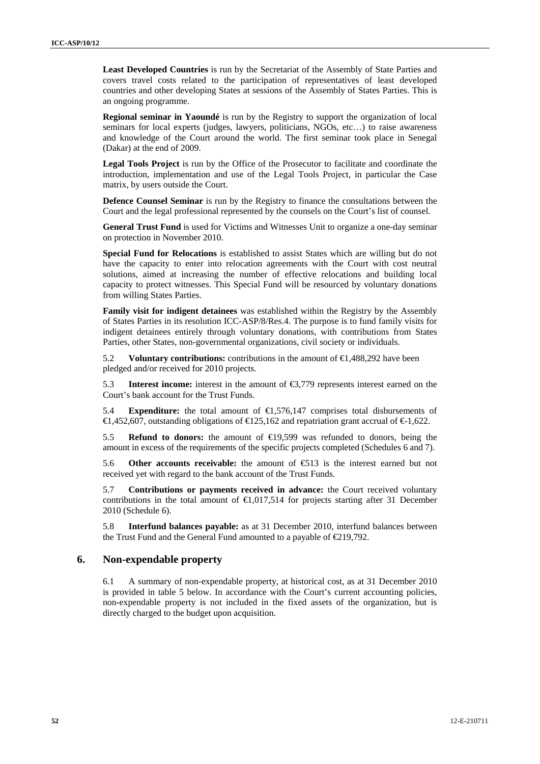**Least Developed Countries** is run by the Secretariat of the Assembly of State Parties and covers travel costs related to the participation of representatives of least developed countries and other developing States at sessions of the Assembly of States Parties. This is an ongoing programme.

**Regional seminar in Yaoundé** is run by the Registry to support the organization of local seminars for local experts (judges, lawyers, politicians, NGOs, etc…) to raise awareness and knowledge of the Court around the world. The first seminar took place in Senegal (Dakar) at the end of 2009.

**Legal Tools Project** is run by the Office of the Prosecutor to facilitate and coordinate the introduction, implementation and use of the Legal Tools Project, in particular the Case matrix, by users outside the Court.

**Defence Counsel Seminar** is run by the Registry to finance the consultations between the Court and the legal professional represented by the counsels on the Court's list of counsel.

**General Trust Fund** is used for Victims and Witnesses Unit to organize a one-day seminar on protection in November 2010.

**Special Fund for Relocations** is established to assist States which are willing but do not have the capacity to enter into relocation agreements with the Court with cost neutral solutions, aimed at increasing the number of effective relocations and building local capacity to protect witnesses. This Special Fund will be resourced by voluntary donations from willing States Parties.

**Family visit for indigent detainees** was established within the Registry by the Assembly of States Parties in its resolution ICC-ASP/8/Res.4. The purpose is to fund family visits for indigent detainees entirely through voluntary donations, with contributions from States Parties, other States, non-governmental organizations, civil society or individuals.

5.2 **Voluntary contributions:** contributions in the amount of €1,488,292 have been pledged and/or received for 2010 projects.

5.3 **Interest income:** interest in the amount of €3,779 represents interest earned on the Court's bank account for the Trust Funds.

5.4 **Expenditure:** the total amount of €1,576,147 comprises total disbursements of €1,452,607, outstanding obligations of €125,162 and repatriation grant accrual of €-1,622.

5.5 **Refund to donors:** the amount of €19,599 was refunded to donors, being the amount in excess of the requirements of the specific projects completed (Schedules 6 and 7).

5.6 **Other accounts receivable:** the amount of €513 is the interest earned but not received yet with regard to the bank account of the Trust Funds.

5.7 **Contributions or payments received in advance:** the Court received voluntary contributions in the total amount of €1,017,514 for projects starting after 31 December 2010 (Schedule 6).

5.8 **Interfund balances payable:** as at 31 December 2010, interfund balances between the Trust Fund and the General Fund amounted to a payable of €219,792.

## 6. Non-expendable property

6.1 A summary of non-expendable property, at historical cost, as at 31 December 2010 is provided in table 5 below. In accordance with the Court's current accounting policies, non-expendable property is not included in the fixed assets of the organization, but is directly charged to the budget upon acquisition.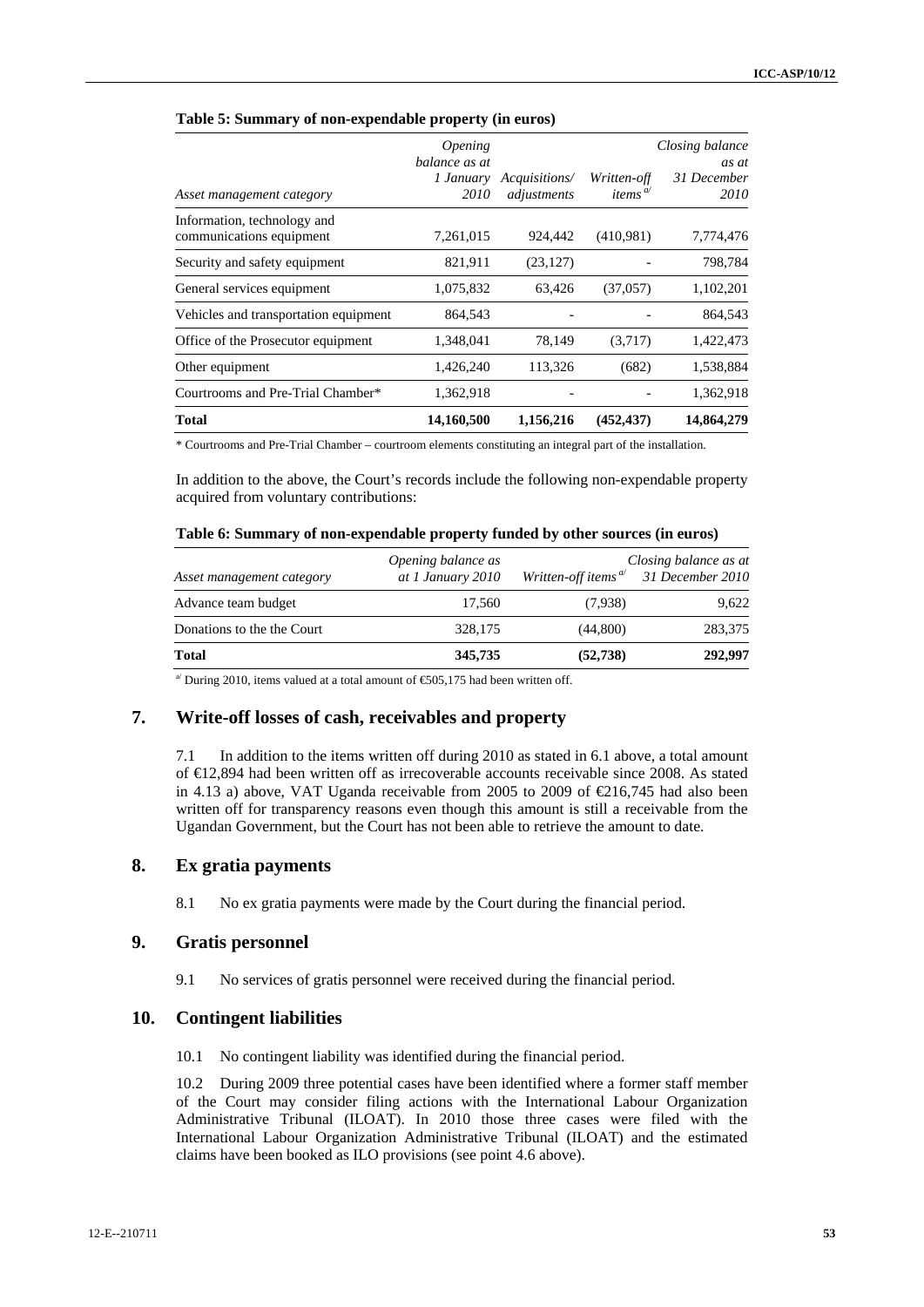**Table 5: Summary of non-expendable property (in euros)**

| *Asset management category* | *Opening balance as at 1 January 2010* | *Acquisitions/ adjustments* | *Written-off items [a/]* | *Closing balance as at 31 December 2010* |
|---|---|---|---|---|
| Information, technology and communications equipment | 7,261,015 | 924,442 | (410,981) | 7,774,476 |
| Security and safety equipment | 821,911 | (23,127) | - | 798,784 |
| General services equipment | 1,075,832 | 63,426 | (37,057) | 1,102,201 |
| Vehicles and transportation equipment | 864,543 | - | - | 864,543 |
| Office of the Prosecutor equipment | 1,348,041 | 78,149 | (3,717) | 1,422,473 |
| Other equipment | 1,426,240 | 113,326 | (682) | 1,538,884 |
| Courtrooms and Pre-Trial Chamber* | 1,362,918 | - | - | 1,362,918 |
| **Total** | **14,160,500** | **1,156,216** | **(452,437)** | **14,864,279** |

\* Courtrooms and Pre-Trial Chamber – courtroom elements constituting an integral part of the installation.

In addition to the above, the Court's records include the following non-expendable property acquired from voluntary contributions:

**Table 6: Summary of non-expendable property funded by other sources (in euros)**

| *Asset management category* | *Opening balance as at 1 January 2010* | *Written-off items [a/]* | *Closing balance as at 31 December 2010* |
|---|---|---|---|
| Advance team budget | 17,560 | (7,938) | 9,622 |
| Donations to the the Court | 328,175 | (44,800) | 283,375 |
| **Total** | **345,735** | **(52,738)** | **292,997** |

[a/] During 2010, items valued at a total amount of €505,175 had been written off.

## 7. Write-off losses of cash, receivables and property

7.1 In addition to the items written off during 2010 as stated in 6.1 above, a total amount of €12,894 had been written off as irrecoverable accounts receivable since 2008. As stated in 4.13 a) above, VAT Uganda receivable from 2005 to 2009 of €216,745 had also been written off for transparency reasons even though this amount is still a receivable from the Ugandan Government, but the Court has not been able to retrieve the amount to date.

## 8. Ex gratia payments

8.1 No ex gratia payments were made by the Court during the financial period.

## 9. Gratis personnel

9.1 No services of gratis personnel were received during the financial period.

## 10. Contingent liabilities

10.1 No contingent liability was identified during the financial period.

10.2 During 2009 three potential cases have been identified where a former staff member of the Court may consider filing actions with the International Labour Organization Administrative Tribunal (ILOAT). In 2010 those three cases were filed with the International Labour Organization Administrative Tribunal (ILOAT) and the estimated claims have been booked as ILO provisions (see point 4.6 above).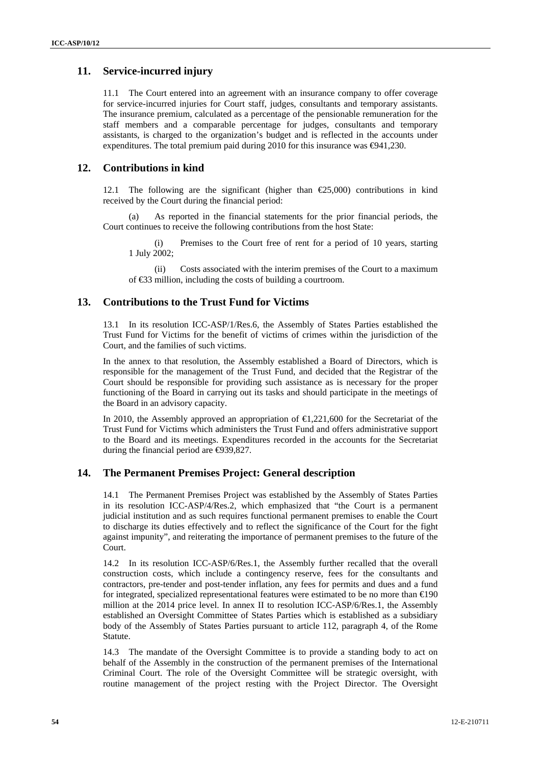## 11. Service-incurred injury

11.1 The Court entered into an agreement with an insurance company to offer coverage for service-incurred injuries for Court staff, judges, consultants and temporary assistants. The insurance premium, calculated as a percentage of the pensionable remuneration for the staff members and a comparable percentage for judges, consultants and temporary assistants, is charged to the organization's budget and is reflected in the accounts under expenditures. The total premium paid during 2010 for this insurance was €941,230.

## 12. Contributions in kind

12.1 The following are the significant (higher than €25,000) contributions in kind received by the Court during the financial period:

(a) As reported in the financial statements for the prior financial periods, the Court continues to receive the following contributions from the host State:

(i) Premises to the Court free of rent for a period of 10 years, starting 1 July 2002;

(ii) Costs associated with the interim premises of the Court to a maximum of €33 million, including the costs of building a courtroom.

## 13. Contributions to the Trust Fund for Victims

13.1 In its resolution ICC-ASP/1/Res.6, the Assembly of States Parties established the Trust Fund for Victims for the benefit of victims of crimes within the jurisdiction of the Court, and the families of such victims.

In the annex to that resolution, the Assembly established a Board of Directors, which is responsible for the management of the Trust Fund, and decided that the Registrar of the Court should be responsible for providing such assistance as is necessary for the proper functioning of the Board in carrying out its tasks and should participate in the meetings of the Board in an advisory capacity.

In 2010, the Assembly approved an appropriation of €1,221,600 for the Secretariat of the Trust Fund for Victims which administers the Trust Fund and offers administrative support to the Board and its meetings. Expenditures recorded in the accounts for the Secretariat during the financial period are €939,827.

## 14. The Permanent Premises Project: General description

14.1 The Permanent Premises Project was established by the Assembly of States Parties in its resolution ICC-ASP/4/Res.2, which emphasized that "the Court is a permanent judicial institution and as such requires functional permanent premises to enable the Court to discharge its duties effectively and to reflect the significance of the Court for the fight against impunity", and reiterating the importance of permanent premises to the future of the Court.

14.2 In its resolution ICC-ASP/6/Res.1, the Assembly further recalled that the overall construction costs, which include a contingency reserve, fees for the consultants and contractors, pre-tender and post-tender inflation, any fees for permits and dues and a fund for integrated, specialized representational features were estimated to be no more than €190 million at the 2014 price level. In annex II to resolution ICC-ASP/6/Res.1, the Assembly established an Oversight Committee of States Parties which is established as a subsidiary body of the Assembly of States Parties pursuant to article 112, paragraph 4, of the Rome Statute.

14.3 The mandate of the Oversight Committee is to provide a standing body to act on behalf of the Assembly in the construction of the permanent premises of the International Criminal Court. The role of the Oversight Committee will be strategic oversight, with routine management of the project resting with the Project Director. The Oversight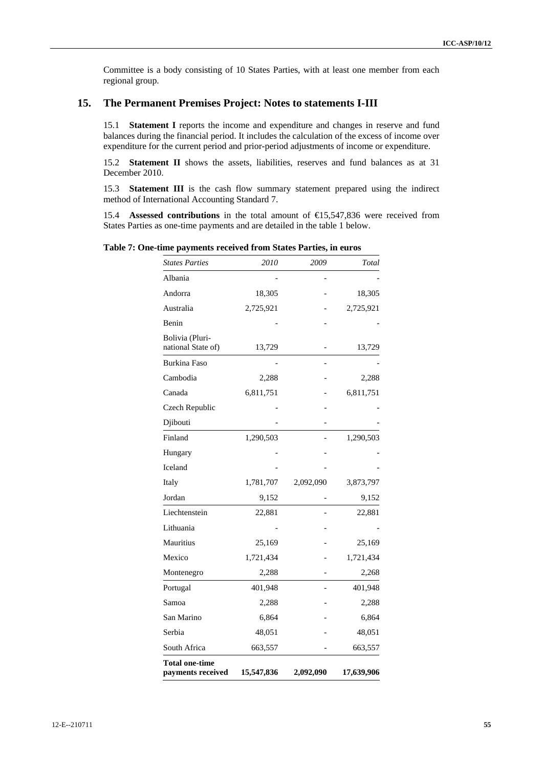Committee is a body consisting of 10 States Parties, with at least one member from each regional group.

## 15. The Permanent Premises Project: Notes to statements I-III

15.1 **Statement I** reports the income and expenditure and changes in reserve and fund balances during the financial period. It includes the calculation of the excess of income over expenditure for the current period and prior-period adjustments of income or expenditure.

15.2 **Statement II** shows the assets, liabilities, reserves and fund balances as at 31 December 2010.

15.3 **Statement III** is the cash flow summary statement prepared using the indirect method of International Accounting Standard 7.

15.4 **Assessed contributions** in the total amount of €15,547,836 were received from States Parties as one-time payments and are detailed in the table 1 below.

**Table 7: One-time payments received from States Parties, in euros**

| *States Parties* | *2010* | *2009* | *Total* |
|---|---|---|---|
| Albania | - | - | - |
| Andorra | 18,305 | - | 18,305 |
| Australia | 2,725,921 | - | 2,725,921 |
| Benin | - | - | - |
| Bolivia (Pluri-national State of) | 13,729 | - | 13,729 |
| Burkina Faso | - | - | - |
| Cambodia | 2,288 | - | 2,288 |
| Canada | 6,811,751 | - | 6,811,751 |
| Czech Republic | - | - | - |
| Djibouti | - | - | - |
| Finland | 1,290,503 | - | 1,290,503 |
| Hungary | - | - | - |
| Iceland | - | - | - |
| Italy | 1,781,707 | 2,092,090 | 3,873,797 |
| Jordan | 9,152 | - | 9,152 |
| Liechtenstein | 22,881 | - | 22,881 |
| Lithuania | - | - | - |
| Mauritius | 25,169 | - | 25,169 |
| Mexico | 1,721,434 | - | 1,721,434 |
| Montenegro | 2,288 | - | 2,268 |
| Portugal | 401,948 | - | 401,948 |
| Samoa | 2,288 | - | 2,288 |
| San Marino | 6,864 | - | 6,864 |
| Serbia | 48,051 | - | 48,051 |
| South Africa | 663,557 | - | 663,557 |
| **Total one-time payments received** | **15,547,836** | **2,092,090** | **17,639,906** |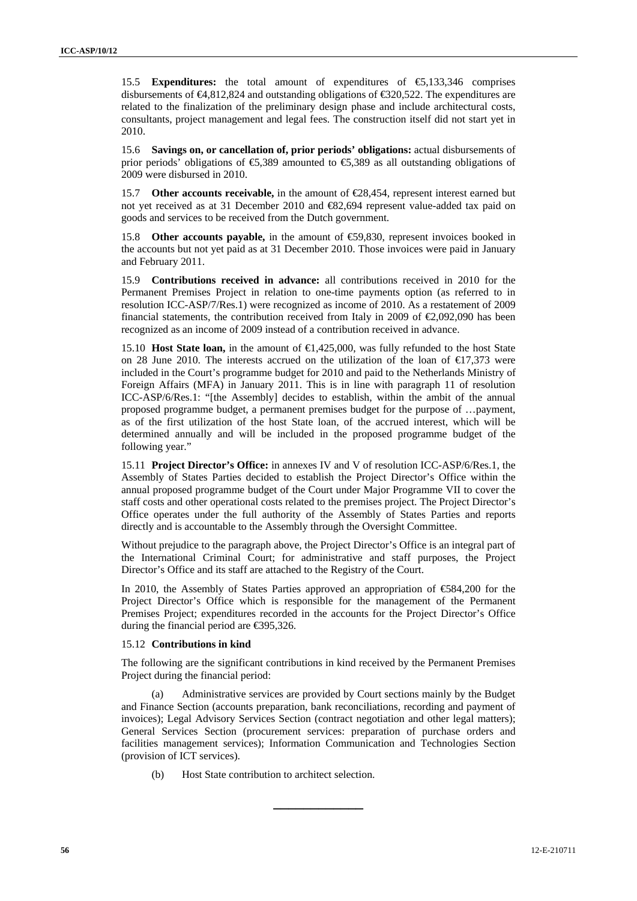15.5 **Expenditures:** the total amount of expenditures of €5,133,346 comprises disbursements of €4,812,824 and outstanding obligations of €320,522. The expenditures are related to the finalization of the preliminary design phase and include architectural costs, consultants, project management and legal fees. The construction itself did not start yet in 2010.

15.6 **Savings on, or cancellation of, prior periods' obligations:** actual disbursements of prior periods' obligations of €5,389 amounted to €5,389 as all outstanding obligations of 2009 were disbursed in 2010.

15.7 **Other accounts receivable,** in the amount of €28,454, represent interest earned but not yet received as at 31 December 2010 and €82,694 represent value-added tax paid on goods and services to be received from the Dutch government.

15.8 **Other accounts payable,** in the amount of €59,830, represent invoices booked in the accounts but not yet paid as at 31 December 2010. Those invoices were paid in January and February 2011.

15.9 **Contributions received in advance:** all contributions received in 2010 for the Permanent Premises Project in relation to one-time payments option (as referred to in resolution ICC-ASP/7/Res.1) were recognized as income of 2010. As a restatement of 2009 financial statements, the contribution received from Italy in 2009 of €2,092,090 has been recognized as an income of 2009 instead of a contribution received in advance.

15.10 **Host State loan,** in the amount of €1,425,000, was fully refunded to the host State on 28 June 2010. The interests accrued on the utilization of the loan of €17,373 were included in the Court's programme budget for 2010 and paid to the Netherlands Ministry of Foreign Affairs (MFA) in January 2011. This is in line with paragraph 11 of resolution ICC-ASP/6/Res.1: "[the Assembly] decides to establish, within the ambit of the annual proposed programme budget, a permanent premises budget for the purpose of …payment, as of the first utilization of the host State loan, of the accrued interest, which will be determined annually and will be included in the proposed programme budget of the following year."

15.11 **Project Director's Office:** in annexes IV and V of resolution ICC-ASP/6/Res.1, the Assembly of States Parties decided to establish the Project Director's Office within the annual proposed programme budget of the Court under Major Programme VII to cover the staff costs and other operational costs related to the premises project. The Project Director's Office operates under the full authority of the Assembly of States Parties and reports directly and is accountable to the Assembly through the Oversight Committee.

Without prejudice to the paragraph above, the Project Director's Office is an integral part of the International Criminal Court; for administrative and staff purposes, the Project Director's Office and its staff are attached to the Registry of the Court.

In 2010, the Assembly of States Parties approved an appropriation of €584,200 for the Project Director's Office which is responsible for the management of the Permanent Premises Project; expenditures recorded in the accounts for the Project Director's Office during the financial period are €395,326.

15.12 **Contributions in kind**

The following are the significant contributions in kind received by the Permanent Premises Project during the financial period:

(a) Administrative services are provided by Court sections mainly by the Budget and Finance Section (accounts preparation, bank reconciliations, recording and payment of invoices); Legal Advisory Services Section (contract negotiation and other legal matters); General Services Section (procurement services: preparation of purchase orders and facilities management services); Information Communication and Technologies Section (provision of ICT services).

(b) Host State contribution to architect selection.